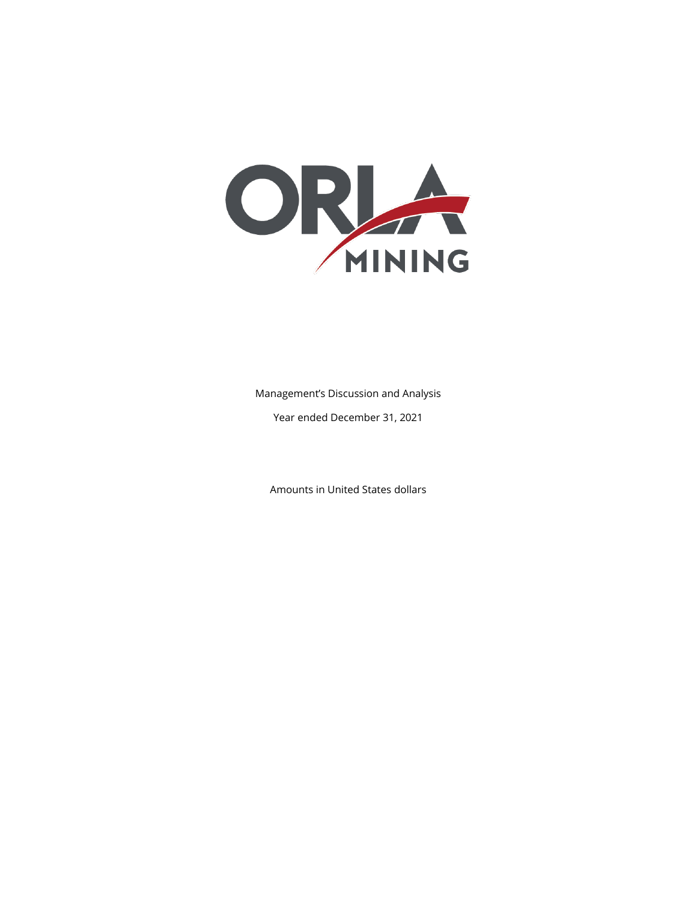ORLA MINING

Management's Discussion and Analysis

Year ended December 31, 2021

Amounts in United States dollars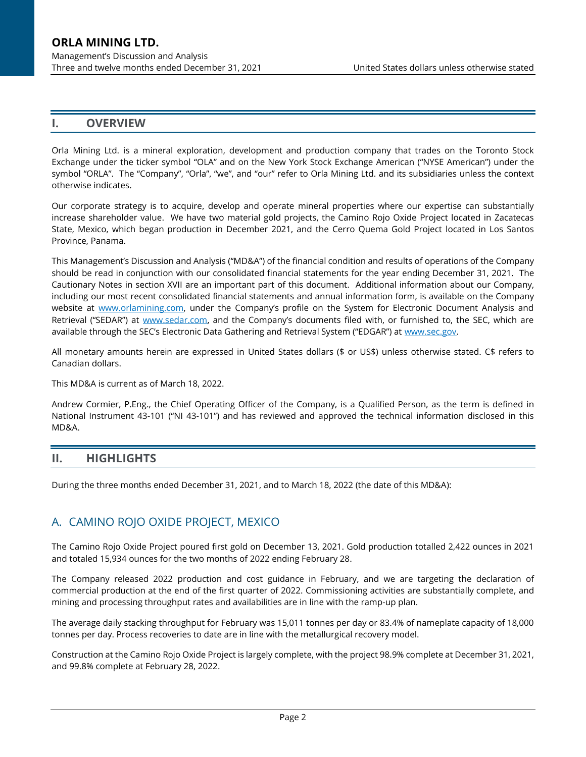## I. OVERVIEW

Orla Mining Ltd. is a mineral exploration, development and production company that trades on the Toronto Stock Exchange under the ticker symbol "OLA" and on the New York Stock Exchange American ("NYSE American") under the symbol "ORLA". The "Company", "Orla", "we", and "our" refer to Orla Mining Ltd. and its subsidiaries unless the context otherwise indicates.

Our corporate strategy is to acquire, develop and operate mineral properties where our expertise can substantially increase shareholder value. We have two material gold projects, the Camino Rojo Oxide Project located in Zacatecas State, Mexico, which began production in December 2021, and the Cerro Quema Gold Project located in Los Santos Province, Panama.

This Management's Discussion and Analysis ("MD&A") of the financial condition and results of operations of the Company should be read in conjunction with our consolidated financial statements for the year ending December 31, 2021. The Cautionary Notes in section XVII are an important part of this document. Additional information about our Company, including our most recent consolidated financial statements and annual information form, is available on the Company website at www.orlamining.com, under the Company's profile on the System for Electronic Document Analysis and Retrieval ("SEDAR") at www.sedar.com, and the Company's documents filed with, or furnished to, the SEC, which are available through the SEC's Electronic Data Gathering and Retrieval System ("EDGAR") at www.sec.gov.

All monetary amounts herein are expressed in United States dollars ($ or US$) unless otherwise stated. C$ refers to Canadian dollars.

This MD&A is current as of March 18, 2022.

Andrew Cormier, P.Eng., the Chief Operating Officer of the Company, is a Qualified Person, as the term is defined in National Instrument 43-101 ("NI 43-101") and has reviewed and approved the technical information disclosed in this MD&A.

## II. HIGHLIGHTS

During the three months ended December 31, 2021, and to March 18, 2022 (the date of this MD&A):

### A. CAMINO ROJO OXIDE PROJECT, MEXICO

The Camino Rojo Oxide Project poured first gold on December 13, 2021. Gold production totalled 2,422 ounces in 2021 and totaled 15,934 ounces for the two months of 2022 ending February 28.

The Company released 2022 production and cost guidance in February, and we are targeting the declaration of commercial production at the end of the first quarter of 2022. Commissioning activities are substantially complete, and mining and processing throughput rates and availabilities are in line with the ramp-up plan.

The average daily stacking throughput for February was 15,011 tonnes per day or 83.4% of nameplate capacity of 18,000 tonnes per day. Process recoveries to date are in line with the metallurgical recovery model.

Construction at the Camino Rojo Oxide Project is largely complete, with the project 98.9% complete at December 31, 2021, and 99.8% complete at February 28, 2022.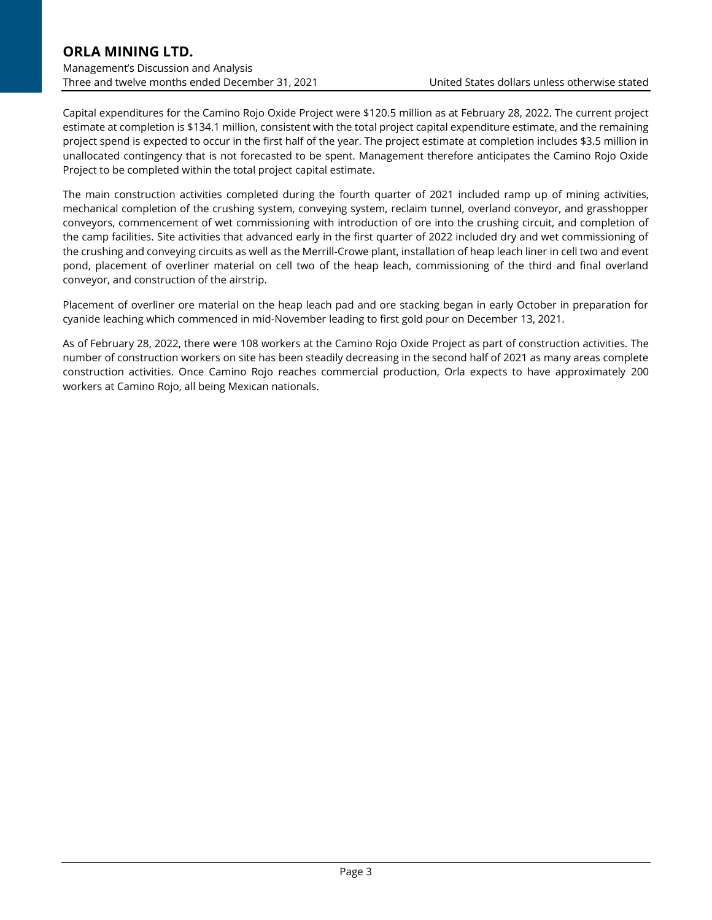Capital expenditures for the Camino Rojo Oxide Project were $120.5 million as at February 28, 2022. The current project estimate at completion is $134.1 million, consistent with the total project capital expenditure estimate, and the remaining project spend is expected to occur in the first half of the year. The project estimate at completion includes $3.5 million in unallocated contingency that is not forecasted to be spent. Management therefore anticipates the Camino Rojo Oxide Project to be completed within the total project capital estimate.

The main construction activities completed during the fourth quarter of 2021 included ramp up of mining activities, mechanical completion of the crushing system, conveying system, reclaim tunnel, overland conveyor, and grasshopper conveyors, commencement of wet commissioning with introduction of ore into the crushing circuit, and completion of the camp facilities. Site activities that advanced early in the first quarter of 2022 included dry and wet commissioning of the crushing and conveying circuits as well as the Merrill-Crowe plant, installation of heap leach liner in cell two and event pond, placement of overliner material on cell two of the heap leach, commissioning of the third and final overland conveyor, and construction of the airstrip.

Placement of overliner ore material on the heap leach pad and ore stacking began in early October in preparation for cyanide leaching which commenced in mid-November leading to first gold pour on December 13, 2021.

As of February 28, 2022, there were 108 workers at the Camino Rojo Oxide Project as part of construction activities. The number of construction workers on site has been steadily decreasing in the second half of 2021 as many areas complete construction activities. Once Camino Rojo reaches commercial production, Orla expects to have approximately 200 workers at Camino Rojo, all being Mexican nationals.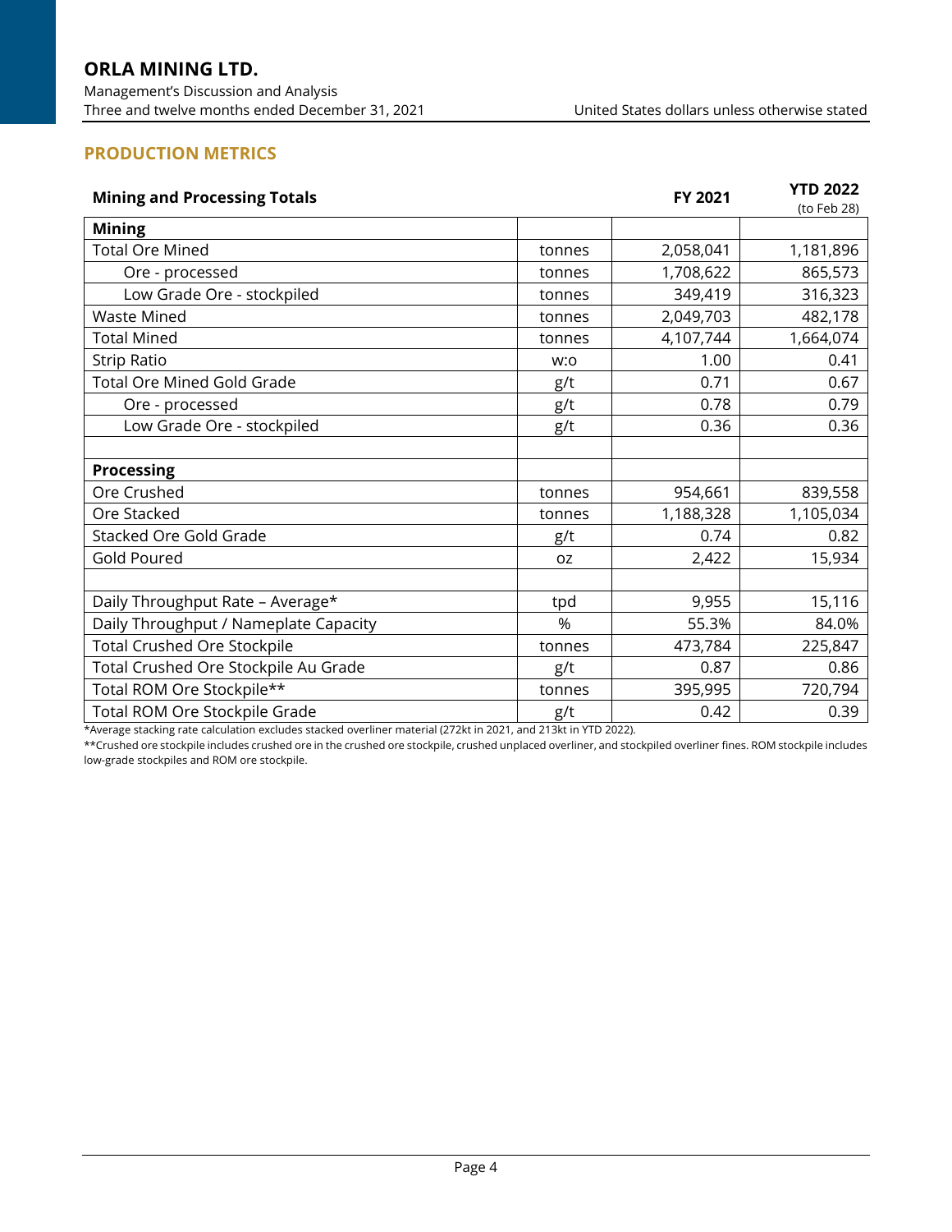## PRODUCTION METRICS

| Mining and Processing Totals | | FY 2021 | YTD 2022 (to Feb 28) |
|---|---|---|---|
| **Mining** | | | |
| Total Ore Mined | tonnes | 2,058,041 | 1,181,896 |
| Ore - processed | tonnes | 1,708,622 | 865,573 |
| Low Grade Ore - stockpiled | tonnes | 349,419 | 316,323 |
| Waste Mined | tonnes | 2,049,703 | 482,178 |
| Total Mined | tonnes | 4,107,744 | 1,664,074 |
| Strip Ratio | w:o | 1.00 | 0.41 |
| Total Ore Mined Gold Grade | g/t | 0.71 | 0.67 |
| Ore - processed | g/t | 0.78 | 0.79 |
| Low Grade Ore - stockpiled | g/t | 0.36 | 0.36 |
| | | | |
| **Processing** | | | |
| Ore Crushed | tonnes | 954,661 | 839,558 |
| Ore Stacked | tonnes | 1,188,328 | 1,105,034 |
| Stacked Ore Gold Grade | g/t | 0.74 | 0.82 |
| Gold Poured | oz | 2,422 | 15,934 |
| | | | |
| Daily Throughput Rate – Average* | tpd | 9,955 | 15,116 |
| Daily Throughput / Nameplate Capacity | % | 55.3% | 84.0% |
| Total Crushed Ore Stockpile | tonnes | 473,784 | 225,847 |
| Total Crushed Ore Stockpile Au Grade | g/t | 0.87 | 0.86 |
| Total ROM Ore Stockpile** | tonnes | 395,995 | 720,794 |
| Total ROM Ore Stockpile Grade | g/t | 0.42 | 0.39 |

*Average stacking rate calculation excludes stacked overliner material (272kt in 2021, and 213kt in YTD 2022).

**Crushed ore stockpile includes crushed ore in the crushed ore stockpile, crushed unplaced overliner, and stockpiled overliner fines. ROM stockpile includes low-grade stockpiles and ROM ore stockpile.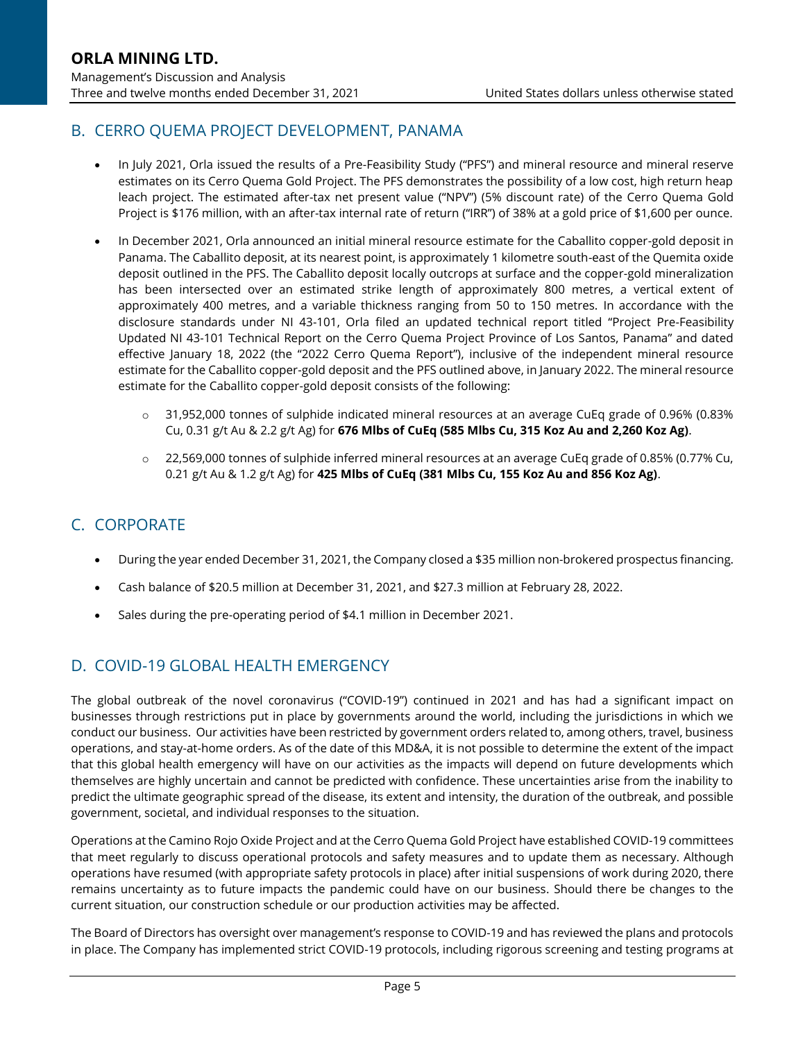## B. CERRO QUEMA PROJECT DEVELOPMENT, PANAMA

- In July 2021, Orla issued the results of a Pre-Feasibility Study ("PFS") and mineral resource and mineral reserve estimates on its Cerro Quema Gold Project. The PFS demonstrates the possibility of a low cost, high return heap leach project. The estimated after-tax net present value ("NPV") (5% discount rate) of the Cerro Quema Gold Project is $176 million, with an after-tax internal rate of return ("IRR") of 38% at a gold price of $1,600 per ounce.
- In December 2021, Orla announced an initial mineral resource estimate for the Caballito copper-gold deposit in Panama. The Caballito deposit, at its nearest point, is approximately 1 kilometre south-east of the Quemita oxide deposit outlined in the PFS. The Caballito deposit locally outcrops at surface and the copper-gold mineralization has been intersected over an estimated strike length of approximately 800 metres, a vertical extent of approximately 400 metres, and a variable thickness ranging from 50 to 150 metres. In accordance with the disclosure standards under NI 43-101, Orla filed an updated technical report titled "Project Pre-Feasibility Updated NI 43-101 Technical Report on the Cerro Quema Project Province of Los Santos, Panama" and dated effective January 18, 2022 (the "2022 Cerro Quema Report"), inclusive of the independent mineral resource estimate for the Caballito copper-gold deposit and the PFS outlined above, in January 2022. The mineral resource estimate for the Caballito copper-gold deposit consists of the following:
  - 31,952,000 tonnes of sulphide indicated mineral resources at an average CuEq grade of 0.96% (0.83% Cu, 0.31 g/t Au & 2.2 g/t Ag) for **676 Mlbs of CuEq (585 Mlbs Cu, 315 Koz Au and 2,260 Koz Ag)**.
  - 22,569,000 tonnes of sulphide inferred mineral resources at an average CuEq grade of 0.85% (0.77% Cu, 0.21 g/t Au & 1.2 g/t Ag) for **425 Mlbs of CuEq (381 Mlbs Cu, 155 Koz Au and 856 Koz Ag)**.

## C. CORPORATE

- During the year ended December 31, 2021, the Company closed a $35 million non-brokered prospectus financing.
- Cash balance of $20.5 million at December 31, 2021, and $27.3 million at February 28, 2022.
- Sales during the pre-operating period of $4.1 million in December 2021.

## D. COVID-19 GLOBAL HEALTH EMERGENCY

The global outbreak of the novel coronavirus ("COVID-19") continued in 2021 and has had a significant impact on businesses through restrictions put in place by governments around the world, including the jurisdictions in which we conduct our business. Our activities have been restricted by government orders related to, among others, travel, business operations, and stay-at-home orders. As of the date of this MD&A, it is not possible to determine the extent of the impact that this global health emergency will have on our activities as the impacts will depend on future developments which themselves are highly uncertain and cannot be predicted with confidence. These uncertainties arise from the inability to predict the ultimate geographic spread of the disease, its extent and intensity, the duration of the outbreak, and possible government, societal, and individual responses to the situation.

Operations at the Camino Rojo Oxide Project and at the Cerro Quema Gold Project have established COVID-19 committees that meet regularly to discuss operational protocols and safety measures and to update them as necessary. Although operations have resumed (with appropriate safety protocols in place) after initial suspensions of work during 2020, there remains uncertainty as to future impacts the pandemic could have on our business. Should there be changes to the current situation, our construction schedule or our production activities may be affected.

The Board of Directors has oversight over management's response to COVID-19 and has reviewed the plans and protocols in place. The Company has implemented strict COVID-19 protocols, including rigorous screening and testing programs at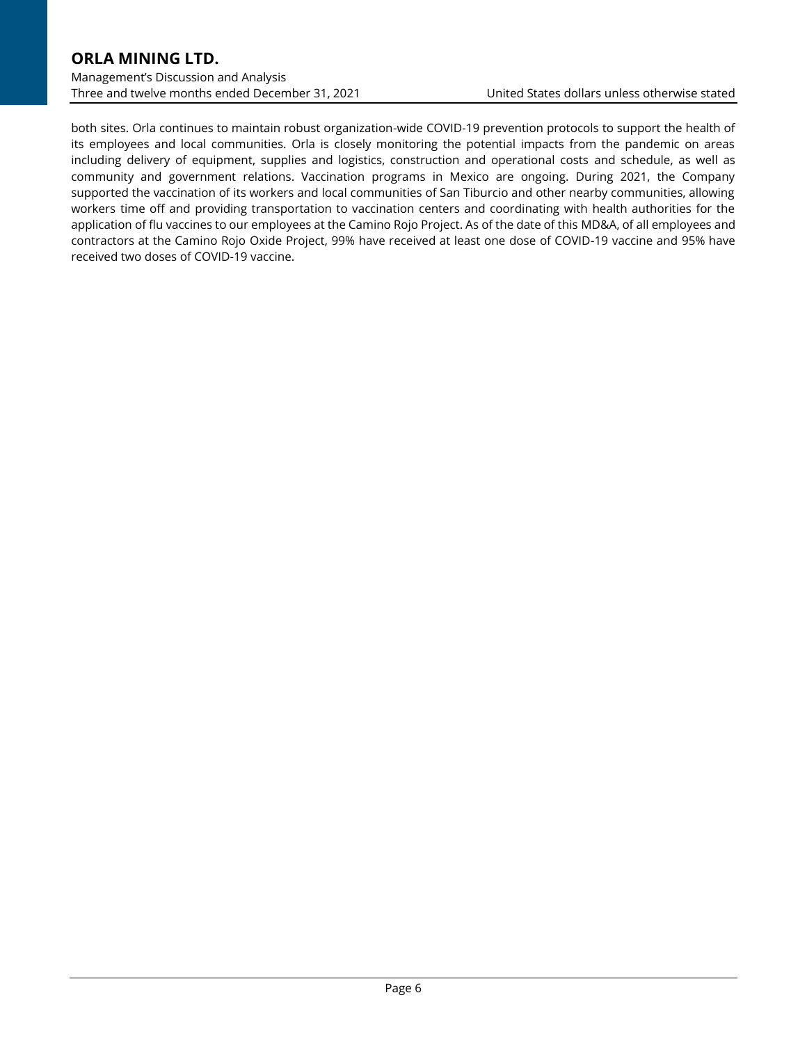both sites. Orla continues to maintain robust organization-wide COVID-19 prevention protocols to support the health of its employees and local communities. Orla is closely monitoring the potential impacts from the pandemic on areas including delivery of equipment, supplies and logistics, construction and operational costs and schedule, as well as community and government relations. Vaccination programs in Mexico are ongoing. During 2021, the Company supported the vaccination of its workers and local communities of San Tiburcio and other nearby communities, allowing workers time off and providing transportation to vaccination centers and coordinating with health authorities for the application of flu vaccines to our employees at the Camino Rojo Project. As of the date of this MD&A, of all employees and contractors at the Camino Rojo Oxide Project, 99% have received at least one dose of COVID-19 vaccine and 95% have received two doses of COVID-19 vaccine.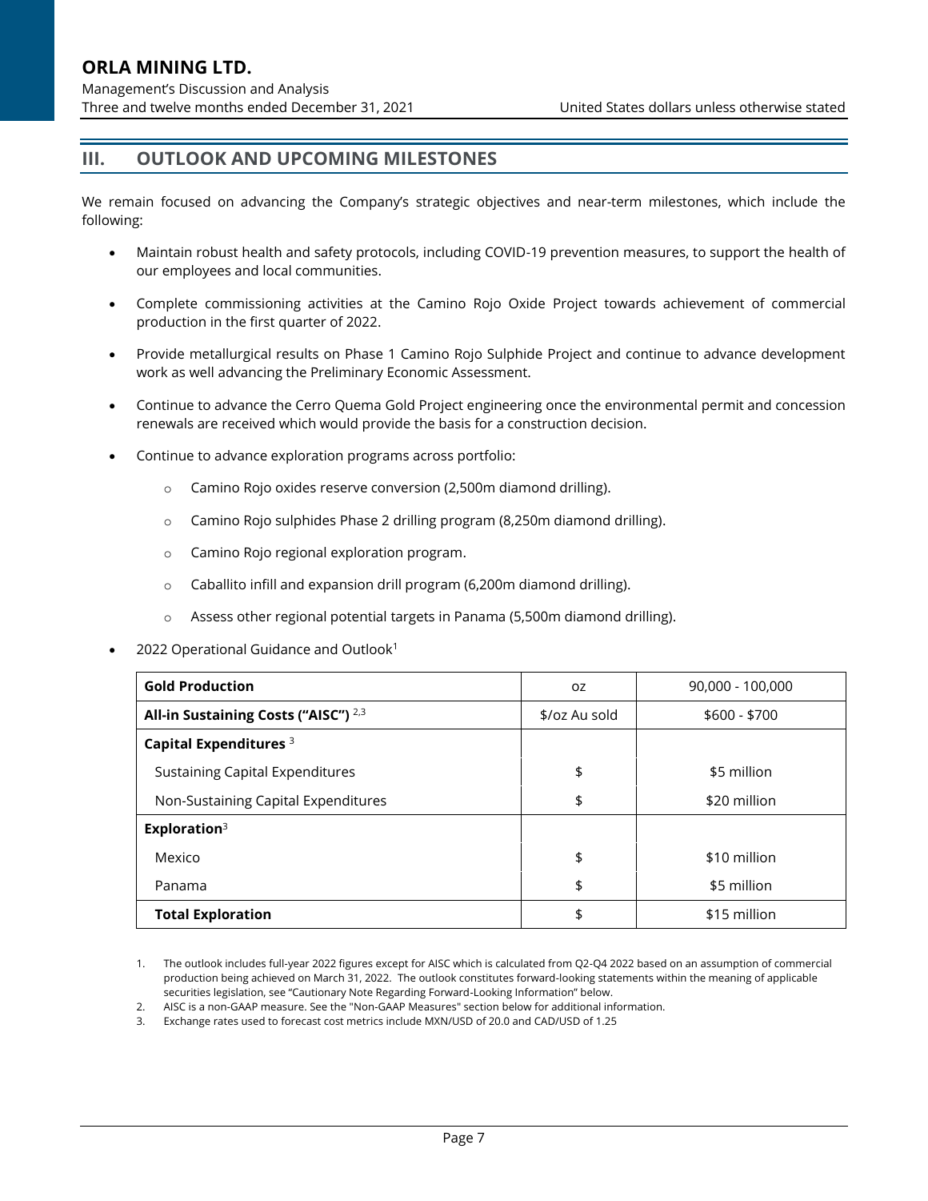## III. OUTLOOK AND UPCOMING MILESTONES

We remain focused on advancing the Company's strategic objectives and near-term milestones, which include the following:

- Maintain robust health and safety protocols, including COVID-19 prevention measures, to support the health of our employees and local communities.
- Complete commissioning activities at the Camino Rojo Oxide Project towards achievement of commercial production in the first quarter of 2022.
- Provide metallurgical results on Phase 1 Camino Rojo Sulphide Project and continue to advance development work as well advancing the Preliminary Economic Assessment.
- Continue to advance the Cerro Quema Gold Project engineering once the environmental permit and concession renewals are received which would provide the basis for a construction decision.
- Continue to advance exploration programs across portfolio:
    - Camino Rojo oxides reserve conversion (2,500m diamond drilling).
    - Camino Rojo sulphides Phase 2 drilling program (8,250m diamond drilling).
    - Camino Rojo regional exploration program.
    - Caballito infill and expansion drill program (6,200m diamond drilling).
    - Assess other regional potential targets in Panama (5,500m diamond drilling).
- 2022 Operational Guidance and Outlook[1]

| **Gold Production** | oz | 90,000 - 100,000 |
|---|---|---|
| **All-in Sustaining Costs ("AISC")** [2,3] | $/oz Au sold | $600 - $700 |
| **Capital Expenditures** [3] | | |
| Sustaining Capital Expenditures | $ | $5 million |
| Non-Sustaining Capital Expenditures | $ | $20 million |
| **Exploration**[3] | | |
| Mexico | $ | $10 million |
| Panama | $ | $5 million |
| **Total Exploration** | $ | $15 million |

1. The outlook includes full-year 2022 figures except for AISC which is calculated from Q2-Q4 2022 based on an assumption of commercial production being achieved on March 31, 2022. The outlook constitutes forward-looking statements within the meaning of applicable securities legislation, see "Cautionary Note Regarding Forward-Looking Information" below.
2. AISC is a non-GAAP measure. See the "Non-GAAP Measures" section below for additional information.
3. Exchange rates used to forecast cost metrics include MXN/USD of 20.0 and CAD/USD of 1.25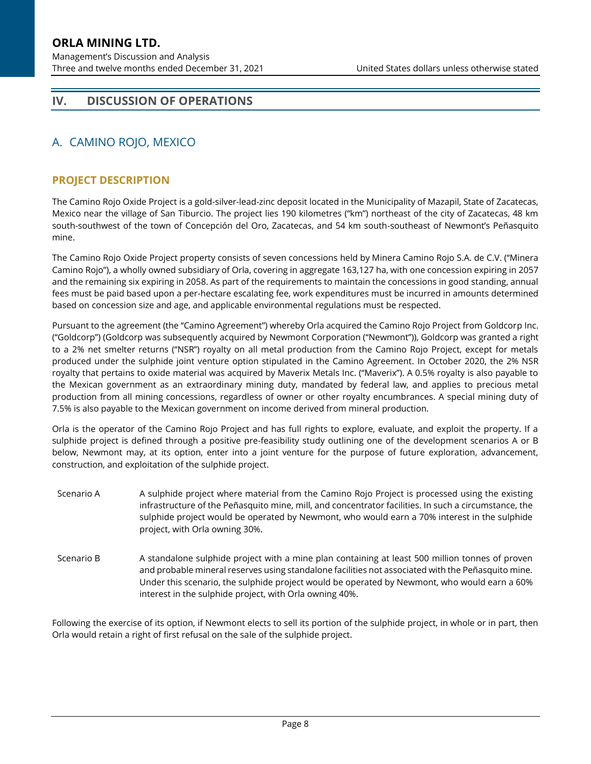## IV. DISCUSSION OF OPERATIONS

### A. CAMINO ROJO, MEXICO

#### PROJECT DESCRIPTION

The Camino Rojo Oxide Project is a gold-silver-lead-zinc deposit located in the Municipality of Mazapil, State of Zacatecas, Mexico near the village of San Tiburcio. The project lies 190 kilometres ("km") northeast of the city of Zacatecas, 48 km south-southwest of the town of Concepción del Oro, Zacatecas, and 54 km south-southeast of Newmont's Peñasquito mine.

The Camino Rojo Oxide Project property consists of seven concessions held by Minera Camino Rojo S.A. de C.V. ("Minera Camino Rojo"), a wholly owned subsidiary of Orla, covering in aggregate 163,127 ha, with one concession expiring in 2057 and the remaining six expiring in 2058. As part of the requirements to maintain the concessions in good standing, annual fees must be paid based upon a per-hectare escalating fee, work expenditures must be incurred in amounts determined based on concession size and age, and applicable environmental regulations must be respected.

Pursuant to the agreement (the "Camino Agreement") whereby Orla acquired the Camino Rojo Project from Goldcorp Inc. ("Goldcorp") (Goldcorp was subsequently acquired by Newmont Corporation ("Newmont")), Goldcorp was granted a right to a 2% net smelter returns ("NSR") royalty on all metal production from the Camino Rojo Project, except for metals produced under the sulphide joint venture option stipulated in the Camino Agreement. In October 2020, the 2% NSR royalty that pertains to oxide material was acquired by Maverix Metals Inc. ("Maverix"). A 0.5% royalty is also payable to the Mexican government as an extraordinary mining duty, mandated by federal law, and applies to precious metal production from all mining concessions, regardless of owner or other royalty encumbrances. A special mining duty of 7.5% is also payable to the Mexican government on income derived from mineral production.

Orla is the operator of the Camino Rojo Project and has full rights to explore, evaluate, and exploit the property. If a sulphide project is defined through a positive pre-feasibility study outlining one of the development scenarios A or B below, Newmont may, at its option, enter into a joint venture for the purpose of future exploration, advancement, construction, and exploitation of the sulphide project.

| | |
|---|---|
| Scenario A | A sulphide project where material from the Camino Rojo Project is processed using the existing infrastructure of the Peñasquito mine, mill, and concentrator facilities. In such a circumstance, the sulphide project would be operated by Newmont, who would earn a 70% interest in the sulphide project, with Orla owning 30%. |
| Scenario B | A standalone sulphide project with a mine plan containing at least 500 million tonnes of proven and probable mineral reserves using standalone facilities not associated with the Peñasquito mine. Under this scenario, the sulphide project would be operated by Newmont, who would earn a 60% interest in the sulphide project, with Orla owning 40%. |

Following the exercise of its option, if Newmont elects to sell its portion of the sulphide project, in whole or in part, then Orla would retain a right of first refusal on the sale of the sulphide project.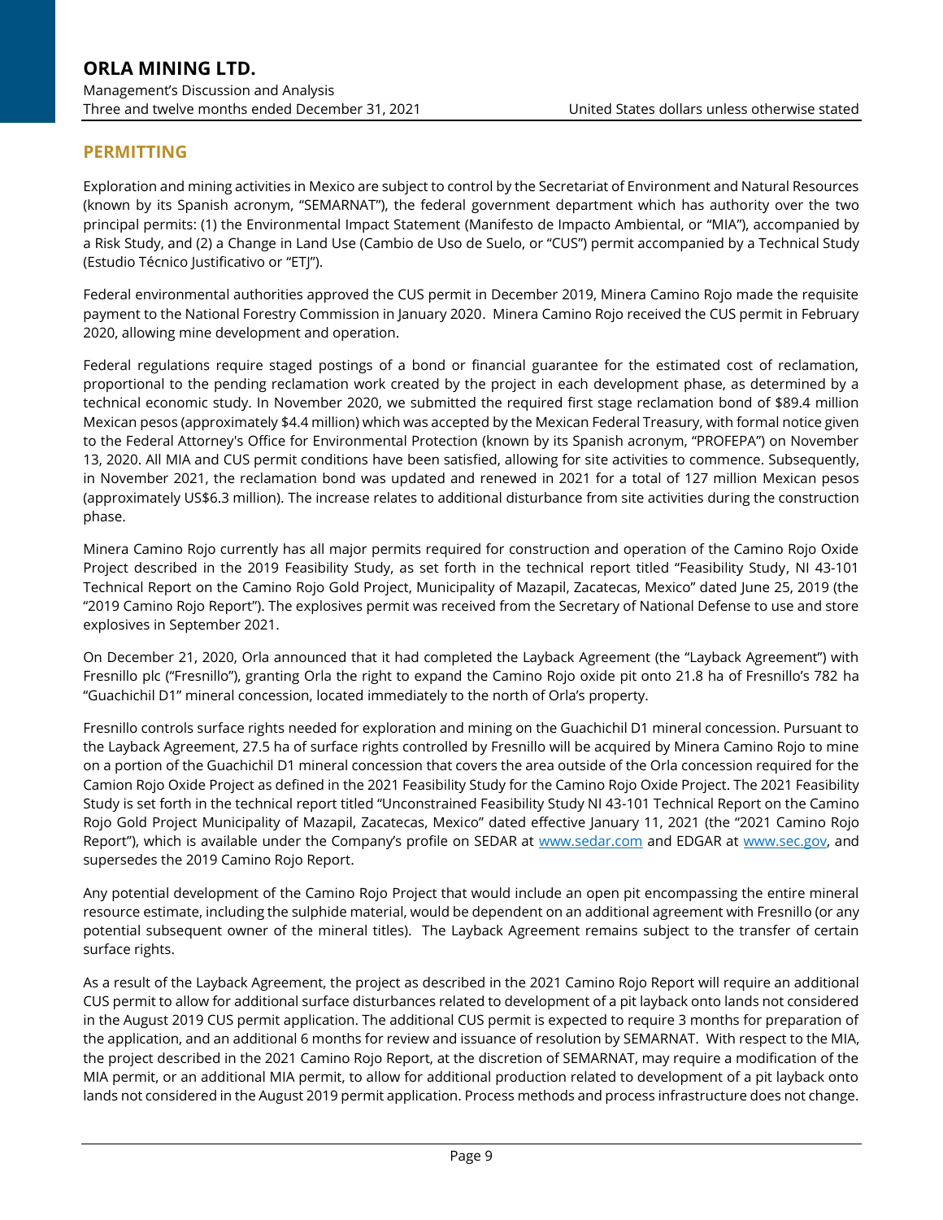## PERMITTING

Exploration and mining activities in Mexico are subject to control by the Secretariat of Environment and Natural Resources (known by its Spanish acronym, "SEMARNAT"), the federal government department which has authority over the two principal permits: (1) the Environmental Impact Statement (Manifesto de Impacto Ambiental, or "MIA"), accompanied by a Risk Study, and (2) a Change in Land Use (Cambio de Uso de Suelo, or "CUS") permit accompanied by a Technical Study (Estudio Técnico Justificativo or "ETJ").

Federal environmental authorities approved the CUS permit in December 2019, Minera Camino Rojo made the requisite payment to the National Forestry Commission in January 2020. Minera Camino Rojo received the CUS permit in February 2020, allowing mine development and operation.

Federal regulations require staged postings of a bond or financial guarantee for the estimated cost of reclamation, proportional to the pending reclamation work created by the project in each development phase, as determined by a technical economic study. In November 2020, we submitted the required first stage reclamation bond of $89.4 million Mexican pesos (approximately $4.4 million) which was accepted by the Mexican Federal Treasury, with formal notice given to the Federal Attorney's Office for Environmental Protection (known by its Spanish acronym, "PROFEPA") on November 13, 2020. All MIA and CUS permit conditions have been satisfied, allowing for site activities to commence. Subsequently, in November 2021, the reclamation bond was updated and renewed in 2021 for a total of 127 million Mexican pesos (approximately US$6.3 million). The increase relates to additional disturbance from site activities during the construction phase.

Minera Camino Rojo currently has all major permits required for construction and operation of the Camino Rojo Oxide Project described in the 2019 Feasibility Study, as set forth in the technical report titled "Feasibility Study, NI 43-101 Technical Report on the Camino Rojo Gold Project, Municipality of Mazapil, Zacatecas, Mexico" dated June 25, 2019 (the "2019 Camino Rojo Report"). The explosives permit was received from the Secretary of National Defense to use and store explosives in September 2021.

On December 21, 2020, Orla announced that it had completed the Layback Agreement (the "Layback Agreement") with Fresnillo plc ("Fresnillo"), granting Orla the right to expand the Camino Rojo oxide pit onto 21.8 ha of Fresnillo's 782 ha "Guachichil D1" mineral concession, located immediately to the north of Orla's property.

Fresnillo controls surface rights needed for exploration and mining on the Guachichil D1 mineral concession. Pursuant to the Layback Agreement, 27.5 ha of surface rights controlled by Fresnillo will be acquired by Minera Camino Rojo to mine on a portion of the Guachichil D1 mineral concession that covers the area outside of the Orla concession required for the Camion Rojo Oxide Project as defined in the 2021 Feasibility Study for the Camino Rojo Oxide Project. The 2021 Feasibility Study is set forth in the technical report titled "Unconstrained Feasibility Study NI 43-101 Technical Report on the Camino Rojo Gold Project Municipality of Mazapil, Zacatecas, Mexico" dated effective January 11, 2021 (the "2021 Camino Rojo Report"), which is available under the Company's profile on SEDAR at www.sedar.com and EDGAR at www.sec.gov, and supersedes the 2019 Camino Rojo Report.

Any potential development of the Camino Rojo Project that would include an open pit encompassing the entire mineral resource estimate, including the sulphide material, would be dependent on an additional agreement with Fresnillo (or any potential subsequent owner of the mineral titles). The Layback Agreement remains subject to the transfer of certain surface rights.

As a result of the Layback Agreement, the project as described in the 2021 Camino Rojo Report will require an additional CUS permit to allow for additional surface disturbances related to development of a pit layback onto lands not considered in the August 2019 CUS permit application. The additional CUS permit is expected to require 3 months for preparation of the application, and an additional 6 months for review and issuance of resolution by SEMARNAT. With respect to the MIA, the project described in the 2021 Camino Rojo Report, at the discretion of SEMARNAT, may require a modification of the MIA permit, or an additional MIA permit, to allow for additional production related to development of a pit layback onto lands not considered in the August 2019 permit application. Process methods and process infrastructure does not change.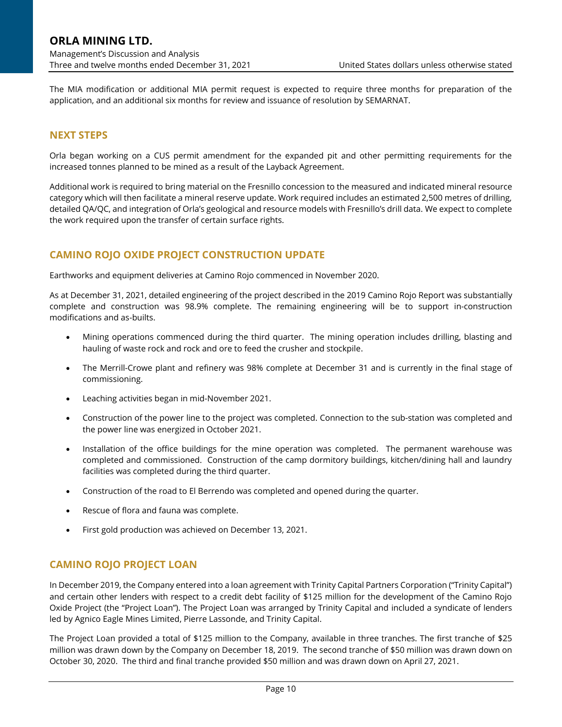The MIA modification or additional MIA permit request is expected to require three months for preparation of the application, and an additional six months for review and issuance of resolution by SEMARNAT.

## NEXT STEPS

Orla began working on a CUS permit amendment for the expanded pit and other permitting requirements for the increased tonnes planned to be mined as a result of the Layback Agreement.

Additional work is required to bring material on the Fresnillo concession to the measured and indicated mineral resource category which will then facilitate a mineral reserve update. Work required includes an estimated 2,500 metres of drilling, detailed QA/QC, and integration of Orla's geological and resource models with Fresnillo's drill data. We expect to complete the work required upon the transfer of certain surface rights.

## CAMINO ROJO OXIDE PROJECT CONSTRUCTION UPDATE

Earthworks and equipment deliveries at Camino Rojo commenced in November 2020.

As at December 31, 2021, detailed engineering of the project described in the 2019 Camino Rojo Report was substantially complete and construction was 98.9% complete. The remaining engineering will be to support in-construction modifications and as-builts.

- Mining operations commenced during the third quarter. The mining operation includes drilling, blasting and hauling of waste rock and rock and ore to feed the crusher and stockpile.
- The Merrill-Crowe plant and refinery was 98% complete at December 31 and is currently in the final stage of commissioning.
- Leaching activities began in mid-November 2021.
- Construction of the power line to the project was completed. Connection to the sub-station was completed and the power line was energized in October 2021.
- Installation of the office buildings for the mine operation was completed. The permanent warehouse was completed and commissioned. Construction of the camp dormitory buildings, kitchen/dining hall and laundry facilities was completed during the third quarter.
- Construction of the road to El Berrendo was completed and opened during the quarter.
- Rescue of flora and fauna was complete.
- First gold production was achieved on December 13, 2021.

## CAMINO ROJO PROJECT LOAN

In December 2019, the Company entered into a loan agreement with Trinity Capital Partners Corporation ("Trinity Capital") and certain other lenders with respect to a credit debt facility of $125 million for the development of the Camino Rojo Oxide Project (the "Project Loan"). The Project Loan was arranged by Trinity Capital and included a syndicate of lenders led by Agnico Eagle Mines Limited, Pierre Lassonde, and Trinity Capital.

The Project Loan provided a total of $125 million to the Company, available in three tranches. The first tranche of $25 million was drawn down by the Company on December 18, 2019. The second tranche of $50 million was drawn down on October 30, 2020. The third and final tranche provided $50 million and was drawn down on April 27, 2021.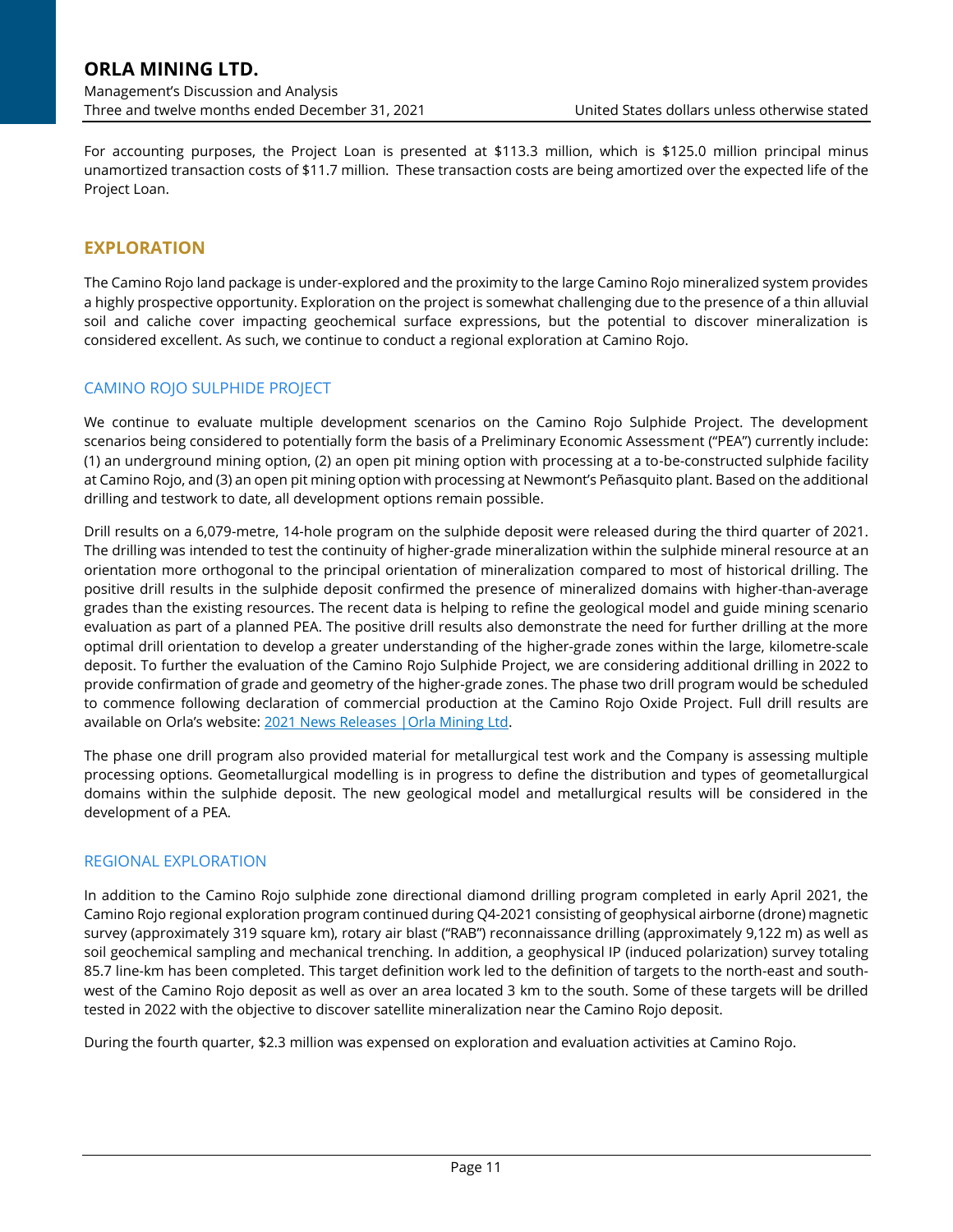For accounting purposes, the Project Loan is presented at $113.3 million, which is $125.0 million principal minus unamortized transaction costs of $11.7 million. These transaction costs are being amortized over the expected life of the Project Loan.

## EXPLORATION

The Camino Rojo land package is under-explored and the proximity to the large Camino Rojo mineralized system provides a highly prospective opportunity. Exploration on the project is somewhat challenging due to the presence of a thin alluvial soil and caliche cover impacting geochemical surface expressions, but the potential to discover mineralization is considered excellent. As such, we continue to conduct a regional exploration at Camino Rojo.

### CAMINO ROJO SULPHIDE PROJECT

We continue to evaluate multiple development scenarios on the Camino Rojo Sulphide Project. The development scenarios being considered to potentially form the basis of a Preliminary Economic Assessment ("PEA") currently include: (1) an underground mining option, (2) an open pit mining option with processing at a to-be-constructed sulphide facility at Camino Rojo, and (3) an open pit mining option with processing at Newmont's Peñasquito plant. Based on the additional drilling and testwork to date, all development options remain possible.

Drill results on a 6,079-metre, 14-hole program on the sulphide deposit were released during the third quarter of 2021. The drilling was intended to test the continuity of higher-grade mineralization within the sulphide mineral resource at an orientation more orthogonal to the principal orientation of mineralization compared to most of historical drilling. The positive drill results in the sulphide deposit confirmed the presence of mineralized domains with higher-than-average grades than the existing resources. The recent data is helping to refine the geological model and guide mining scenario evaluation as part of a planned PEA. The positive drill results also demonstrate the need for further drilling at the more optimal drill orientation to develop a greater understanding of the higher-grade zones within the large, kilometre-scale deposit. To further the evaluation of the Camino Rojo Sulphide Project, we are considering additional drilling in 2022 to provide confirmation of grade and geometry of the higher-grade zones. The phase two drill program would be scheduled to commence following declaration of commercial production at the Camino Rojo Oxide Project. Full drill results are available on Orla's website: [2021 News Releases |Orla Mining Ltd](#).

The phase one drill program also provided material for metallurgical test work and the Company is assessing multiple processing options. Geometallurgical modelling is in progress to define the distribution and types of geometallurgical domains within the sulphide deposit. The new geological model and metallurgical results will be considered in the development of a PEA.

### REGIONAL EXPLORATION

In addition to the Camino Rojo sulphide zone directional diamond drilling program completed in early April 2021, the Camino Rojo regional exploration program continued during Q4-2021 consisting of geophysical airborne (drone) magnetic survey (approximately 319 square km), rotary air blast ("RAB") reconnaissance drilling (approximately 9,122 m) as well as soil geochemical sampling and mechanical trenching. In addition, a geophysical IP (induced polarization) survey totaling 85.7 line-km has been completed. This target definition work led to the definition of targets to the north-east and south-west of the Camino Rojo deposit as well as over an area located 3 km to the south. Some of these targets will be drilled tested in 2022 with the objective to discover satellite mineralization near the Camino Rojo deposit.

During the fourth quarter, $2.3 million was expensed on exploration and evaluation activities at Camino Rojo.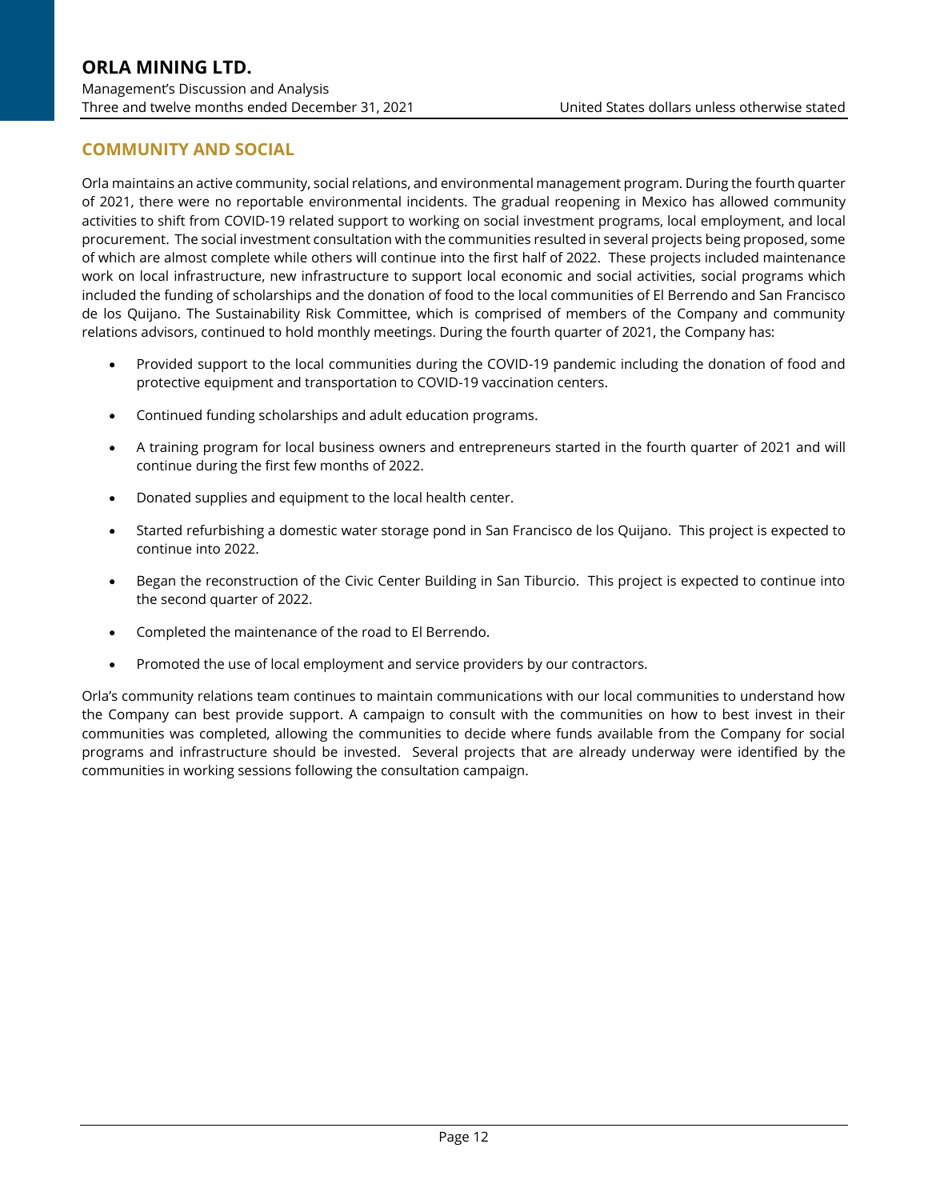## COMMUNITY AND SOCIAL

Orla maintains an active community, social relations, and environmental management program. During the fourth quarter of 2021, there were no reportable environmental incidents. The gradual reopening in Mexico has allowed community activities to shift from COVID-19 related support to working on social investment programs, local employment, and local procurement. The social investment consultation with the communities resulted in several projects being proposed, some of which are almost complete while others will continue into the first half of 2022. These projects included maintenance work on local infrastructure, new infrastructure to support local economic and social activities, social programs which included the funding of scholarships and the donation of food to the local communities of El Berrendo and San Francisco de los Quijano. The Sustainability Risk Committee, which is comprised of members of the Company and community relations advisors, continued to hold monthly meetings. During the fourth quarter of 2021, the Company has:

- Provided support to the local communities during the COVID-19 pandemic including the donation of food and protective equipment and transportation to COVID-19 vaccination centers.
- Continued funding scholarships and adult education programs.
- A training program for local business owners and entrepreneurs started in the fourth quarter of 2021 and will continue during the first few months of 2022.
- Donated supplies and equipment to the local health center.
- Started refurbishing a domestic water storage pond in San Francisco de los Quijano. This project is expected to continue into 2022.
- Began the reconstruction of the Civic Center Building in San Tiburcio. This project is expected to continue into the second quarter of 2022.
- Completed the maintenance of the road to El Berrendo.
- Promoted the use of local employment and service providers by our contractors.

Orla's community relations team continues to maintain communications with our local communities to understand how the Company can best provide support. A campaign to consult with the communities on how to best invest in their communities was completed, allowing the communities to decide where funds available from the Company for social programs and infrastructure should be invested. Several projects that are already underway were identified by the communities in working sessions following the consultation campaign.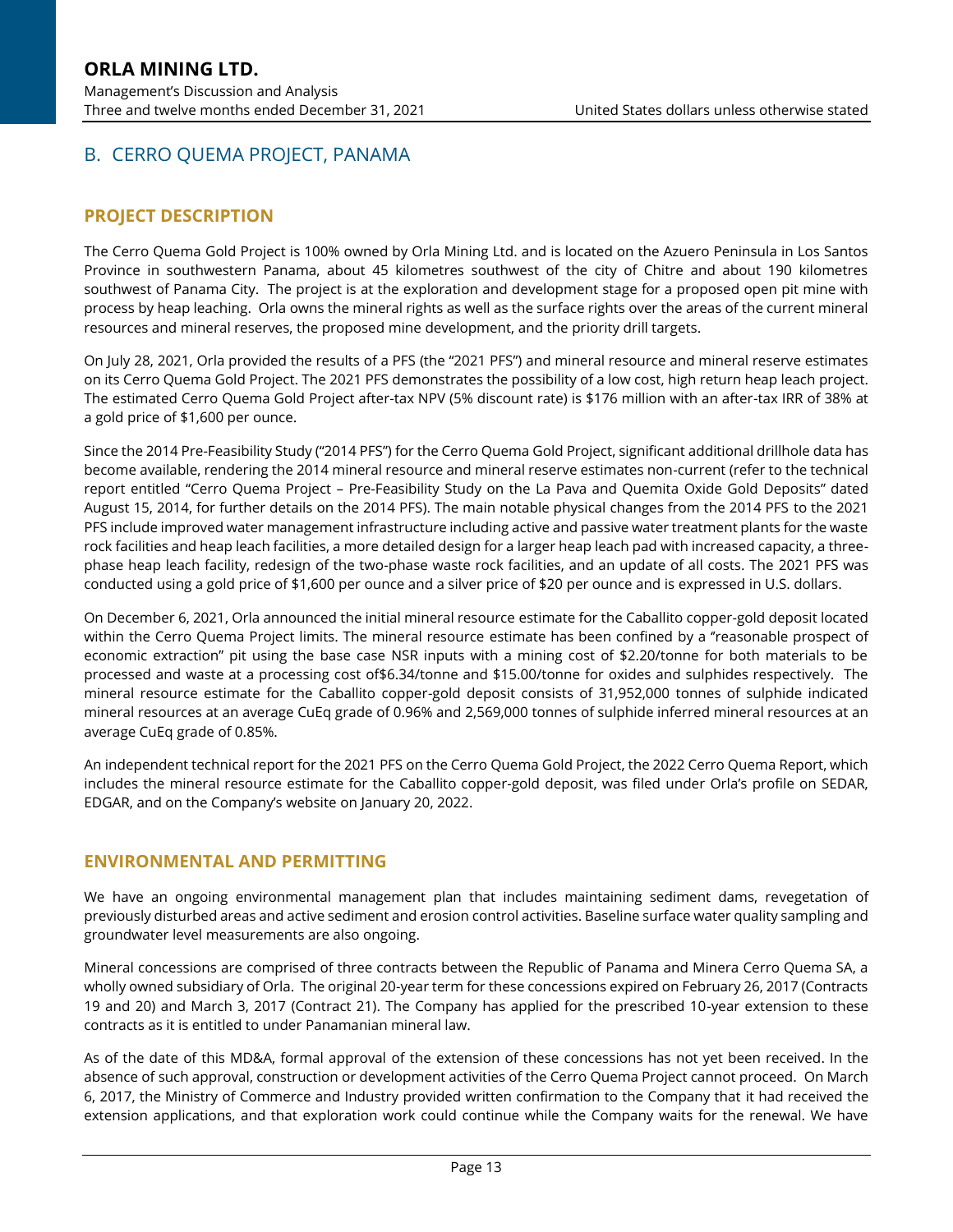## B. CERRO QUEMA PROJECT, PANAMA

### PROJECT DESCRIPTION

The Cerro Quema Gold Project is 100% owned by Orla Mining Ltd. and is located on the Azuero Peninsula in Los Santos Province in southwestern Panama, about 45 kilometres southwest of the city of Chitre and about 190 kilometres southwest of Panama City. The project is at the exploration and development stage for a proposed open pit mine with process by heap leaching. Orla owns the mineral rights as well as the surface rights over the areas of the current mineral resources and mineral reserves, the proposed mine development, and the priority drill targets.

On July 28, 2021, Orla provided the results of a PFS (the "2021 PFS") and mineral resource and mineral reserve estimates on its Cerro Quema Gold Project. The 2021 PFS demonstrates the possibility of a low cost, high return heap leach project. The estimated Cerro Quema Gold Project after-tax NPV (5% discount rate) is $176 million with an after-tax IRR of 38% at a gold price of $1,600 per ounce.

Since the 2014 Pre-Feasibility Study ("2014 PFS") for the Cerro Quema Gold Project, significant additional drillhole data has become available, rendering the 2014 mineral resource and mineral reserve estimates non-current (refer to the technical report entitled "Cerro Quema Project – Pre-Feasibility Study on the La Pava and Quemita Oxide Gold Deposits" dated August 15, 2014, for further details on the 2014 PFS). The main notable physical changes from the 2014 PFS to the 2021 PFS include improved water management infrastructure including active and passive water treatment plants for the waste rock facilities and heap leach facilities, a more detailed design for a larger heap leach pad with increased capacity, a three-phase heap leach facility, redesign of the two-phase waste rock facilities, and an update of all costs. The 2021 PFS was conducted using a gold price of $1,600 per ounce and a silver price of $20 per ounce and is expressed in U.S. dollars.

On December 6, 2021, Orla announced the initial mineral resource estimate for the Caballito copper-gold deposit located within the Cerro Quema Project limits. The mineral resource estimate has been confined by a "reasonable prospect of economic extraction" pit using the base case NSR inputs with a mining cost of $2.20/tonne for both materials to be processed and waste at a processing cost of$6.34/tonne and $15.00/tonne for oxides and sulphides respectively. The mineral resource estimate for the Caballito copper-gold deposit consists of 31,952,000 tonnes of sulphide indicated mineral resources at an average CuEq grade of 0.96% and 2,569,000 tonnes of sulphide inferred mineral resources at an average CuEq grade of 0.85%.

An independent technical report for the 2021 PFS on the Cerro Quema Gold Project, the 2022 Cerro Quema Report, which includes the mineral resource estimate for the Caballito copper-gold deposit, was filed under Orla's profile on SEDAR, EDGAR, and on the Company's website on January 20, 2022.

### ENVIRONMENTAL AND PERMITTING

We have an ongoing environmental management plan that includes maintaining sediment dams, revegetation of previously disturbed areas and active sediment and erosion control activities. Baseline surface water quality sampling and groundwater level measurements are also ongoing.

Mineral concessions are comprised of three contracts between the Republic of Panama and Minera Cerro Quema SA, a wholly owned subsidiary of Orla. The original 20-year term for these concessions expired on February 26, 2017 (Contracts 19 and 20) and March 3, 2017 (Contract 21). The Company has applied for the prescribed 10-year extension to these contracts as it is entitled to under Panamanian mineral law.

As of the date of this MD&A, formal approval of the extension of these concessions has not yet been received. In the absence of such approval, construction or development activities of the Cerro Quema Project cannot proceed. On March 6, 2017, the Ministry of Commerce and Industry provided written confirmation to the Company that it had received the extension applications, and that exploration work could continue while the Company waits for the renewal. We have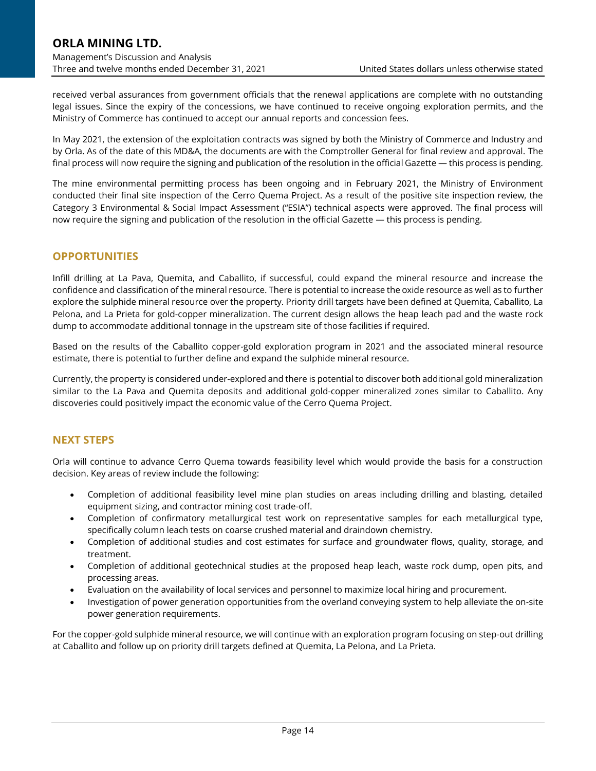received verbal assurances from government officials that the renewal applications are complete with no outstanding legal issues. Since the expiry of the concessions, we have continued to receive ongoing exploration permits, and the Ministry of Commerce has continued to accept our annual reports and concession fees.

In May 2021, the extension of the exploitation contracts was signed by both the Ministry of Commerce and Industry and by Orla. As of the date of this MD&A, the documents are with the Comptroller General for final review and approval. The final process will now require the signing and publication of the resolution in the official Gazette — this process is pending.

The mine environmental permitting process has been ongoing and in February 2021, the Ministry of Environment conducted their final site inspection of the Cerro Quema Project. As a result of the positive site inspection review, the Category 3 Environmental & Social Impact Assessment ("ESIA") technical aspects were approved. The final process will now require the signing and publication of the resolution in the official Gazette — this process is pending.

## OPPORTUNITIES

Infill drilling at La Pava, Quemita, and Caballito, if successful, could expand the mineral resource and increase the confidence and classification of the mineral resource. There is potential to increase the oxide resource as well as to further explore the sulphide mineral resource over the property. Priority drill targets have been defined at Quemita, Caballito, La Pelona, and La Prieta for gold-copper mineralization. The current design allows the heap leach pad and the waste rock dump to accommodate additional tonnage in the upstream site of those facilities if required.

Based on the results of the Caballito copper-gold exploration program in 2021 and the associated mineral resource estimate, there is potential to further define and expand the sulphide mineral resource.

Currently, the property is considered under-explored and there is potential to discover both additional gold mineralization similar to the La Pava and Quemita deposits and additional gold-copper mineralized zones similar to Caballito. Any discoveries could positively impact the economic value of the Cerro Quema Project.

## NEXT STEPS

Orla will continue to advance Cerro Quema towards feasibility level which would provide the basis for a construction decision. Key areas of review include the following:

- Completion of additional feasibility level mine plan studies on areas including drilling and blasting, detailed equipment sizing, and contractor mining cost trade-off.
- Completion of confirmatory metallurgical test work on representative samples for each metallurgical type, specifically column leach tests on coarse crushed material and draindown chemistry.
- Completion of additional studies and cost estimates for surface and groundwater flows, quality, storage, and treatment.
- Completion of additional geotechnical studies at the proposed heap leach, waste rock dump, open pits, and processing areas.
- Evaluation on the availability of local services and personnel to maximize local hiring and procurement.
- Investigation of power generation opportunities from the overland conveying system to help alleviate the on-site power generation requirements.

For the copper-gold sulphide mineral resource, we will continue with an exploration program focusing on step-out drilling at Caballito and follow up on priority drill targets defined at Quemita, La Pelona, and La Prieta.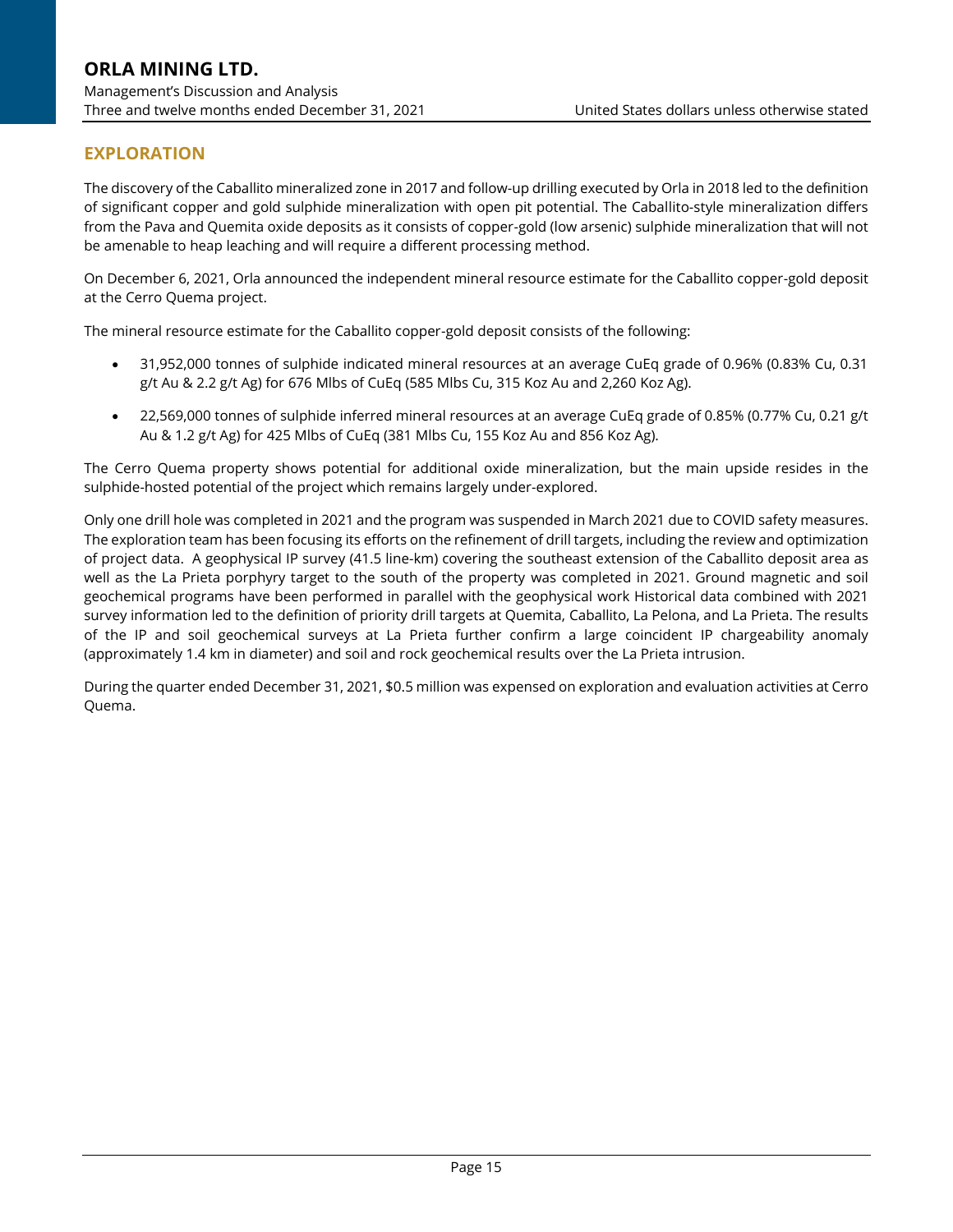## EXPLORATION

The discovery of the Caballito mineralized zone in 2017 and follow-up drilling executed by Orla in 2018 led to the definition of significant copper and gold sulphide mineralization with open pit potential. The Caballito-style mineralization differs from the Pava and Quemita oxide deposits as it consists of copper-gold (low arsenic) sulphide mineralization that will not be amenable to heap leaching and will require a different processing method.

On December 6, 2021, Orla announced the independent mineral resource estimate for the Caballito copper-gold deposit at the Cerro Quema project.

The mineral resource estimate for the Caballito copper-gold deposit consists of the following:

- 31,952,000 tonnes of sulphide indicated mineral resources at an average CuEq grade of 0.96% (0.83% Cu, 0.31 g/t Au & 2.2 g/t Ag) for 676 Mlbs of CuEq (585 Mlbs Cu, 315 Koz Au and 2,260 Koz Ag).
- 22,569,000 tonnes of sulphide inferred mineral resources at an average CuEq grade of 0.85% (0.77% Cu, 0.21 g/t Au & 1.2 g/t Ag) for 425 Mlbs of CuEq (381 Mlbs Cu, 155 Koz Au and 856 Koz Ag).

The Cerro Quema property shows potential for additional oxide mineralization, but the main upside resides in the sulphide-hosted potential of the project which remains largely under-explored.

Only one drill hole was completed in 2021 and the program was suspended in March 2021 due to COVID safety measures. The exploration team has been focusing its efforts on the refinement of drill targets, including the review and optimization of project data. A geophysical IP survey (41.5 line-km) covering the southeast extension of the Caballito deposit area as well as the La Prieta porphyry target to the south of the property was completed in 2021. Ground magnetic and soil geochemical programs have been performed in parallel with the geophysical work Historical data combined with 2021 survey information led to the definition of priority drill targets at Quemita, Caballito, La Pelona, and La Prieta. The results of the IP and soil geochemical surveys at La Prieta further confirm a large coincident IP chargeability anomaly (approximately 1.4 km in diameter) and soil and rock geochemical results over the La Prieta intrusion.

During the quarter ended December 31, 2021, $0.5 million was expensed on exploration and evaluation activities at Cerro Quema.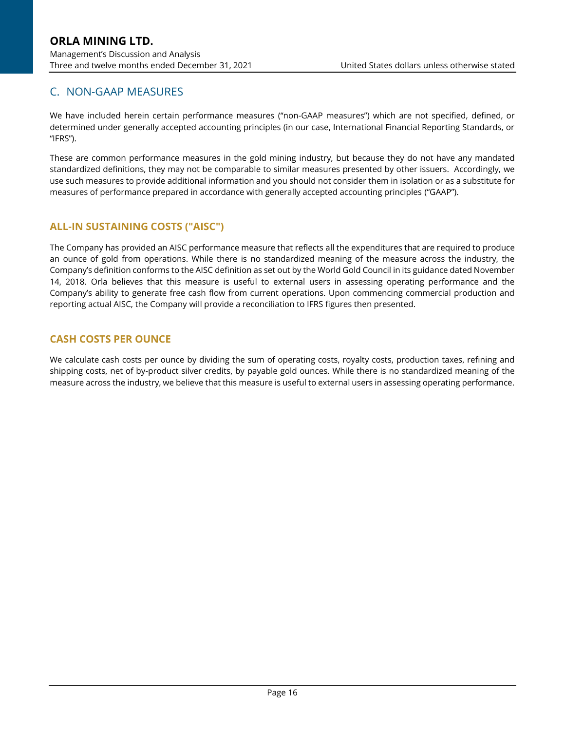## C. NON-GAAP MEASURES

We have included herein certain performance measures ("non-GAAP measures") which are not specified, defined, or determined under generally accepted accounting principles (in our case, International Financial Reporting Standards, or "IFRS").

These are common performance measures in the gold mining industry, but because they do not have any mandated standardized definitions, they may not be comparable to similar measures presented by other issuers. Accordingly, we use such measures to provide additional information and you should not consider them in isolation or as a substitute for measures of performance prepared in accordance with generally accepted accounting principles ("GAAP").

### ALL-IN SUSTAINING COSTS ("AISC")

The Company has provided an AISC performance measure that reflects all the expenditures that are required to produce an ounce of gold from operations. While there is no standardized meaning of the measure across the industry, the Company's definition conforms to the AISC definition as set out by the World Gold Council in its guidance dated November 14, 2018. Orla believes that this measure is useful to external users in assessing operating performance and the Company's ability to generate free cash flow from current operations. Upon commencing commercial production and reporting actual AISC, the Company will provide a reconciliation to IFRS figures then presented.

### CASH COSTS PER OUNCE

We calculate cash costs per ounce by dividing the sum of operating costs, royalty costs, production taxes, refining and shipping costs, net of by-product silver credits, by payable gold ounces. While there is no standardized meaning of the measure across the industry, we believe that this measure is useful to external users in assessing operating performance.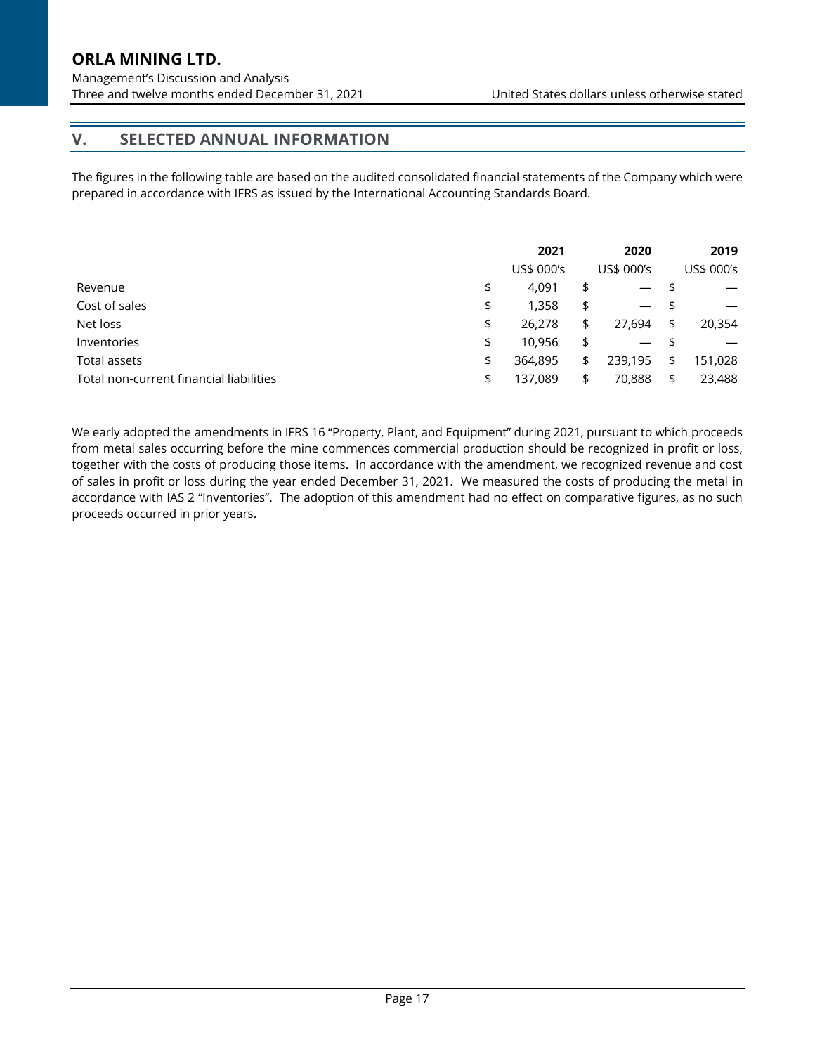## V. SELECTED ANNUAL INFORMATION

The figures in the following table are based on the audited consolidated financial statements of the Company which were prepared in accordance with IFRS as issued by the International Accounting Standards Board.

| | 2021 | 2020 | 2019 |
|---|---|---|---|
| | US$ 000's | US$ 000's | US$ 000's |
| Revenue | $ 4,091 | $ — | $ — |
| Cost of sales | $ 1,358 | $ — | $ — |
| Net loss | $ 26,278 | $ 27,694 | $ 20,354 |
| Inventories | $ 10,956 | $ — | $ — |
| Total assets | $ 364,895 | $ 239,195 | $ 151,028 |
| Total non-current financial liabilities | $ 137,089 | $ 70,888 | $ 23,488 |

We early adopted the amendments in IFRS 16 "Property, Plant, and Equipment" during 2021, pursuant to which proceeds from metal sales occurring before the mine commences commercial production should be recognized in profit or loss, together with the costs of producing those items. In accordance with the amendment, we recognized revenue and cost of sales in profit or loss during the year ended December 31, 2021. We measured the costs of producing the metal in accordance with IAS 2 "Inventories". The adoption of this amendment had no effect on comparative figures, as no such proceeds occurred in prior years.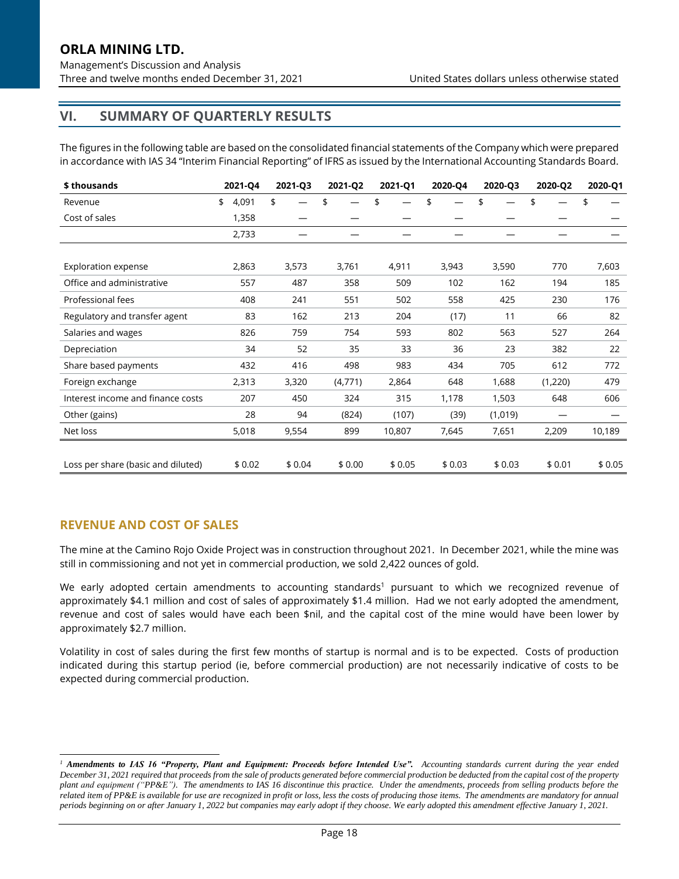## VI. SUMMARY OF QUARTERLY RESULTS

The figures in the following table are based on the consolidated financial statements of the Company which were prepared in accordance with IAS 34 "Interim Financial Reporting" of IFRS as issued by the International Accounting Standards Board.

| $ thousands | 2021-Q4 | 2021-Q3 | 2021-Q2 | 2021-Q1 | 2020-Q4 | 2020-Q3 | 2020-Q2 | 2020-Q1 |
|---|---|---|---|---|---|---|---|---|
| Revenue | $ 4,091 | $ — | $ — | $ — | $ — | $ — | $ — | $ — |
| Cost of sales | 1,358 | — | — | — | — | — | — | — |
| | 2,733 | — | — | — | — | — | — | — |
| | | | | | | | | |
| Exploration expense | 2,863 | 3,573 | 3,761 | 4,911 | 3,943 | 3,590 | 770 | 7,603 |
| Office and administrative | 557 | 487 | 358 | 509 | 102 | 162 | 194 | 185 |
| Professional fees | 408 | 241 | 551 | 502 | 558 | 425 | 230 | 176 |
| Regulatory and transfer agent | 83 | 162 | 213 | 204 | (17) | 11 | 66 | 82 |
| Salaries and wages | 826 | 759 | 754 | 593 | 802 | 563 | 527 | 264 |
| Depreciation | 34 | 52 | 35 | 33 | 36 | 23 | 382 | 22 |
| Share based payments | 432 | 416 | 498 | 983 | 434 | 705 | 612 | 772 |
| Foreign exchange | 2,313 | 3,320 | (4,771) | 2,864 | 648 | 1,688 | (1,220) | 479 |
| Interest income and finance costs | 207 | 450 | 324 | 315 | 1,178 | 1,503 | 648 | 606 |
| Other (gains) | 28 | 94 | (824) | (107) | (39) | (1,019) | — | — |
| Net loss | 5,018 | 9,554 | 899 | 10,807 | 7,645 | 7,651 | 2,209 | 10,189 |
| | | | | | | | | |
| Loss per share (basic and diluted) | $ 0.02 | $ 0.04 | $ 0.00 | $ 0.05 | $ 0.03 | $ 0.03 | $ 0.01 | $ 0.05 |

### REVENUE AND COST OF SALES

The mine at the Camino Rojo Oxide Project was in construction throughout 2021. In December 2021, while the mine was still in commissioning and not yet in commercial production, we sold 2,422 ounces of gold.

We early adopted certain amendments to accounting standards[1] pursuant to which we recognized revenue of approximately $4.1 million and cost of sales of approximately $1.4 million. Had we not early adopted the amendment, revenue and cost of sales would have each been $nil, and the capital cost of the mine would have been lower by approximately $2.7 million.

Volatility in cost of sales during the first few months of startup is normal and is to be expected. Costs of production indicated during this startup period (ie, before commercial production) are not necessarily indicative of costs to be expected during commercial production.

---

[1] ***Amendments to IAS 16 "Property, Plant and Equipment: Proceeds before Intended Use".*** *Accounting standards current during the year ended December 31, 2021 required that proceeds from the sale of products generated before commercial production be deducted from the capital cost of the property plant and equipment ("PP&E"). The amendments to IAS 16 discontinue this practice. Under the amendments, proceeds from selling products before the related item of PP&E is available for use are recognized in profit or loss, less the costs of producing those items. The amendments are mandatory for annual periods beginning on or after January 1, 2022 but companies may early adopt if they choose. We early adopted this amendment effective January 1, 2021.*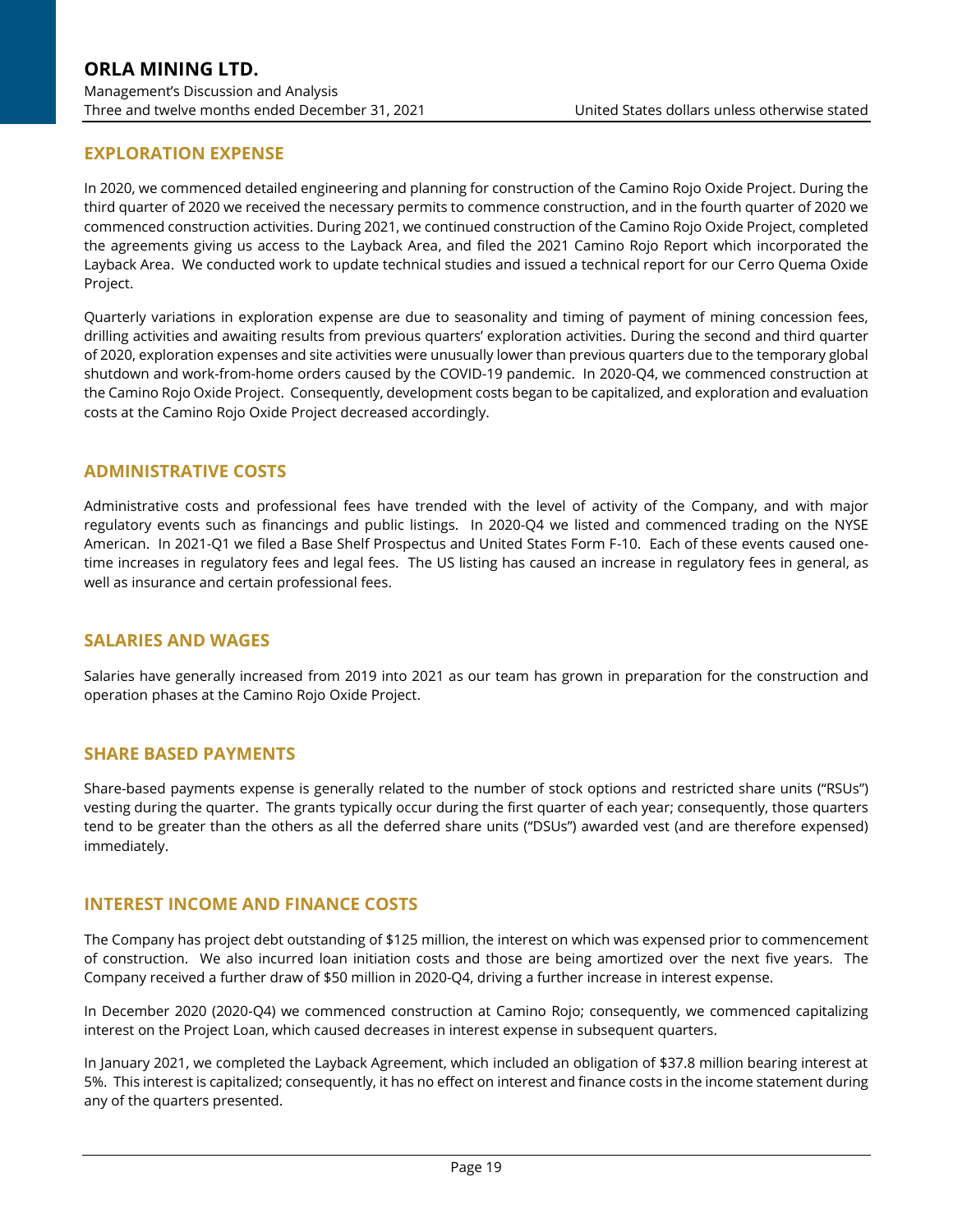## EXPLORATION EXPENSE

In 2020, we commenced detailed engineering and planning for construction of the Camino Rojo Oxide Project. During the third quarter of 2020 we received the necessary permits to commence construction, and in the fourth quarter of 2020 we commenced construction activities. During 2021, we continued construction of the Camino Rojo Oxide Project, completed the agreements giving us access to the Layback Area, and filed the 2021 Camino Rojo Report which incorporated the Layback Area. We conducted work to update technical studies and issued a technical report for our Cerro Quema Oxide Project.

Quarterly variations in exploration expense are due to seasonality and timing of payment of mining concession fees, drilling activities and awaiting results from previous quarters' exploration activities. During the second and third quarter of 2020, exploration expenses and site activities were unusually lower than previous quarters due to the temporary global shutdown and work-from-home orders caused by the COVID-19 pandemic. In 2020-Q4, we commenced construction at the Camino Rojo Oxide Project. Consequently, development costs began to be capitalized, and exploration and evaluation costs at the Camino Rojo Oxide Project decreased accordingly.

## ADMINISTRATIVE COSTS

Administrative costs and professional fees have trended with the level of activity of the Company, and with major regulatory events such as financings and public listings. In 2020-Q4 we listed and commenced trading on the NYSE American. In 2021-Q1 we filed a Base Shelf Prospectus and United States Form F-10. Each of these events caused one-time increases in regulatory fees and legal fees. The US listing has caused an increase in regulatory fees in general, as well as insurance and certain professional fees.

## SALARIES AND WAGES

Salaries have generally increased from 2019 into 2021 as our team has grown in preparation for the construction and operation phases at the Camino Rojo Oxide Project.

## SHARE BASED PAYMENTS

Share-based payments expense is generally related to the number of stock options and restricted share units ("RSUs") vesting during the quarter. The grants typically occur during the first quarter of each year; consequently, those quarters tend to be greater than the others as all the deferred share units ("DSUs") awarded vest (and are therefore expensed) immediately.

## INTEREST INCOME AND FINANCE COSTS

The Company has project debt outstanding of $125 million, the interest on which was expensed prior to commencement of construction. We also incurred loan initiation costs and those are being amortized over the next five years. The Company received a further draw of $50 million in 2020-Q4, driving a further increase in interest expense.

In December 2020 (2020-Q4) we commenced construction at Camino Rojo; consequently, we commenced capitalizing interest on the Project Loan, which caused decreases in interest expense in subsequent quarters.

In January 2021, we completed the Layback Agreement, which included an obligation of $37.8 million bearing interest at 5%. This interest is capitalized; consequently, it has no effect on interest and finance costs in the income statement during any of the quarters presented.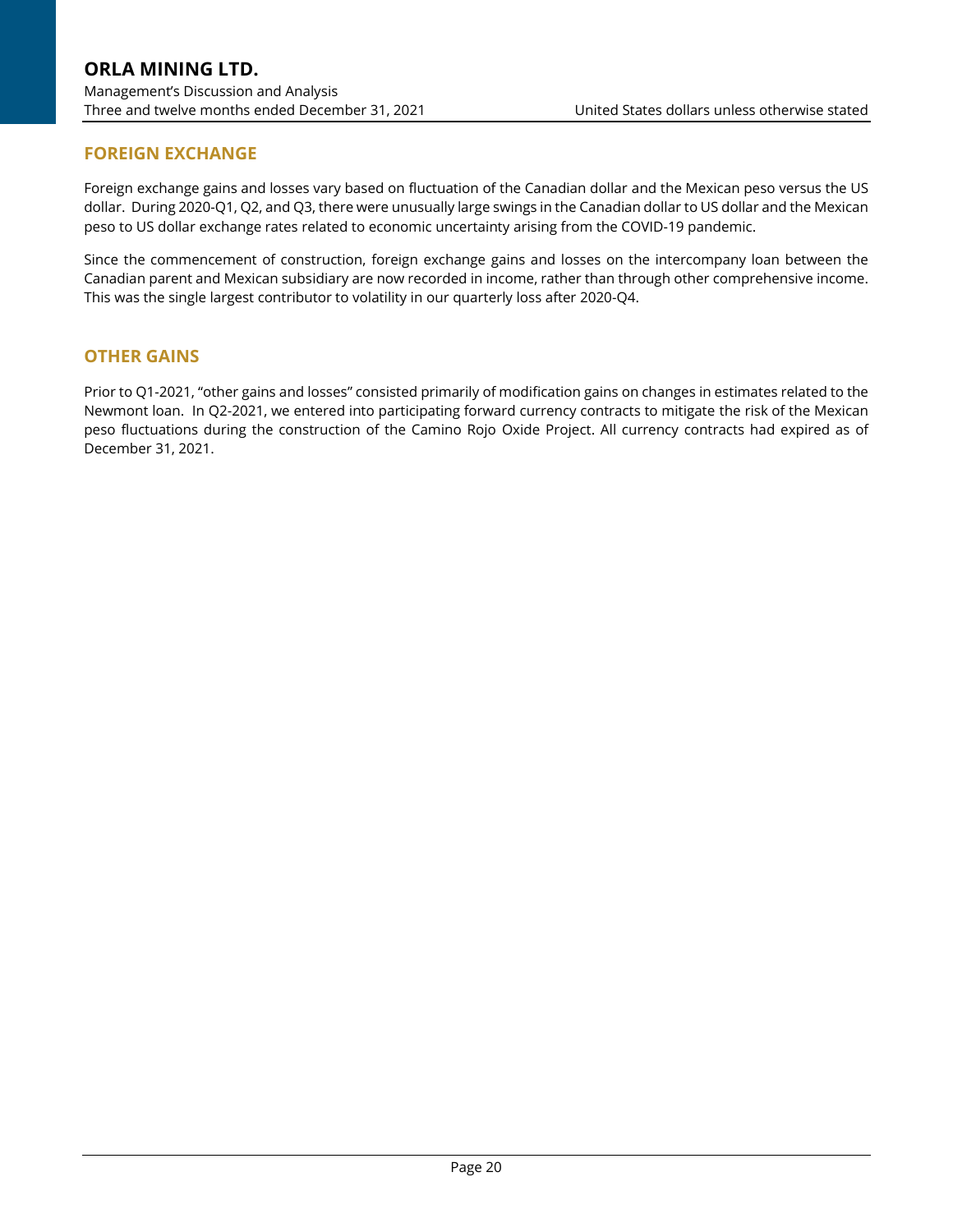## FOREIGN EXCHANGE

Foreign exchange gains and losses vary based on fluctuation of the Canadian dollar and the Mexican peso versus the US dollar. During 2020-Q1, Q2, and Q3, there were unusually large swings in the Canadian dollar to US dollar and the Mexican peso to US dollar exchange rates related to economic uncertainty arising from the COVID-19 pandemic.

Since the commencement of construction, foreign exchange gains and losses on the intercompany loan between the Canadian parent and Mexican subsidiary are now recorded in income, rather than through other comprehensive income. This was the single largest contributor to volatility in our quarterly loss after 2020-Q4.

## OTHER GAINS

Prior to Q1-2021, "other gains and losses" consisted primarily of modification gains on changes in estimates related to the Newmont loan. In Q2-2021, we entered into participating forward currency contracts to mitigate the risk of the Mexican peso fluctuations during the construction of the Camino Rojo Oxide Project. All currency contracts had expired as of December 31, 2021.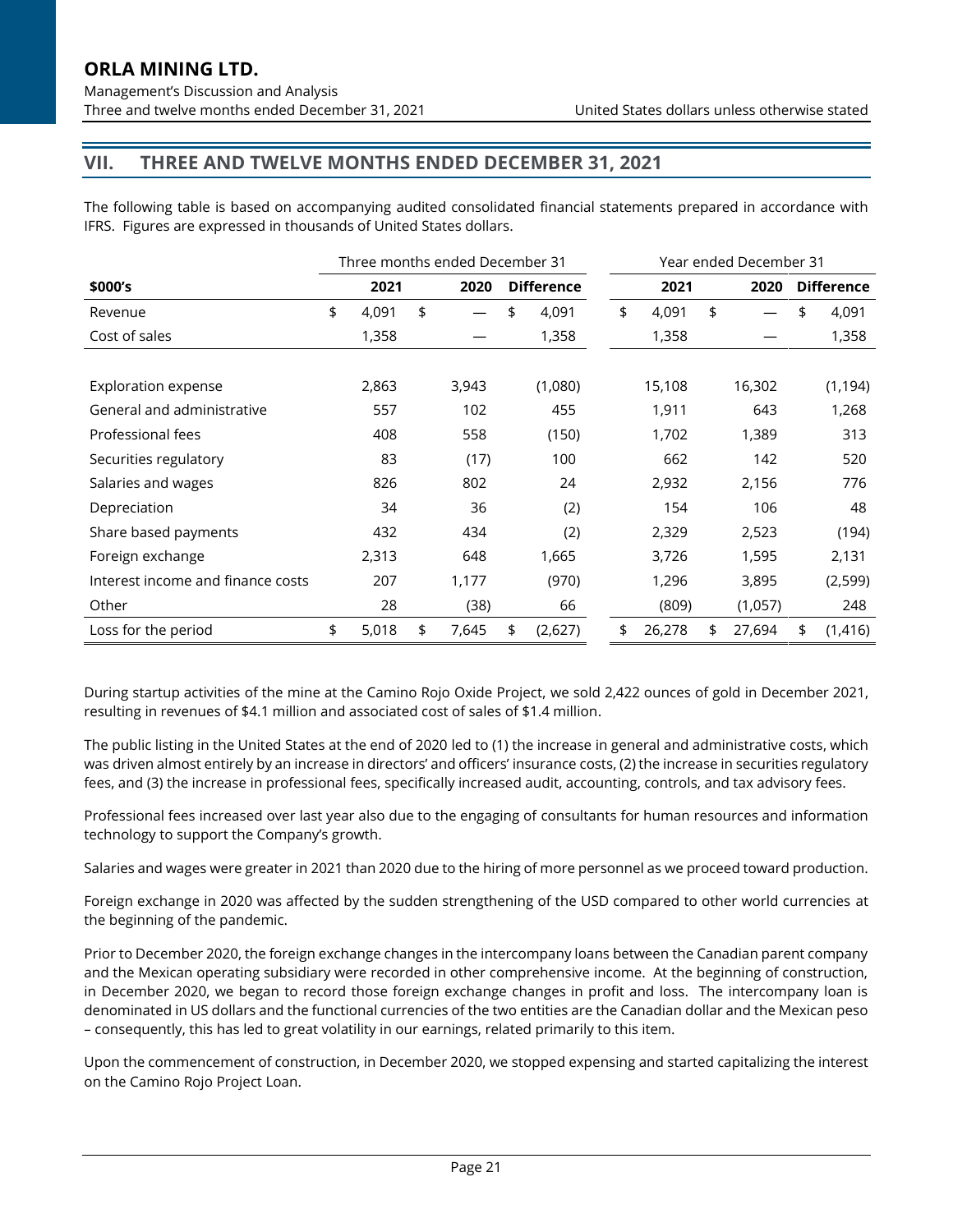## VII. THREE AND TWELVE MONTHS ENDED DECEMBER 31, 2021

The following table is based on accompanying audited consolidated financial statements prepared in accordance with IFRS. Figures are expressed in thousands of United States dollars.

| | Three months ended December 31 | | | Year ended December 31 | | |
|---|---|---|---|---|---|---|
| **$000's** | **2021** | **2020** | **Difference** | **2021** | **2020** | **Difference** |
| Revenue | $ 4,091 | $ — | $ 4,091 | $ 4,091 | $ — | $ 4,091 |
| Cost of sales | 1,358 | — | 1,358 | 1,358 | — | 1,358 |
| | | | | | | |
| Exploration expense | 2,863 | 3,943 | (1,080) | 15,108 | 16,302 | (1,194) |
| General and administrative | 557 | 102 | 455 | 1,911 | 643 | 1,268 |
| Professional fees | 408 | 558 | (150) | 1,702 | 1,389 | 313 |
| Securities regulatory | 83 | (17) | 100 | 662 | 142 | 520 |
| Salaries and wages | 826 | 802 | 24 | 2,932 | 2,156 | 776 |
| Depreciation | 34 | 36 | (2) | 154 | 106 | 48 |
| Share based payments | 432 | 434 | (2) | 2,329 | 2,523 | (194) |
| Foreign exchange | 2,313 | 648 | 1,665 | 3,726 | 1,595 | 2,131 |
| Interest income and finance costs | 207 | 1,177 | (970) | 1,296 | 3,895 | (2,599) |
| Other | 28 | (38) | 66 | (809) | (1,057) | 248 |
| Loss for the period | $ 5,018 | $ 7,645 | $ (2,627) | $ 26,278 | $ 27,694 | $ (1,416) |

During startup activities of the mine at the Camino Rojo Oxide Project, we sold 2,422 ounces of gold in December 2021, resulting in revenues of $4.1 million and associated cost of sales of $1.4 million.

The public listing in the United States at the end of 2020 led to (1) the increase in general and administrative costs, which was driven almost entirely by an increase in directors' and officers' insurance costs, (2) the increase in securities regulatory fees, and (3) the increase in professional fees, specifically increased audit, accounting, controls, and tax advisory fees.

Professional fees increased over last year also due to the engaging of consultants for human resources and information technology to support the Company's growth.

Salaries and wages were greater in 2021 than 2020 due to the hiring of more personnel as we proceed toward production.

Foreign exchange in 2020 was affected by the sudden strengthening of the USD compared to other world currencies at the beginning of the pandemic.

Prior to December 2020, the foreign exchange changes in the intercompany loans between the Canadian parent company and the Mexican operating subsidiary were recorded in other comprehensive income. At the beginning of construction, in December 2020, we began to record those foreign exchange changes in profit and loss. The intercompany loan is denominated in US dollars and the functional currencies of the two entities are the Canadian dollar and the Mexican peso – consequently, this has led to great volatility in our earnings, related primarily to this item.

Upon the commencement of construction, in December 2020, we stopped expensing and started capitalizing the interest on the Camino Rojo Project Loan.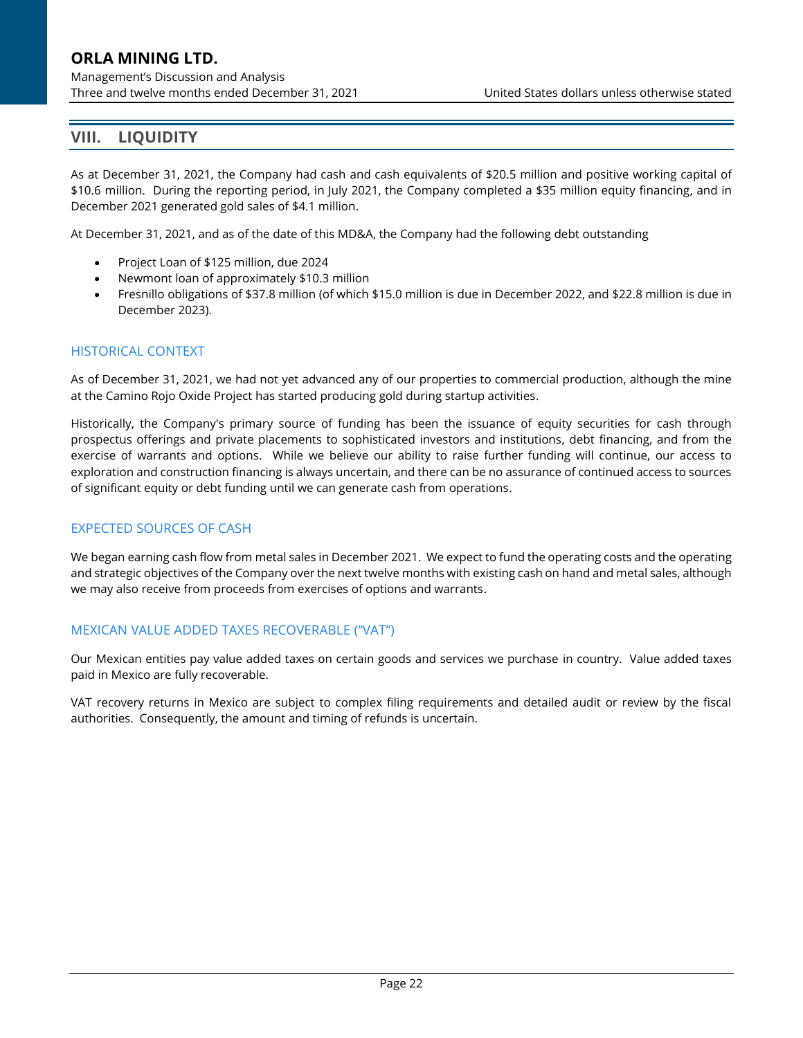## VIII. LIQUIDITY

As at December 31, 2021, the Company had cash and cash equivalents of $20.5 million and positive working capital of $10.6 million. During the reporting period, in July 2021, the Company completed a $35 million equity financing, and in December 2021 generated gold sales of $4.1 million.

At December 31, 2021, and as of the date of this MD&A, the Company had the following debt outstanding

- Project Loan of $125 million, due 2024
- Newmont loan of approximately $10.3 million
- Fresnillo obligations of $37.8 million (of which $15.0 million is due in December 2022, and $22.8 million is due in December 2023).

### HISTORICAL CONTEXT

As of December 31, 2021, we had not yet advanced any of our properties to commercial production, although the mine at the Camino Rojo Oxide Project has started producing gold during startup activities.

Historically, the Company's primary source of funding has been the issuance of equity securities for cash through prospectus offerings and private placements to sophisticated investors and institutions, debt financing, and from the exercise of warrants and options. While we believe our ability to raise further funding will continue, our access to exploration and construction financing is always uncertain, and there can be no assurance of continued access to sources of significant equity or debt funding until we can generate cash from operations.

### EXPECTED SOURCES OF CASH

We began earning cash flow from metal sales in December 2021. We expect to fund the operating costs and the operating and strategic objectives of the Company over the next twelve months with existing cash on hand and metal sales, although we may also receive from proceeds from exercises of options and warrants.

### MEXICAN VALUE ADDED TAXES RECOVERABLE ("VAT")

Our Mexican entities pay value added taxes on certain goods and services we purchase in country. Value added taxes paid in Mexico are fully recoverable.

VAT recovery returns in Mexico are subject to complex filing requirements and detailed audit or review by the fiscal authorities. Consequently, the amount and timing of refunds is uncertain.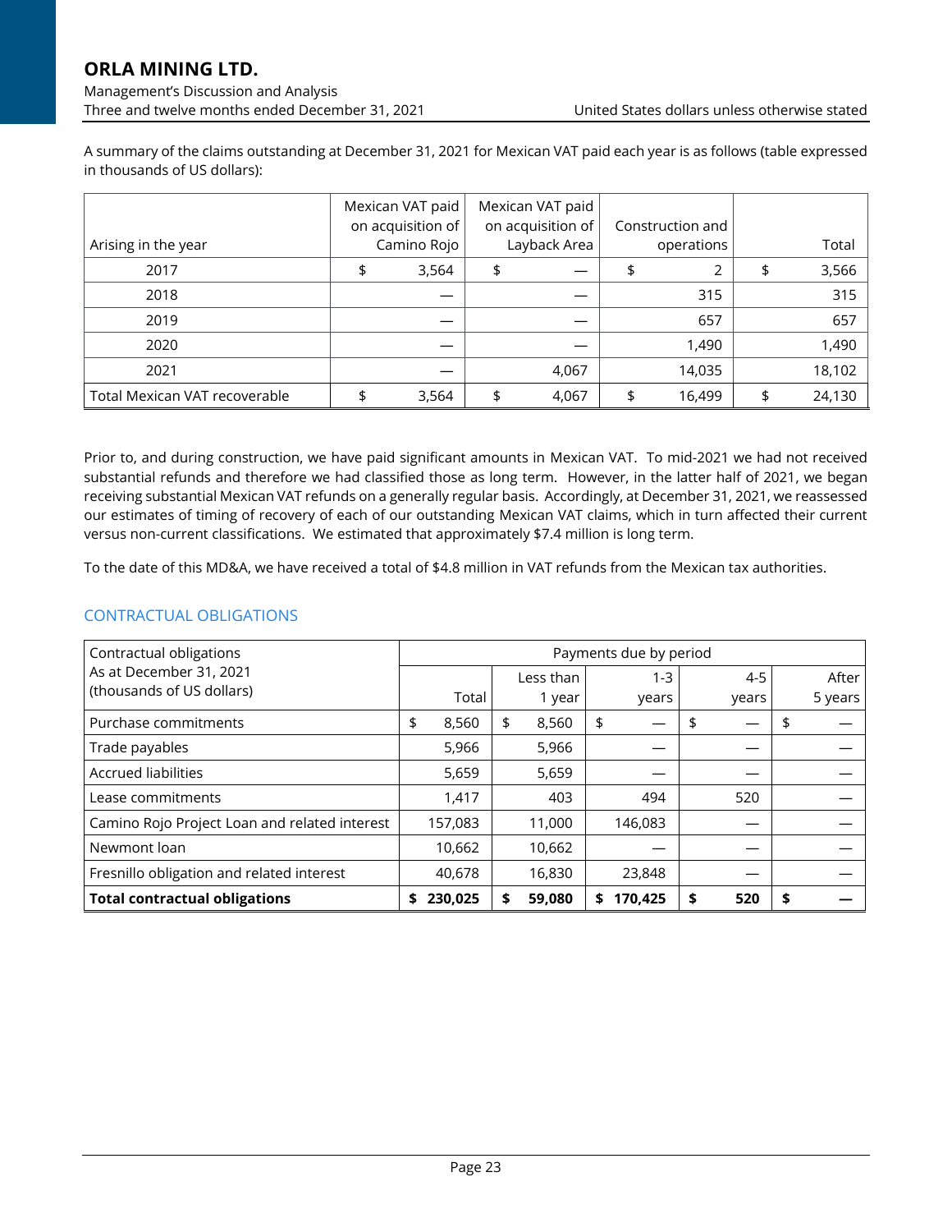A summary of the claims outstanding at December 31, 2021 for Mexican VAT paid each year is as follows (table expressed in thousands of US dollars):

| Arising in the year | Mexican VAT paid on acquisition of Camino Rojo | Mexican VAT paid on acquisition of Layback Area | Construction and operations | Total |
|---|---|---|---|---|
| 2017 | $ 3,564 | $ — | $ 2 | $ 3,566 |
| 2018 | — | — | 315 | 315 |
| 2019 | — | — | 657 | 657 |
| 2020 | — | — | 1,490 | 1,490 |
| 2021 | — | 4,067 | 14,035 | 18,102 |
| Total Mexican VAT recoverable | $ 3,564 | $ 4,067 | $ 16,499 | $ 24,130 |

Prior to, and during construction, we have paid significant amounts in Mexican VAT. To mid-2021 we had not received substantial refunds and therefore we had classified those as long term. However, in the latter half of 2021, we began receiving substantial Mexican VAT refunds on a generally regular basis. Accordingly, at December 31, 2021, we reassessed our estimates of timing of recovery of each of our outstanding Mexican VAT claims, which in turn affected their current versus non-current classifications. We estimated that approximately $7.4 million is long term.

To the date of this MD&A, we have received a total of $4.8 million in VAT refunds from the Mexican tax authorities.

## CONTRACTUAL OBLIGATIONS

| Contractual obligations As at December 31, 2021 (thousands of US dollars) | Payments due by period | | | | |
|---|---|---|---|---|---|
| | Total | Less than 1 year | 1-3 years | 4-5 years | After 5 years |
| Purchase commitments | $ 8,560 | $ 8,560 | $ — | $ — | $ — |
| Trade payables | 5,966 | 5,966 | — | — | — |
| Accrued liabilities | 5,659 | 5,659 | — | — | — |
| Lease commitments | 1,417 | 403 | 494 | 520 | — |
| Camino Rojo Project Loan and related interest | 157,083 | 11,000 | 146,083 | — | — |
| Newmont loan | 10,662 | 10,662 | — | — | — |
| Fresnillo obligation and related interest | 40,678 | 16,830 | 23,848 | — | — |
| **Total contractual obligations** | **$ 230,025** | **$ 59,080** | **$ 170,425** | **$ 520** | **$ —** |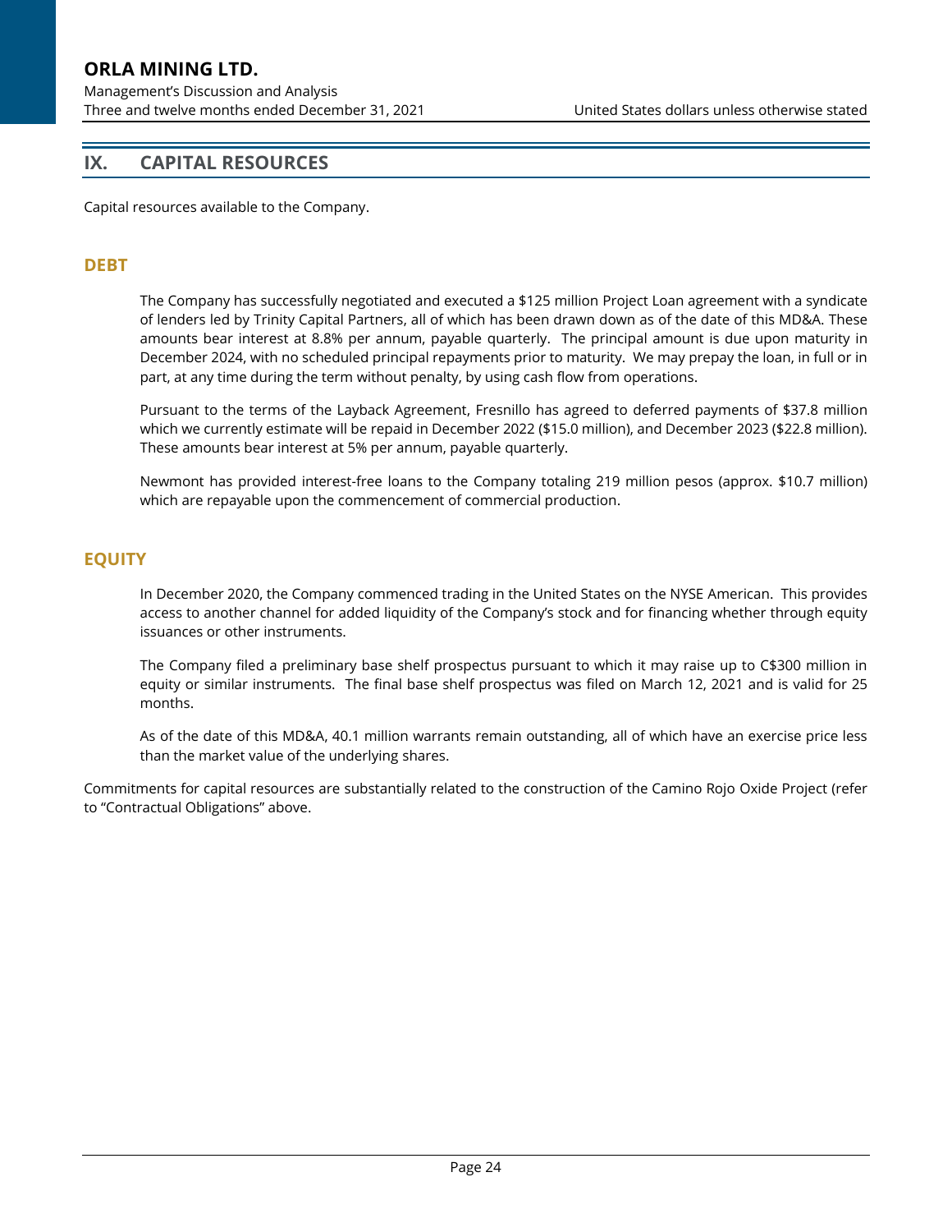## IX. CAPITAL RESOURCES

Capital resources available to the Company.

### DEBT

The Company has successfully negotiated and executed a $125 million Project Loan agreement with a syndicate of lenders led by Trinity Capital Partners, all of which has been drawn down as of the date of this MD&A. These amounts bear interest at 8.8% per annum, payable quarterly. The principal amount is due upon maturity in December 2024, with no scheduled principal repayments prior to maturity. We may prepay the loan, in full or in part, at any time during the term without penalty, by using cash flow from operations.

Pursuant to the terms of the Layback Agreement, Fresnillo has agreed to deferred payments of $37.8 million which we currently estimate will be repaid in December 2022 ($15.0 million), and December 2023 ($22.8 million). These amounts bear interest at 5% per annum, payable quarterly.

Newmont has provided interest-free loans to the Company totaling 219 million pesos (approx. $10.7 million) which are repayable upon the commencement of commercial production.

### EQUITY

In December 2020, the Company commenced trading in the United States on the NYSE American. This provides access to another channel for added liquidity of the Company's stock and for financing whether through equity issuances or other instruments.

The Company filed a preliminary base shelf prospectus pursuant to which it may raise up to C$300 million in equity or similar instruments. The final base shelf prospectus was filed on March 12, 2021 and is valid for 25 months.

As of the date of this MD&A, 40.1 million warrants remain outstanding, all of which have an exercise price less than the market value of the underlying shares.

Commitments for capital resources are substantially related to the construction of the Camino Rojo Oxide Project (refer to "Contractual Obligations" above.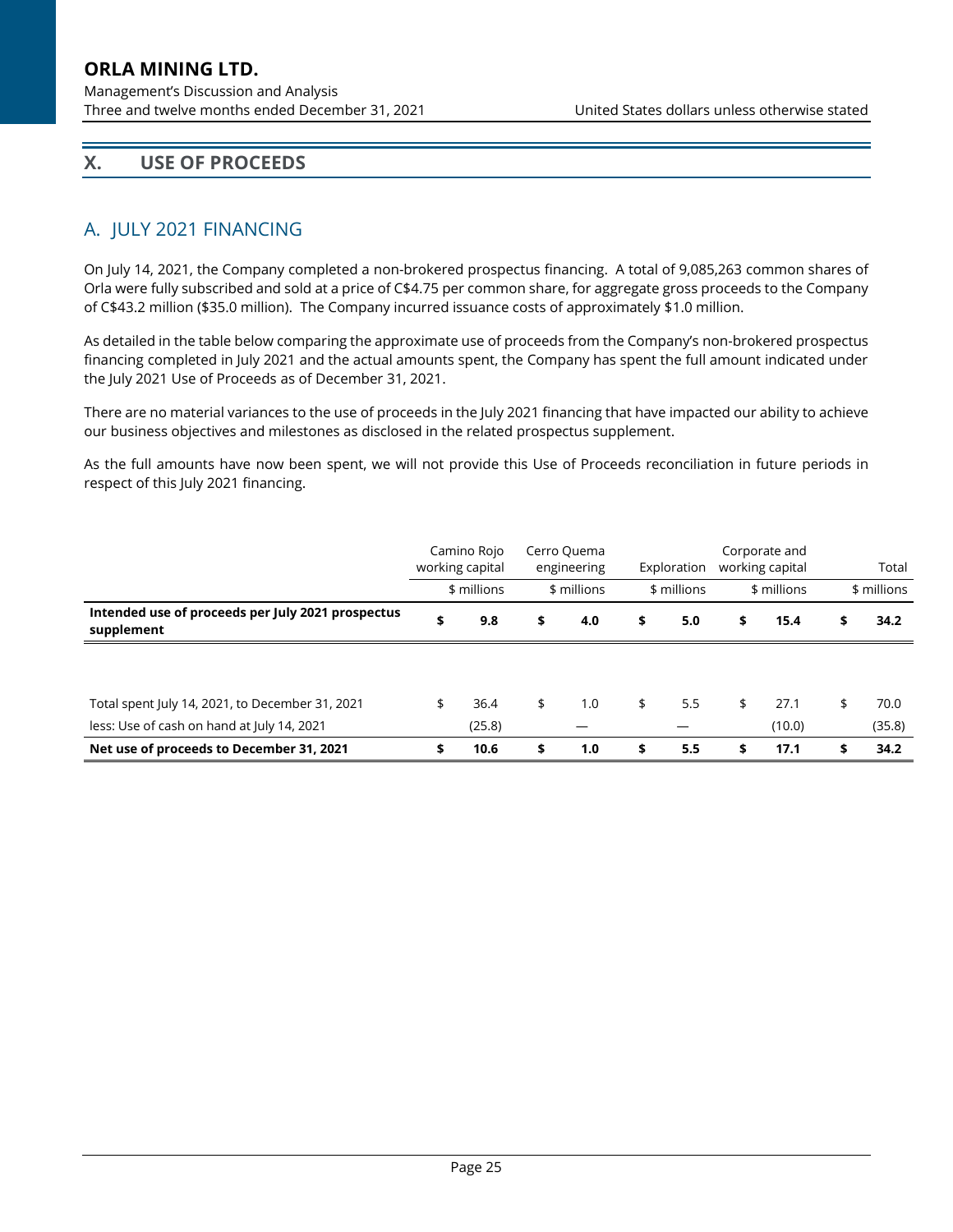## X. USE OF PROCEEDS

### A. JULY 2021 FINANCING

On July 14, 2021, the Company completed a non-brokered prospectus financing. A total of 9,085,263 common shares of Orla were fully subscribed and sold at a price of C$4.75 per common share, for aggregate gross proceeds to the Company of C$43.2 million ($35.0 million). The Company incurred issuance costs of approximately $1.0 million.

As detailed in the table below comparing the approximate use of proceeds from the Company's non-brokered prospectus financing completed in July 2021 and the actual amounts spent, the Company has spent the full amount indicated under the July 2021 Use of Proceeds as of December 31, 2021.

There are no material variances to the use of proceeds in the July 2021 financing that have impacted our ability to achieve our business objectives and milestones as disclosed in the related prospectus supplement.

As the full amounts have now been spent, we will not provide this Use of Proceeds reconciliation in future periods in respect of this July 2021 financing.

| | Camino Rojo working capital | Cerro Quema engineering | Exploration | Corporate and working capital | Total |
|---|---|---|---|---|---|
| | $ millions | $ millions | $ millions | $ millions | $ millions |
| **Intended use of proceeds per July 2021 prospectus supplement** | **$ 9.8** | **$ 4.0** | **$ 5.0** | **$ 15.4** | **$ 34.2** |
| | | | | | |
| Total spent July 14, 2021, to December 31, 2021 | $ 36.4 | $ 1.0 | $ 5.5 | $ 27.1 | $ 70.0 |
| less: Use of cash on hand at July 14, 2021 | (25.8) | — | — | (10.0) | (35.8) |
| **Net use of proceeds to December 31, 2021** | **$ 10.6** | **$ 1.0** | **$ 5.5** | **$ 17.1** | **$ 34.2** |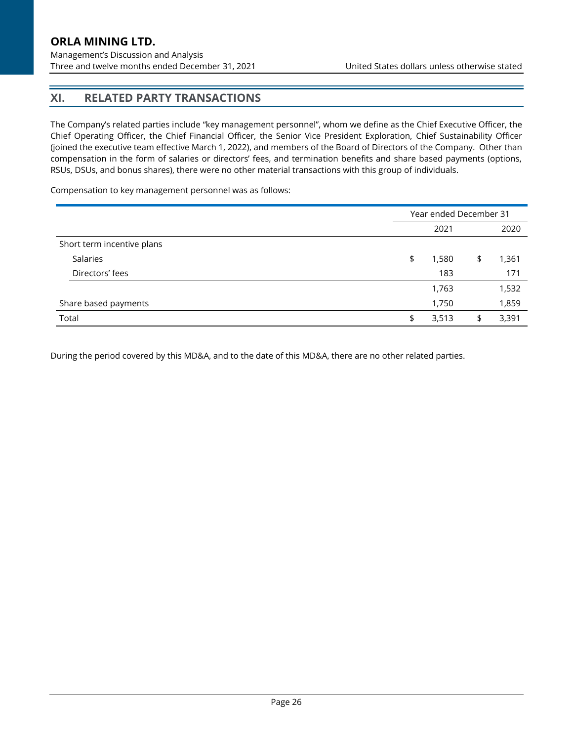## XI. RELATED PARTY TRANSACTIONS

The Company's related parties include "key management personnel", whom we define as the Chief Executive Officer, the Chief Operating Officer, the Chief Financial Officer, the Senior Vice President Exploration, Chief Sustainability Officer (joined the executive team effective March 1, 2022), and members of the Board of Directors of the Company. Other than compensation in the form of salaries or directors' fees, and termination benefits and share based payments (options, RSUs, DSUs, and bonus shares), there were no other material transactions with this group of individuals.

Compensation to key management personnel was as follows:

| | Year ended December 31 | |
|---|---|---|
| | 2021 | 2020 |
| Short term incentive plans | | |
| Salaries | $ 1,580 | $ 1,361 |
| Directors' fees | 183 | 171 |
| | 1,763 | 1,532 |
| Share based payments | 1,750 | 1,859 |
| Total | $ 3,513 | $ 3,391 |

During the period covered by this MD&A, and to the date of this MD&A, there are no other related parties.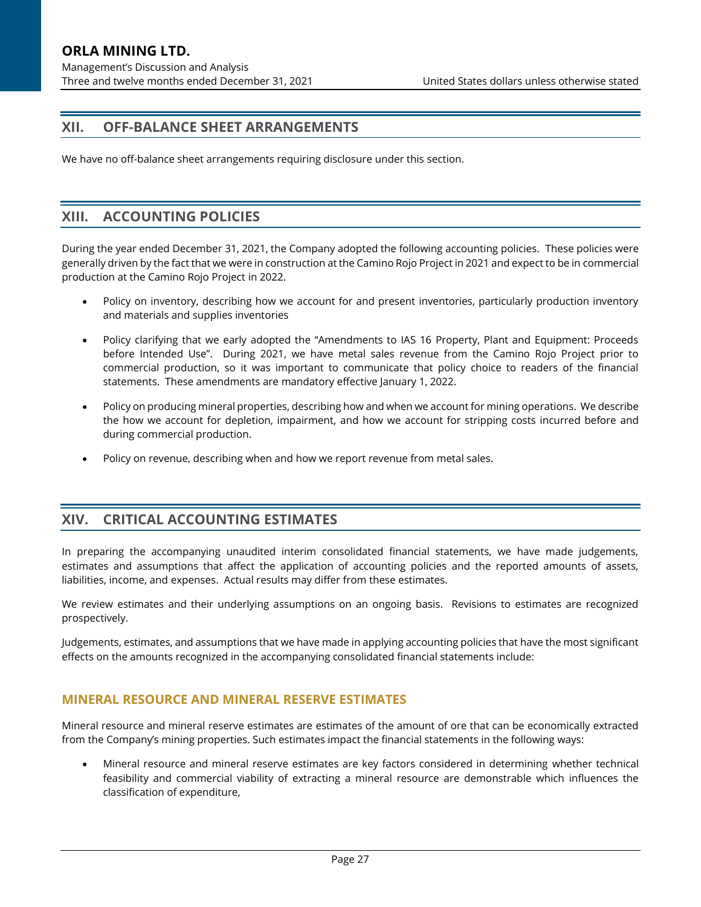## XII. OFF-BALANCE SHEET ARRANGEMENTS

We have no off-balance sheet arrangements requiring disclosure under this section.

## XIII. ACCOUNTING POLICIES

During the year ended December 31, 2021, the Company adopted the following accounting policies. These policies were generally driven by the fact that we were in construction at the Camino Rojo Project in 2021 and expect to be in commercial production at the Camino Rojo Project in 2022.

- Policy on inventory, describing how we account for and present inventories, particularly production inventory and materials and supplies inventories
- Policy clarifying that we early adopted the "Amendments to IAS 16 Property, Plant and Equipment: Proceeds before Intended Use". During 2021, we have metal sales revenue from the Camino Rojo Project prior to commercial production, so it was important to communicate that policy choice to readers of the financial statements. These amendments are mandatory effective January 1, 2022.
- Policy on producing mineral properties, describing how and when we account for mining operations. We describe the how we account for depletion, impairment, and how we account for stripping costs incurred before and during commercial production.
- Policy on revenue, describing when and how we report revenue from metal sales.

## XIV. CRITICAL ACCOUNTING ESTIMATES

In preparing the accompanying unaudited interim consolidated financial statements, we have made judgements, estimates and assumptions that affect the application of accounting policies and the reported amounts of assets, liabilities, income, and expenses. Actual results may differ from these estimates.

We review estimates and their underlying assumptions on an ongoing basis. Revisions to estimates are recognized prospectively.

Judgements, estimates, and assumptions that we have made in applying accounting policies that have the most significant effects on the amounts recognized in the accompanying consolidated financial statements include:

### MINERAL RESOURCE AND MINERAL RESERVE ESTIMATES

Mineral resource and mineral reserve estimates are estimates of the amount of ore that can be economically extracted from the Company's mining properties. Such estimates impact the financial statements in the following ways:

- Mineral resource and mineral reserve estimates are key factors considered in determining whether technical feasibility and commercial viability of extracting a mineral resource are demonstrable which influences the classification of expenditure,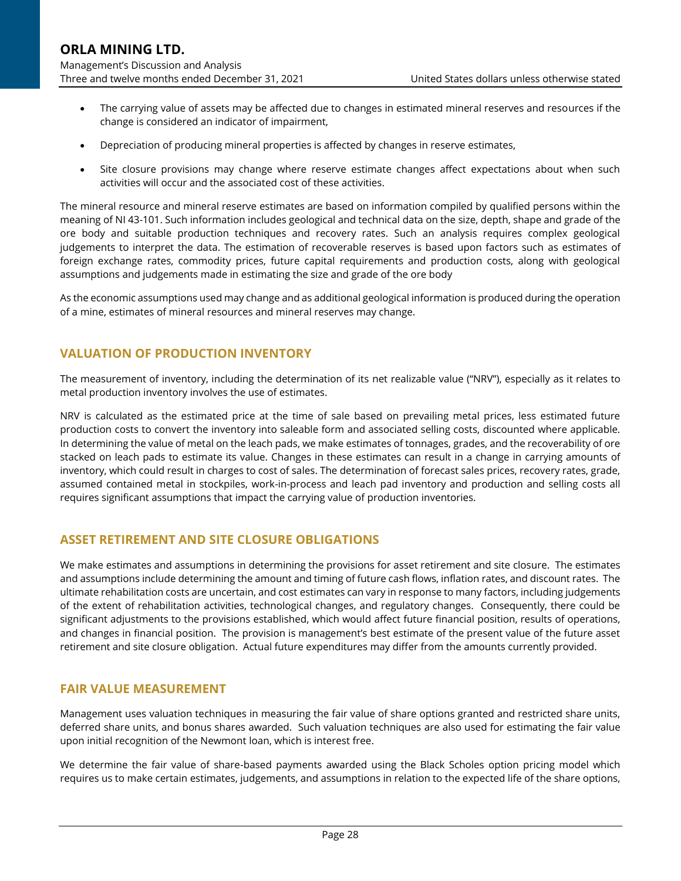- The carrying value of assets may be affected due to changes in estimated mineral reserves and resources if the change is considered an indicator of impairment,
- Depreciation of producing mineral properties is affected by changes in reserve estimates,
- Site closure provisions may change where reserve estimate changes affect expectations about when such activities will occur and the associated cost of these activities.

The mineral resource and mineral reserve estimates are based on information compiled by qualified persons within the meaning of NI 43-101. Such information includes geological and technical data on the size, depth, shape and grade of the ore body and suitable production techniques and recovery rates. Such an analysis requires complex geological judgements to interpret the data. The estimation of recoverable reserves is based upon factors such as estimates of foreign exchange rates, commodity prices, future capital requirements and production costs, along with geological assumptions and judgements made in estimating the size and grade of the ore body

As the economic assumptions used may change and as additional geological information is produced during the operation of a mine, estimates of mineral resources and mineral reserves may change.

## VALUATION OF PRODUCTION INVENTORY

The measurement of inventory, including the determination of its net realizable value ("NRV"), especially as it relates to metal production inventory involves the use of estimates.

NRV is calculated as the estimated price at the time of sale based on prevailing metal prices, less estimated future production costs to convert the inventory into saleable form and associated selling costs, discounted where applicable. In determining the value of metal on the leach pads, we make estimates of tonnages, grades, and the recoverability of ore stacked on leach pads to estimate its value. Changes in these estimates can result in a change in carrying amounts of inventory, which could result in charges to cost of sales. The determination of forecast sales prices, recovery rates, grade, assumed contained metal in stockpiles, work-in-process and leach pad inventory and production and selling costs all requires significant assumptions that impact the carrying value of production inventories.

## ASSET RETIREMENT AND SITE CLOSURE OBLIGATIONS

We make estimates and assumptions in determining the provisions for asset retirement and site closure. The estimates and assumptions include determining the amount and timing of future cash flows, inflation rates, and discount rates. The ultimate rehabilitation costs are uncertain, and cost estimates can vary in response to many factors, including judgements of the extent of rehabilitation activities, technological changes, and regulatory changes. Consequently, there could be significant adjustments to the provisions established, which would affect future financial position, results of operations, and changes in financial position. The provision is management's best estimate of the present value of the future asset retirement and site closure obligation. Actual future expenditures may differ from the amounts currently provided.

## FAIR VALUE MEASUREMENT

Management uses valuation techniques in measuring the fair value of share options granted and restricted share units, deferred share units, and bonus shares awarded. Such valuation techniques are also used for estimating the fair value upon initial recognition of the Newmont loan, which is interest free.

We determine the fair value of share-based payments awarded using the Black Scholes option pricing model which requires us to make certain estimates, judgements, and assumptions in relation to the expected life of the share options,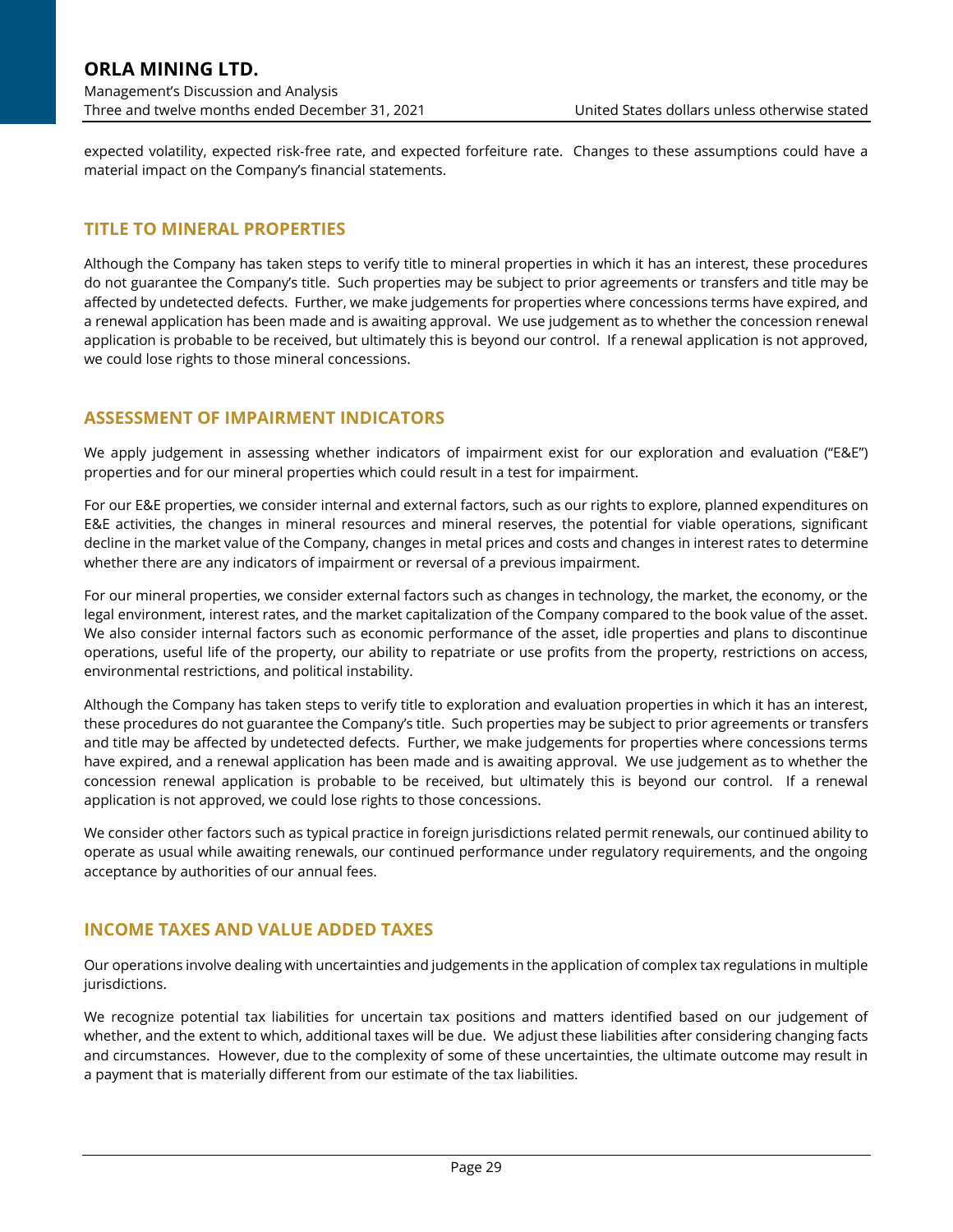expected volatility, expected risk-free rate, and expected forfeiture rate.  Changes to these assumptions could have a material impact on the Company's financial statements.

## TITLE TO MINERAL PROPERTIES

Although the Company has taken steps to verify title to mineral properties in which it has an interest, these procedures do not guarantee the Company's title.  Such properties may be subject to prior agreements or transfers and title may be affected by undetected defects.  Further, we make judgements for properties where concessions terms have expired, and a renewal application has been made and is awaiting approval.  We use judgement as to whether the concession renewal application is probable to be received, but ultimately this is beyond our control.  If a renewal application is not approved, we could lose rights to those mineral concessions.

## ASSESSMENT OF IMPAIRMENT INDICATORS

We apply judgement in assessing whether indicators of impairment exist for our exploration and evaluation ("E&E") properties and for our mineral properties which could result in a test for impairment.

For our E&E properties, we consider internal and external factors, such as our rights to explore, planned expenditures on E&E activities, the changes in mineral resources and mineral reserves, the potential for viable operations, significant decline in the market value of the Company, changes in metal prices and costs and changes in interest rates to determine whether there are any indicators of impairment or reversal of a previous impairment.

For our mineral properties, we consider external factors such as changes in technology, the market, the economy, or the legal environment, interest rates, and the market capitalization of the Company compared to the book value of the asset. We also consider internal factors such as economic performance of the asset, idle properties and plans to discontinue operations, useful life of the property, our ability to repatriate or use profits from the property, restrictions on access, environmental restrictions, and political instability.

Although the Company has taken steps to verify title to exploration and evaluation properties in which it has an interest, these procedures do not guarantee the Company's title.  Such properties may be subject to prior agreements or transfers and title may be affected by undetected defects.  Further, we make judgements for properties where concessions terms have expired, and a renewal application has been made and is awaiting approval.  We use judgement as to whether the concession renewal application is probable to be received, but ultimately this is beyond our control.  If a renewal application is not approved, we could lose rights to those concessions.

We consider other factors such as typical practice in foreign jurisdictions related permit renewals, our continued ability to operate as usual while awaiting renewals, our continued performance under regulatory requirements, and the ongoing acceptance by authorities of our annual fees.

## INCOME TAXES AND VALUE ADDED TAXES

Our operations involve dealing with uncertainties and judgements in the application of complex tax regulations in multiple jurisdictions.

We recognize potential tax liabilities for uncertain tax positions and matters identified based on our judgement of whether, and the extent to which, additional taxes will be due.  We adjust these liabilities after considering changing facts and circumstances.  However, due to the complexity of some of these uncertainties, the ultimate outcome may result in a payment that is materially different from our estimate of the tax liabilities.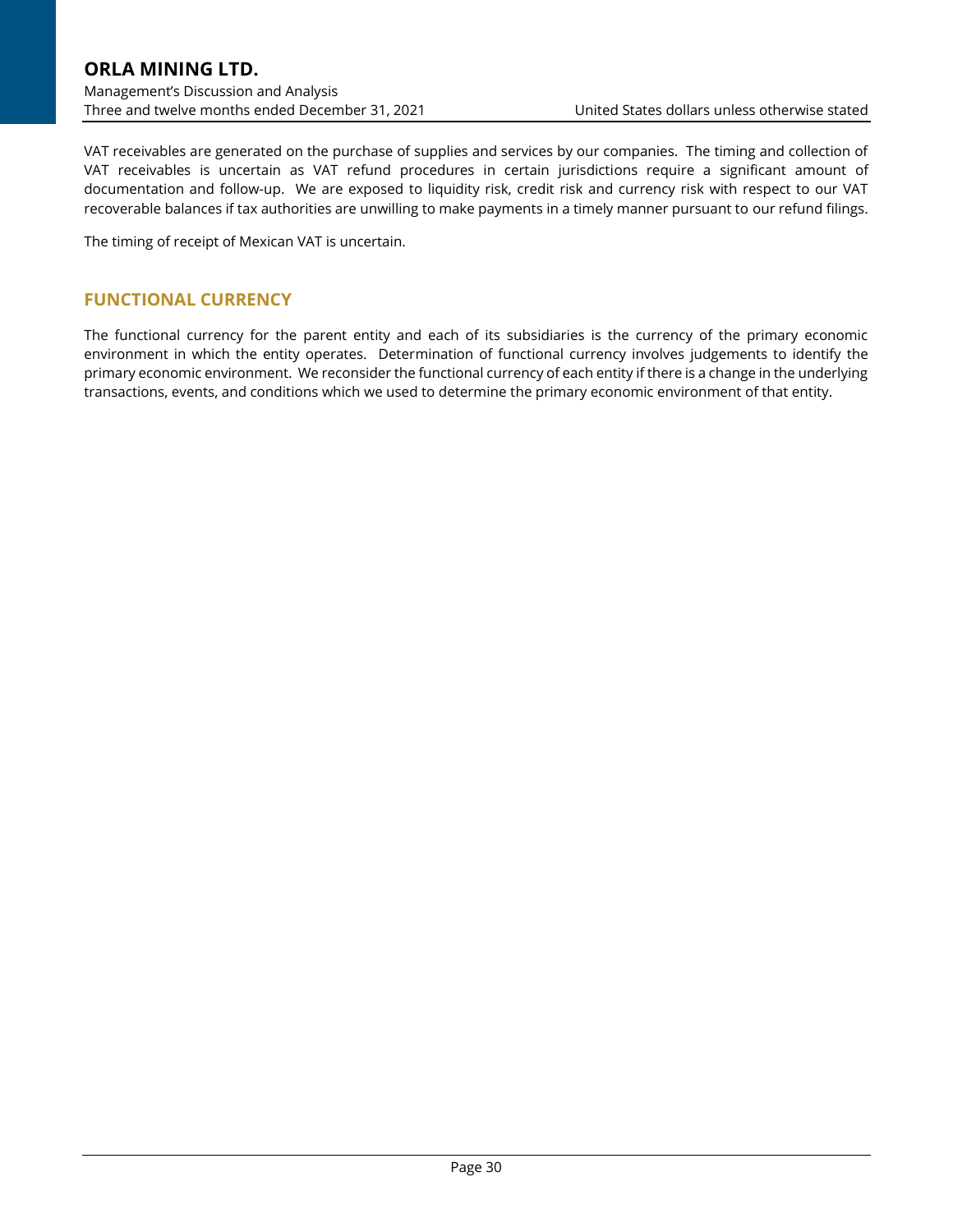VAT receivables are generated on the purchase of supplies and services by our companies. The timing and collection of VAT receivables is uncertain as VAT refund procedures in certain jurisdictions require a significant amount of documentation and follow-up. We are exposed to liquidity risk, credit risk and currency risk with respect to our VAT recoverable balances if tax authorities are unwilling to make payments in a timely manner pursuant to our refund filings.

The timing of receipt of Mexican VAT is uncertain.

## FUNCTIONAL CURRENCY

The functional currency for the parent entity and each of its subsidiaries is the currency of the primary economic environment in which the entity operates. Determination of functional currency involves judgements to identify the primary economic environment. We reconsider the functional currency of each entity if there is a change in the underlying transactions, events, and conditions which we used to determine the primary economic environment of that entity.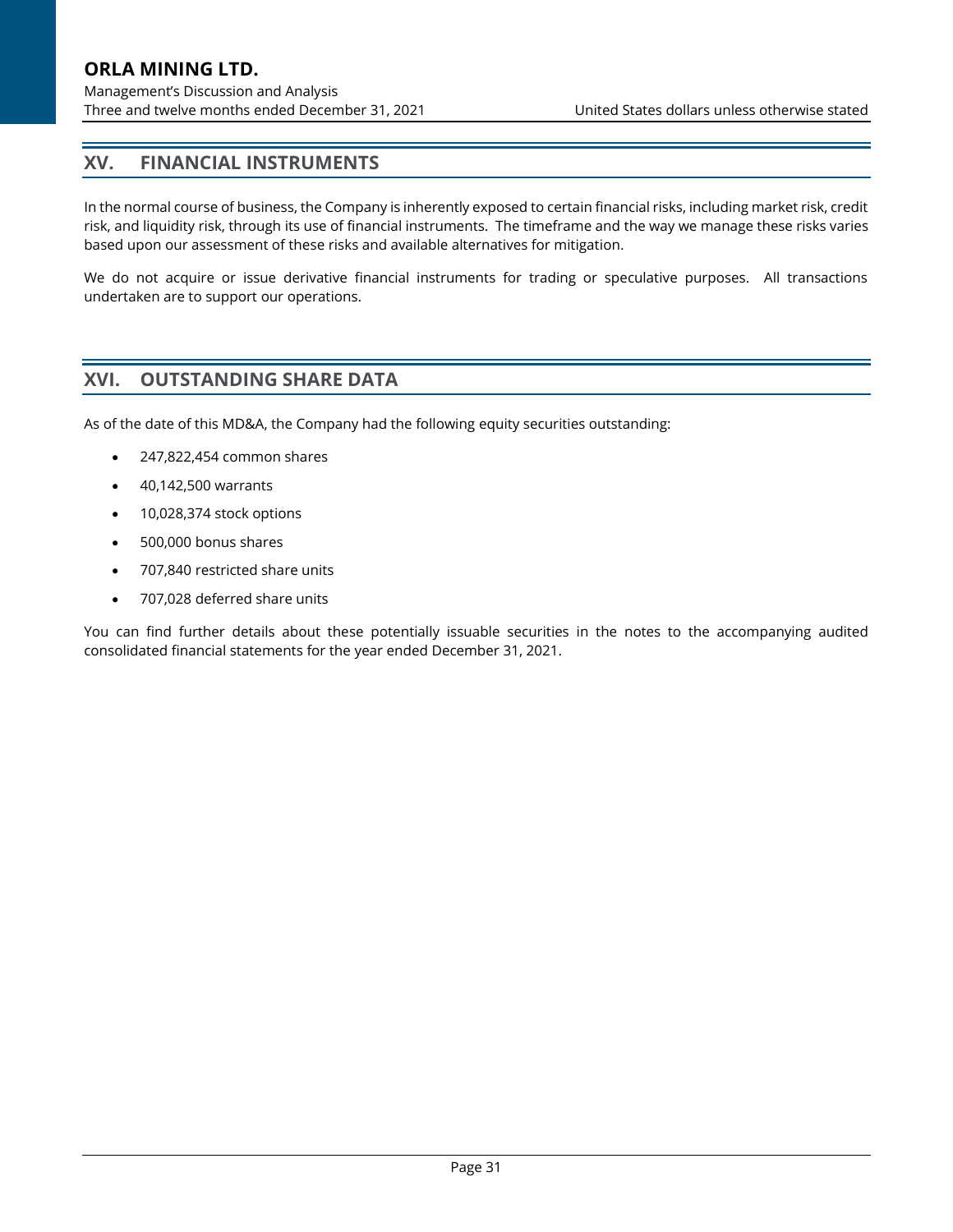## XV. FINANCIAL INSTRUMENTS

In the normal course of business, the Company is inherently exposed to certain financial risks, including market risk, credit risk, and liquidity risk, through its use of financial instruments. The timeframe and the way we manage these risks varies based upon our assessment of these risks and available alternatives for mitigation.

We do not acquire or issue derivative financial instruments for trading or speculative purposes. All transactions undertaken are to support our operations.

## XVI. OUTSTANDING SHARE DATA

As of the date of this MD&A, the Company had the following equity securities outstanding:

- 247,822,454 common shares
- 40,142,500 warrants
- 10,028,374 stock options
- 500,000 bonus shares
- 707,840 restricted share units
- 707,028 deferred share units

You can find further details about these potentially issuable securities in the notes to the accompanying audited consolidated financial statements for the year ended December 31, 2021.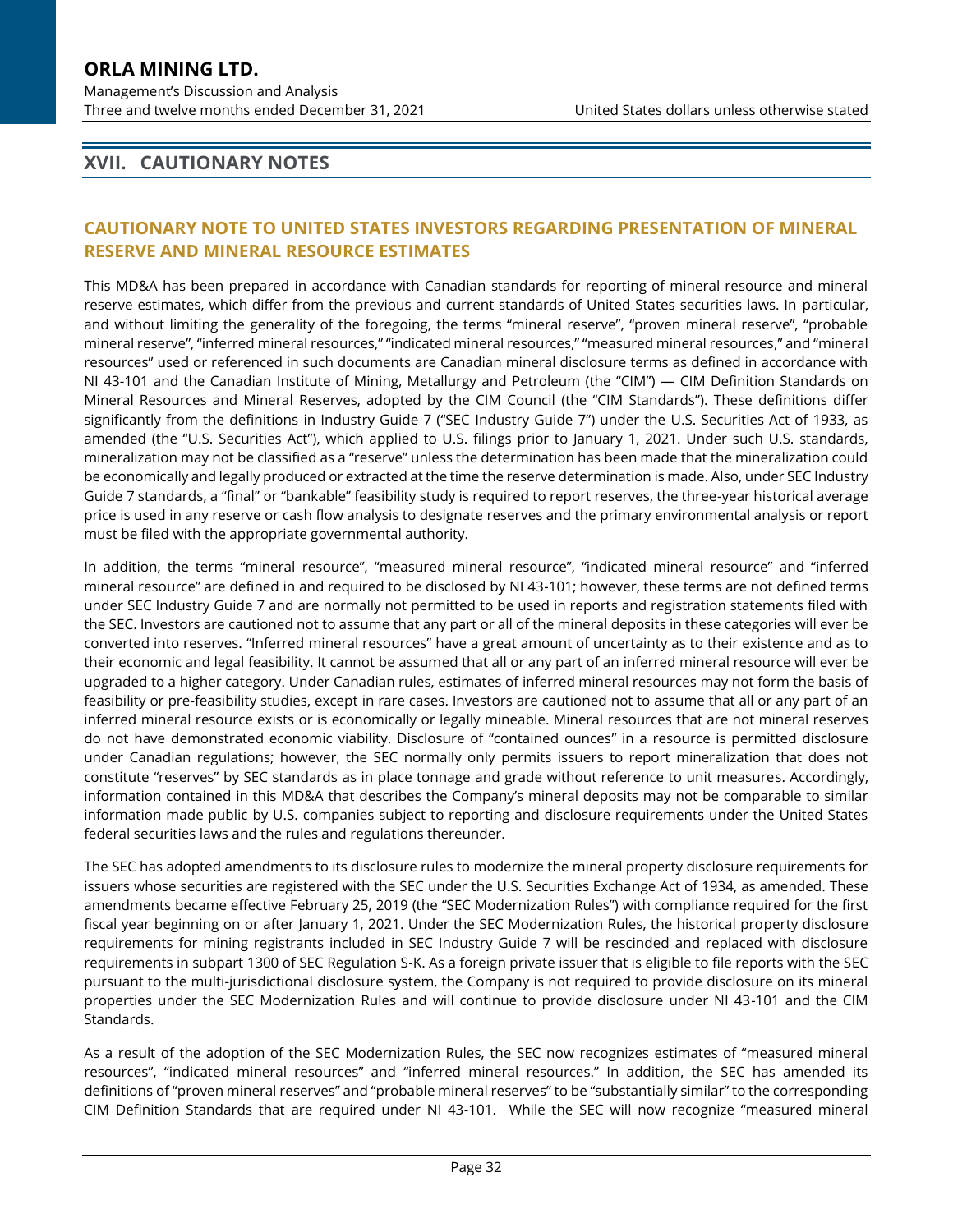## XVII. CAUTIONARY NOTES

### CAUTIONARY NOTE TO UNITED STATES INVESTORS REGARDING PRESENTATION OF MINERAL RESERVE AND MINERAL RESOURCE ESTIMATES

This MD&A has been prepared in accordance with Canadian standards for reporting of mineral resource and mineral reserve estimates, which differ from the previous and current standards of United States securities laws. In particular, and without limiting the generality of the foregoing, the terms "mineral reserve", "proven mineral reserve", "probable mineral reserve", "inferred mineral resources," "indicated mineral resources," "measured mineral resources," and "mineral resources" used or referenced in such documents are Canadian mineral disclosure terms as defined in accordance with NI 43-101 and the Canadian Institute of Mining, Metallurgy and Petroleum (the "CIM") — CIM Definition Standards on Mineral Resources and Mineral Reserves, adopted by the CIM Council (the "CIM Standards"). These definitions differ significantly from the definitions in Industry Guide 7 ("SEC Industry Guide 7") under the U.S. Securities Act of 1933, as amended (the "U.S. Securities Act"), which applied to U.S. filings prior to January 1, 2021. Under such U.S. standards, mineralization may not be classified as a "reserve" unless the determination has been made that the mineralization could be economically and legally produced or extracted at the time the reserve determination is made. Also, under SEC Industry Guide 7 standards, a "final" or "bankable" feasibility study is required to report reserves, the three-year historical average price is used in any reserve or cash flow analysis to designate reserves and the primary environmental analysis or report must be filed with the appropriate governmental authority.

In addition, the terms "mineral resource", "measured mineral resource", "indicated mineral resource" and "inferred mineral resource" are defined in and required to be disclosed by NI 43-101; however, these terms are not defined terms under SEC Industry Guide 7 and are normally not permitted to be used in reports and registration statements filed with the SEC. Investors are cautioned not to assume that any part or all of the mineral deposits in these categories will ever be converted into reserves. "Inferred mineral resources" have a great amount of uncertainty as to their existence and as to their economic and legal feasibility. It cannot be assumed that all or any part of an inferred mineral resource will ever be upgraded to a higher category. Under Canadian rules, estimates of inferred mineral resources may not form the basis of feasibility or pre-feasibility studies, except in rare cases. Investors are cautioned not to assume that all or any part of an inferred mineral resource exists or is economically or legally mineable. Mineral resources that are not mineral reserves do not have demonstrated economic viability. Disclosure of "contained ounces" in a resource is permitted disclosure under Canadian regulations; however, the SEC normally only permits issuers to report mineralization that does not constitute "reserves" by SEC standards as in place tonnage and grade without reference to unit measures. Accordingly, information contained in this MD&A that describes the Company's mineral deposits may not be comparable to similar information made public by U.S. companies subject to reporting and disclosure requirements under the United States federal securities laws and the rules and regulations thereunder.

The SEC has adopted amendments to its disclosure rules to modernize the mineral property disclosure requirements for issuers whose securities are registered with the SEC under the U.S. Securities Exchange Act of 1934, as amended. These amendments became effective February 25, 2019 (the "SEC Modernization Rules") with compliance required for the first fiscal year beginning on or after January 1, 2021. Under the SEC Modernization Rules, the historical property disclosure requirements for mining registrants included in SEC Industry Guide 7 will be rescinded and replaced with disclosure requirements in subpart 1300 of SEC Regulation S-K. As a foreign private issuer that is eligible to file reports with the SEC pursuant to the multi-jurisdictional disclosure system, the Company is not required to provide disclosure on its mineral properties under the SEC Modernization Rules and will continue to provide disclosure under NI 43-101 and the CIM Standards.

As a result of the adoption of the SEC Modernization Rules, the SEC now recognizes estimates of "measured mineral resources", "indicated mineral resources" and "inferred mineral resources." In addition, the SEC has amended its definitions of "proven mineral reserves" and "probable mineral reserves" to be "substantially similar" to the corresponding CIM Definition Standards that are required under NI 43-101. While the SEC will now recognize "measured mineral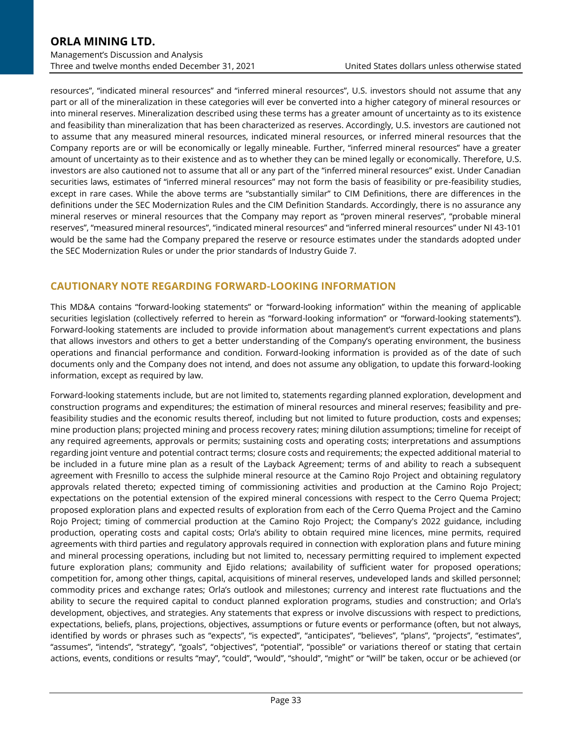resources", "indicated mineral resources" and "inferred mineral resources", U.S. investors should not assume that any part or all of the mineralization in these categories will ever be converted into a higher category of mineral resources or into mineral reserves. Mineralization described using these terms has a greater amount of uncertainty as to its existence and feasibility than mineralization that has been characterized as reserves. Accordingly, U.S. investors are cautioned not to assume that any measured mineral resources, indicated mineral resources, or inferred mineral resources that the Company reports are or will be economically or legally mineable. Further, "inferred mineral resources" have a greater amount of uncertainty as to their existence and as to whether they can be mined legally or economically. Therefore, U.S. investors are also cautioned not to assume that all or any part of the "inferred mineral resources" exist. Under Canadian securities laws, estimates of "inferred mineral resources" may not form the basis of feasibility or pre-feasibility studies, except in rare cases. While the above terms are "substantially similar" to CIM Definitions, there are differences in the definitions under the SEC Modernization Rules and the CIM Definition Standards. Accordingly, there is no assurance any mineral reserves or mineral resources that the Company may report as "proven mineral reserves", "probable mineral reserves", "measured mineral resources", "indicated mineral resources" and "inferred mineral resources" under NI 43-101 would be the same had the Company prepared the reserve or resource estimates under the standards adopted under the SEC Modernization Rules or under the prior standards of Industry Guide 7.

## CAUTIONARY NOTE REGARDING FORWARD-LOOKING INFORMATION

This MD&A contains "forward-looking statements" or "forward-looking information" within the meaning of applicable securities legislation (collectively referred to herein as "forward-looking information" or "forward-looking statements"). Forward-looking statements are included to provide information about management's current expectations and plans that allows investors and others to get a better understanding of the Company's operating environment, the business operations and financial performance and condition. Forward-looking information is provided as of the date of such documents only and the Company does not intend, and does not assume any obligation, to update this forward-looking information, except as required by law.

Forward-looking statements include, but are not limited to, statements regarding planned exploration, development and construction programs and expenditures; the estimation of mineral resources and mineral reserves; feasibility and pre-feasibility studies and the economic results thereof, including but not limited to future production, costs and expenses; mine production plans; projected mining and process recovery rates; mining dilution assumptions; timeline for receipt of any required agreements, approvals or permits; sustaining costs and operating costs; interpretations and assumptions regarding joint venture and potential contract terms; closure costs and requirements; the expected additional material to be included in a future mine plan as a result of the Layback Agreement; terms of and ability to reach a subsequent agreement with Fresnillo to access the sulphide mineral resource at the Camino Rojo Project and obtaining regulatory approvals related thereto; expected timing of commissioning activities and production at the Camino Rojo Project; expectations on the potential extension of the expired mineral concessions with respect to the Cerro Quema Project; proposed exploration plans and expected results of exploration from each of the Cerro Quema Project and the Camino Rojo Project; timing of commercial production at the Camino Rojo Project; the Company's 2022 guidance, including production, operating costs and capital costs; Orla's ability to obtain required mine licences, mine permits, required agreements with third parties and regulatory approvals required in connection with exploration plans and future mining and mineral processing operations, including but not limited to, necessary permitting required to implement expected future exploration plans; community and Ejido relations; availability of sufficient water for proposed operations; competition for, among other things, capital, acquisitions of mineral reserves, undeveloped lands and skilled personnel; commodity prices and exchange rates; Orla's outlook and milestones; currency and interest rate fluctuations and the ability to secure the required capital to conduct planned exploration programs, studies and construction; and Orla's development, objectives, and strategies. Any statements that express or involve discussions with respect to predictions, expectations, beliefs, plans, projections, objectives, assumptions or future events or performance (often, but not always, identified by words or phrases such as "expects", "is expected", "anticipates", "believes", "plans", "projects", "estimates", "assumes", "intends", "strategy", "goals", "objectives", "potential", "possible" or variations thereof or stating that certain actions, events, conditions or results "may", "could", "would", "should", "might" or "will" be taken, occur or be achieved (or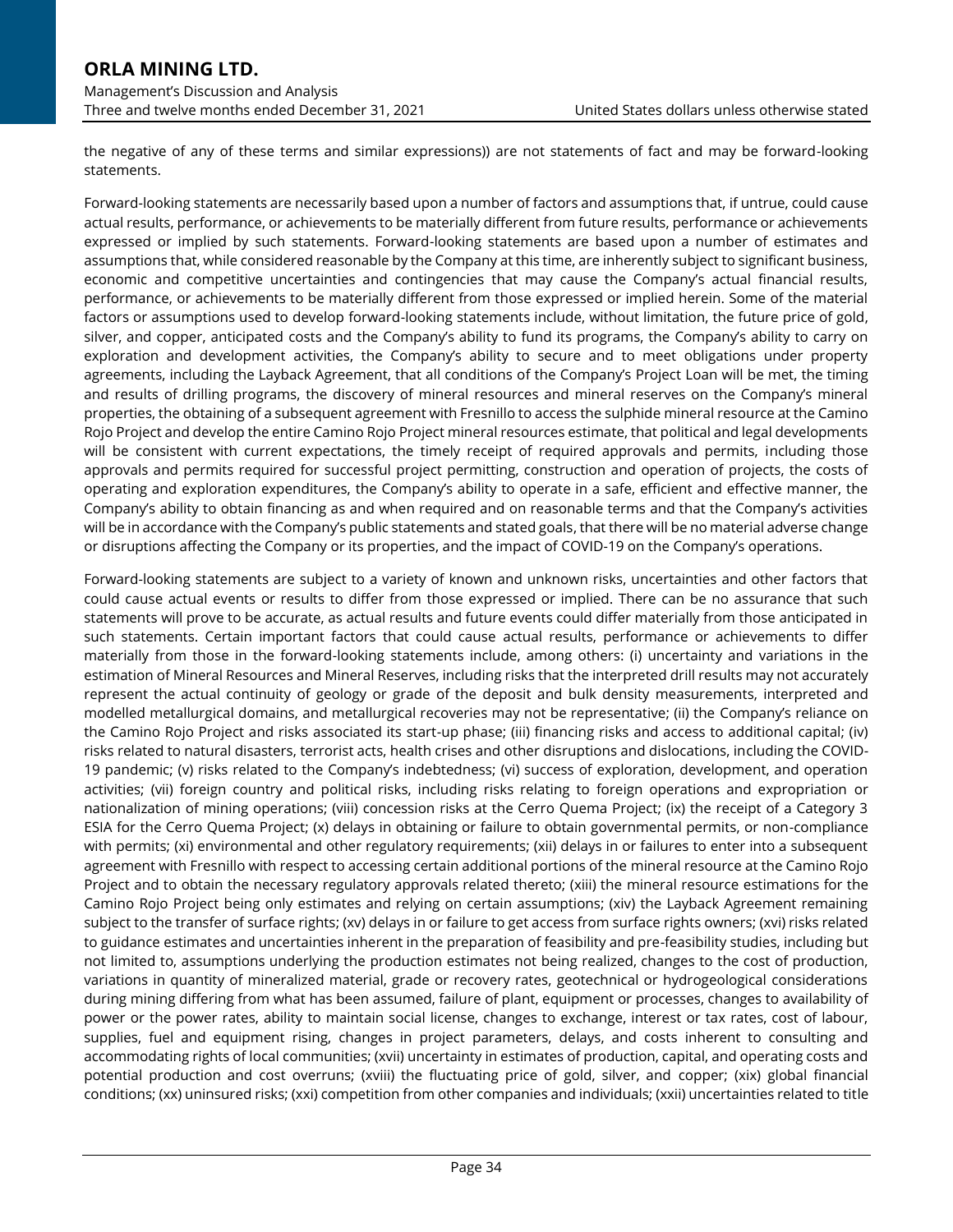the negative of any of these terms and similar expressions)) are not statements of fact and may be forward-looking statements.

Forward-looking statements are necessarily based upon a number of factors and assumptions that, if untrue, could cause actual results, performance, or achievements to be materially different from future results, performance or achievements expressed or implied by such statements. Forward-looking statements are based upon a number of estimates and assumptions that, while considered reasonable by the Company at this time, are inherently subject to significant business, economic and competitive uncertainties and contingencies that may cause the Company's actual financial results, performance, or achievements to be materially different from those expressed or implied herein. Some of the material factors or assumptions used to develop forward-looking statements include, without limitation, the future price of gold, silver, and copper, anticipated costs and the Company's ability to fund its programs, the Company's ability to carry on exploration and development activities, the Company's ability to secure and to meet obligations under property agreements, including the Layback Agreement, that all conditions of the Company's Project Loan will be met, the timing and results of drilling programs, the discovery of mineral resources and mineral reserves on the Company's mineral properties, the obtaining of a subsequent agreement with Fresnillo to access the sulphide mineral resource at the Camino Rojo Project and develop the entire Camino Rojo Project mineral resources estimate, that political and legal developments will be consistent with current expectations, the timely receipt of required approvals and permits, including those approvals and permits required for successful project permitting, construction and operation of projects, the costs of operating and exploration expenditures, the Company's ability to operate in a safe, efficient and effective manner, the Company's ability to obtain financing as and when required and on reasonable terms and that the Company's activities will be in accordance with the Company's public statements and stated goals, that there will be no material adverse change or disruptions affecting the Company or its properties, and the impact of COVID-19 on the Company's operations.

Forward-looking statements are subject to a variety of known and unknown risks, uncertainties and other factors that could cause actual events or results to differ from those expressed or implied. There can be no assurance that such statements will prove to be accurate, as actual results and future events could differ materially from those anticipated in such statements. Certain important factors that could cause actual results, performance or achievements to differ materially from those in the forward-looking statements include, among others: (i) uncertainty and variations in the estimation of Mineral Resources and Mineral Reserves, including risks that the interpreted drill results may not accurately represent the actual continuity of geology or grade of the deposit and bulk density measurements, interpreted and modelled metallurgical domains, and metallurgical recoveries may not be representative; (ii) the Company's reliance on the Camino Rojo Project and risks associated its start-up phase; (iii) financing risks and access to additional capital; (iv) risks related to natural disasters, terrorist acts, health crises and other disruptions and dislocations, including the COVID-19 pandemic; (v) risks related to the Company's indebtedness; (vi) success of exploration, development, and operation activities; (vii) foreign country and political risks, including risks relating to foreign operations and expropriation or nationalization of mining operations; (viii) concession risks at the Cerro Quema Project; (ix) the receipt of a Category 3 ESIA for the Cerro Quema Project; (x) delays in obtaining or failure to obtain governmental permits, or non-compliance with permits; (xi) environmental and other regulatory requirements; (xii) delays in or failures to enter into a subsequent agreement with Fresnillo with respect to accessing certain additional portions of the mineral resource at the Camino Rojo Project and to obtain the necessary regulatory approvals related thereto; (xiii) the mineral resource estimations for the Camino Rojo Project being only estimates and relying on certain assumptions; (xiv) the Layback Agreement remaining subject to the transfer of surface rights; (xv) delays in or failure to get access from surface rights owners; (xvi) risks related to guidance estimates and uncertainties inherent in the preparation of feasibility and pre-feasibility studies, including but not limited to, assumptions underlying the production estimates not being realized, changes to the cost of production, variations in quantity of mineralized material, grade or recovery rates, geotechnical or hydrogeological considerations during mining differing from what has been assumed, failure of plant, equipment or processes, changes to availability of power or the power rates, ability to maintain social license, changes to exchange, interest or tax rates, cost of labour, supplies, fuel and equipment rising, changes in project parameters, delays, and costs inherent to consulting and accommodating rights of local communities; (xvii) uncertainty in estimates of production, capital, and operating costs and potential production and cost overruns; (xviii) the fluctuating price of gold, silver, and copper; (xix) global financial conditions; (xx) uninsured risks; (xxi) competition from other companies and individuals; (xxii) uncertainties related to title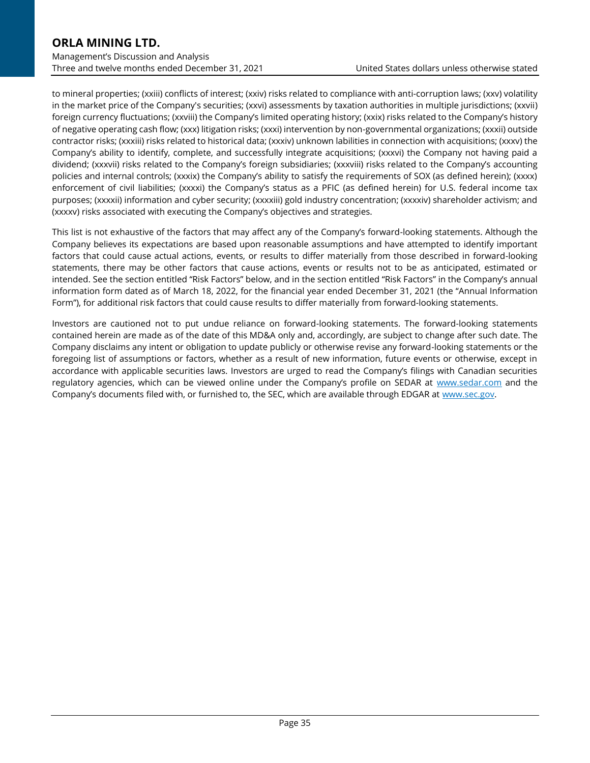to mineral properties; (xxiii) conflicts of interest; (xxiv) risks related to compliance with anti-corruption laws; (xxv) volatility in the market price of the Company's securities; (xxvi) assessments by taxation authorities in multiple jurisdictions; (xxvii) foreign currency fluctuations; (xxviii) the Company's limited operating history; (xxix) risks related to the Company's history of negative operating cash flow; (xxx) litigation risks; (xxxi) intervention by non-governmental organizations; (xxxii) outside contractor risks; (xxxiii) risks related to historical data; (xxxiv) unknown labilities in connection with acquisitions; (xxxv) the Company's ability to identify, complete, and successfully integrate acquisitions; (xxxvi) the Company not having paid a dividend; (xxxvii) risks related to the Company's foreign subsidiaries; (xxxviii) risks related to the Company's accounting policies and internal controls; (xxxix) the Company's ability to satisfy the requirements of SOX (as defined herein); (xxxx) enforcement of civil liabilities; (xxxxi) the Company's status as a PFIC (as defined herein) for U.S. federal income tax purposes; (xxxxii) information and cyber security; (xxxxiii) gold industry concentration; (xxxxiv) shareholder activism; and (xxxxv) risks associated with executing the Company's objectives and strategies.

This list is not exhaustive of the factors that may affect any of the Company's forward-looking statements. Although the Company believes its expectations are based upon reasonable assumptions and have attempted to identify important factors that could cause actual actions, events, or results to differ materially from those described in forward-looking statements, there may be other factors that cause actions, events or results not to be as anticipated, estimated or intended. See the section entitled "Risk Factors" below, and in the section entitled "Risk Factors" in the Company's annual information form dated as of March 18, 2022, for the financial year ended December 31, 2021 (the "Annual Information Form"), for additional risk factors that could cause results to differ materially from forward-looking statements.

Investors are cautioned not to put undue reliance on forward-looking statements. The forward-looking statements contained herein are made as of the date of this MD&A only and, accordingly, are subject to change after such date. The Company disclaims any intent or obligation to update publicly or otherwise revise any forward-looking statements or the foregoing list of assumptions or factors, whether as a result of new information, future events or otherwise, except in accordance with applicable securities laws. Investors are urged to read the Company's filings with Canadian securities regulatory agencies, which can be viewed online under the Company's profile on SEDAR at www.sedar.com and the Company's documents filed with, or furnished to, the SEC, which are available through EDGAR at www.sec.gov.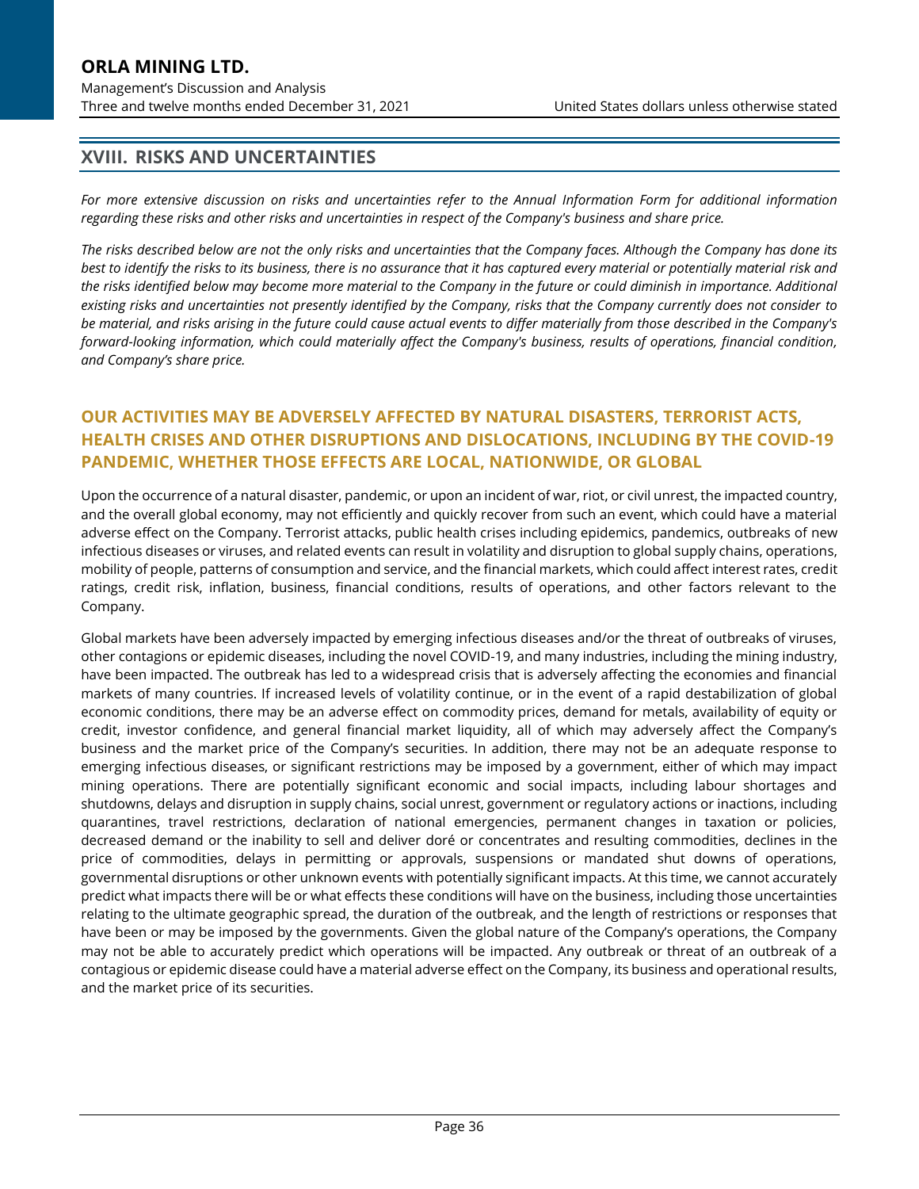## XVIII. RISKS AND UNCERTAINTIES

*For more extensive discussion on risks and uncertainties refer to the Annual Information Form for additional information regarding these risks and other risks and uncertainties in respect of the Company's business and share price.*

*The risks described below are not the only risks and uncertainties that the Company faces. Although the Company has done its best to identify the risks to its business, there is no assurance that it has captured every material or potentially material risk and the risks identified below may become more material to the Company in the future or could diminish in importance. Additional existing risks and uncertainties not presently identified by the Company, risks that the Company currently does not consider to be material, and risks arising in the future could cause actual events to differ materially from those described in the Company's forward-looking information, which could materially affect the Company's business, results of operations, financial condition, and Company's share price.*

### OUR ACTIVITIES MAY BE ADVERSELY AFFECTED BY NATURAL DISASTERS, TERRORIST ACTS, HEALTH CRISES AND OTHER DISRUPTIONS AND DISLOCATIONS, INCLUDING BY THE COVID-19 PANDEMIC, WHETHER THOSE EFFECTS ARE LOCAL, NATIONWIDE, OR GLOBAL

Upon the occurrence of a natural disaster, pandemic, or upon an incident of war, riot, or civil unrest, the impacted country, and the overall global economy, may not efficiently and quickly recover from such an event, which could have a material adverse effect on the Company. Terrorist attacks, public health crises including epidemics, pandemics, outbreaks of new infectious diseases or viruses, and related events can result in volatility and disruption to global supply chains, operations, mobility of people, patterns of consumption and service, and the financial markets, which could affect interest rates, credit ratings, credit risk, inflation, business, financial conditions, results of operations, and other factors relevant to the Company.

Global markets have been adversely impacted by emerging infectious diseases and/or the threat of outbreaks of viruses, other contagions or epidemic diseases, including the novel COVID-19, and many industries, including the mining industry, have been impacted. The outbreak has led to a widespread crisis that is adversely affecting the economies and financial markets of many countries. If increased levels of volatility continue, or in the event of a rapid destabilization of global economic conditions, there may be an adverse effect on commodity prices, demand for metals, availability of equity or credit, investor confidence, and general financial market liquidity, all of which may adversely affect the Company's business and the market price of the Company's securities. In addition, there may not be an adequate response to emerging infectious diseases, or significant restrictions may be imposed by a government, either of which may impact mining operations. There are potentially significant economic and social impacts, including labour shortages and shutdowns, delays and disruption in supply chains, social unrest, government or regulatory actions or inactions, including quarantines, travel restrictions, declaration of national emergencies, permanent changes in taxation or policies, decreased demand or the inability to sell and deliver doré or concentrates and resulting commodities, declines in the price of commodities, delays in permitting or approvals, suspensions or mandated shut downs of operations, governmental disruptions or other unknown events with potentially significant impacts. At this time, we cannot accurately predict what impacts there will be or what effects these conditions will have on the business, including those uncertainties relating to the ultimate geographic spread, the duration of the outbreak, and the length of restrictions or responses that have been or may be imposed by the governments. Given the global nature of the Company's operations, the Company may not be able to accurately predict which operations will be impacted. Any outbreak or threat of an outbreak of a contagious or epidemic disease could have a material adverse effect on the Company, its business and operational results, and the market price of its securities.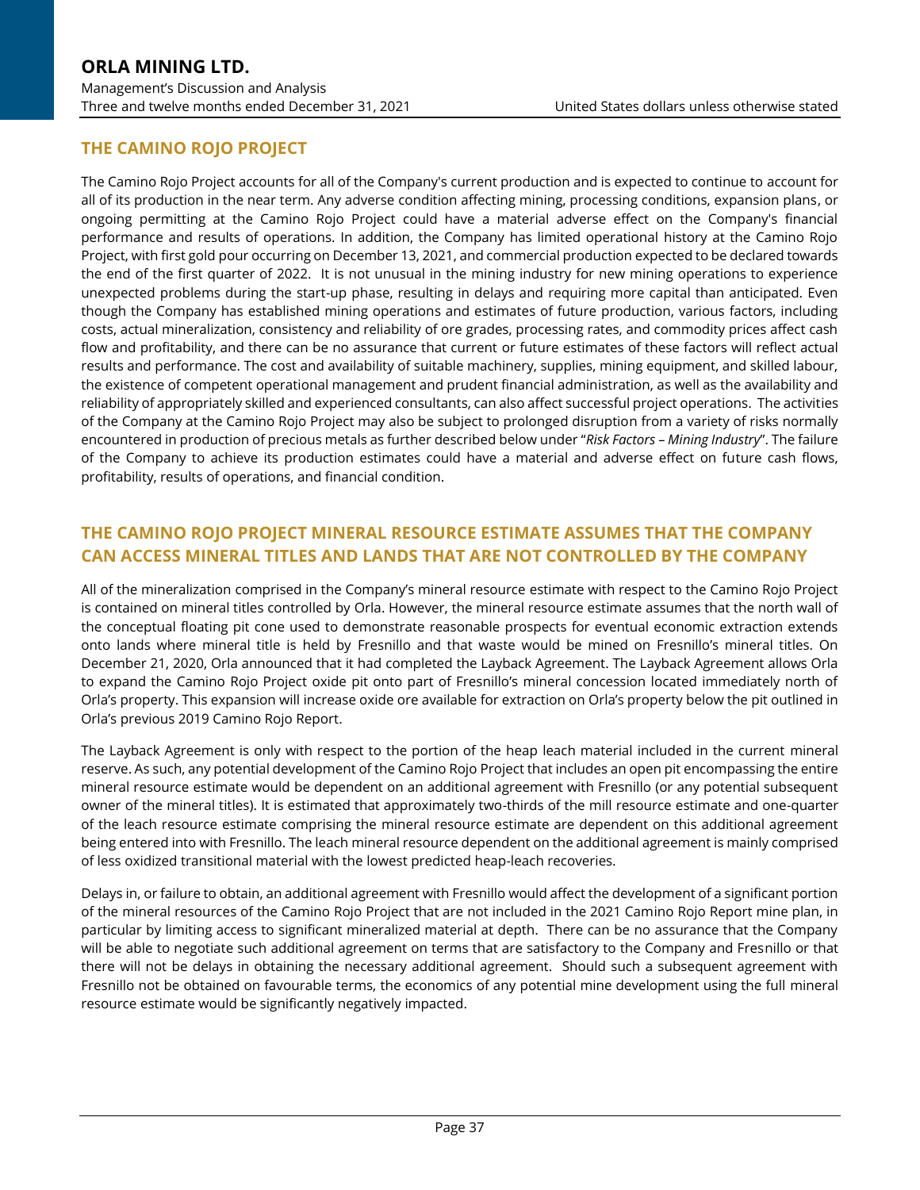## THE CAMINO ROJO PROJECT

The Camino Rojo Project accounts for all of the Company's current production and is expected to continue to account for all of its production in the near term. Any adverse condition affecting mining, processing conditions, expansion plans, or ongoing permitting at the Camino Rojo Project could have a material adverse effect on the Company's financial performance and results of operations. In addition, the Company has limited operational history at the Camino Rojo Project, with first gold pour occurring on December 13, 2021, and commercial production expected to be declared towards the end of the first quarter of 2022. It is not unusual in the mining industry for new mining operations to experience unexpected problems during the start-up phase, resulting in delays and requiring more capital than anticipated. Even though the Company has established mining operations and estimates of future production, various factors, including costs, actual mineralization, consistency and reliability of ore grades, processing rates, and commodity prices affect cash flow and profitability, and there can be no assurance that current or future estimates of these factors will reflect actual results and performance. The cost and availability of suitable machinery, supplies, mining equipment, and skilled labour, the existence of competent operational management and prudent financial administration, as well as the availability and reliability of appropriately skilled and experienced consultants, can also affect successful project operations. The activities of the Company at the Camino Rojo Project may also be subject to prolonged disruption from a variety of risks normally encountered in production of precious metals as further described below under "*Risk Factors – Mining Industry*". The failure of the Company to achieve its production estimates could have a material and adverse effect on future cash flows, profitability, results of operations, and financial condition.

## THE CAMINO ROJO PROJECT MINERAL RESOURCE ESTIMATE ASSUMES THAT THE COMPANY CAN ACCESS MINERAL TITLES AND LANDS THAT ARE NOT CONTROLLED BY THE COMPANY

All of the mineralization comprised in the Company's mineral resource estimate with respect to the Camino Rojo Project is contained on mineral titles controlled by Orla. However, the mineral resource estimate assumes that the north wall of the conceptual floating pit cone used to demonstrate reasonable prospects for eventual economic extraction extends onto lands where mineral title is held by Fresnillo and that waste would be mined on Fresnillo's mineral titles. On December 21, 2020, Orla announced that it had completed the Layback Agreement. The Layback Agreement allows Orla to expand the Camino Rojo Project oxide pit onto part of Fresnillo's mineral concession located immediately north of Orla's property. This expansion will increase oxide ore available for extraction on Orla's property below the pit outlined in Orla's previous 2019 Camino Rojo Report.

The Layback Agreement is only with respect to the portion of the heap leach material included in the current mineral reserve. As such, any potential development of the Camino Rojo Project that includes an open pit encompassing the entire mineral resource estimate would be dependent on an additional agreement with Fresnillo (or any potential subsequent owner of the mineral titles). It is estimated that approximately two-thirds of the mill resource estimate and one-quarter of the leach resource estimate comprising the mineral resource estimate are dependent on this additional agreement being entered into with Fresnillo. The leach mineral resource dependent on the additional agreement is mainly comprised of less oxidized transitional material with the lowest predicted heap-leach recoveries.

Delays in, or failure to obtain, an additional agreement with Fresnillo would affect the development of a significant portion of the mineral resources of the Camino Rojo Project that are not included in the 2021 Camino Rojo Report mine plan, in particular by limiting access to significant mineralized material at depth. There can be no assurance that the Company will be able to negotiate such additional agreement on terms that are satisfactory to the Company and Fresnillo or that there will not be delays in obtaining the necessary additional agreement. Should such a subsequent agreement with Fresnillo not be obtained on favourable terms, the economics of any potential mine development using the full mineral resource estimate would be significantly negatively impacted.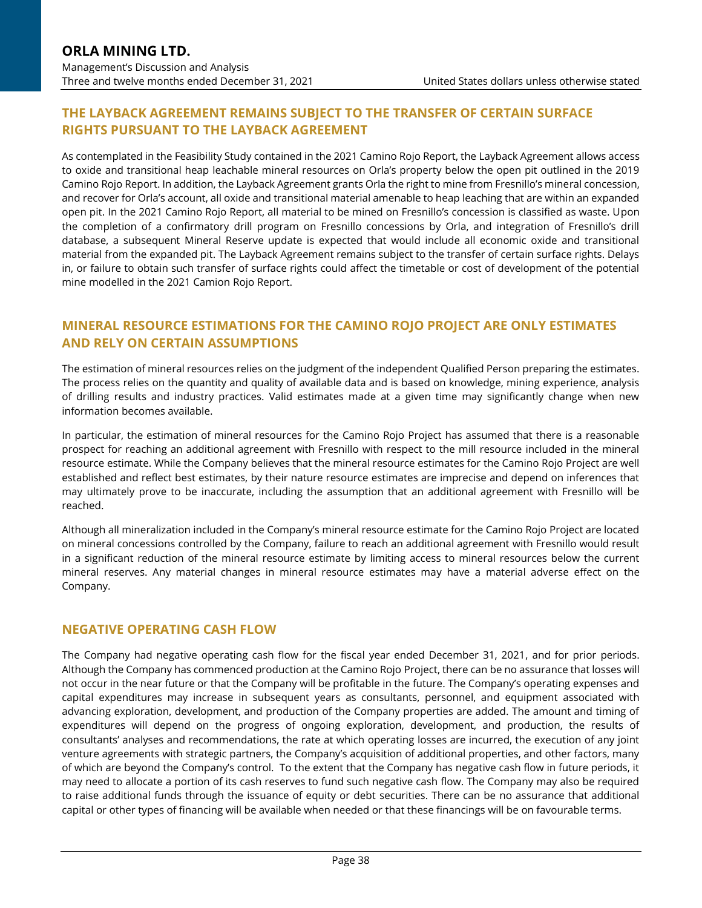## THE LAYBACK AGREEMENT REMAINS SUBJECT TO THE TRANSFER OF CERTAIN SURFACE RIGHTS PURSUANT TO THE LAYBACK AGREEMENT

As contemplated in the Feasibility Study contained in the 2021 Camino Rojo Report, the Layback Agreement allows access to oxide and transitional heap leachable mineral resources on Orla's property below the open pit outlined in the 2019 Camino Rojo Report. In addition, the Layback Agreement grants Orla the right to mine from Fresnillo's mineral concession, and recover for Orla's account, all oxide and transitional material amenable to heap leaching that are within an expanded open pit. In the 2021 Camino Rojo Report, all material to be mined on Fresnillo's concession is classified as waste. Upon the completion of a confirmatory drill program on Fresnillo concessions by Orla, and integration of Fresnillo's drill database, a subsequent Mineral Reserve update is expected that would include all economic oxide and transitional material from the expanded pit. The Layback Agreement remains subject to the transfer of certain surface rights. Delays in, or failure to obtain such transfer of surface rights could affect the timetable or cost of development of the potential mine modelled in the 2021 Camion Rojo Report.

## MINERAL RESOURCE ESTIMATIONS FOR THE CAMINO ROJO PROJECT ARE ONLY ESTIMATES AND RELY ON CERTAIN ASSUMPTIONS

The estimation of mineral resources relies on the judgment of the independent Qualified Person preparing the estimates. The process relies on the quantity and quality of available data and is based on knowledge, mining experience, analysis of drilling results and industry practices. Valid estimates made at a given time may significantly change when new information becomes available.

In particular, the estimation of mineral resources for the Camino Rojo Project has assumed that there is a reasonable prospect for reaching an additional agreement with Fresnillo with respect to the mill resource included in the mineral resource estimate. While the Company believes that the mineral resource estimates for the Camino Rojo Project are well established and reflect best estimates, by their nature resource estimates are imprecise and depend on inferences that may ultimately prove to be inaccurate, including the assumption that an additional agreement with Fresnillo will be reached.

Although all mineralization included in the Company's mineral resource estimate for the Camino Rojo Project are located on mineral concessions controlled by the Company, failure to reach an additional agreement with Fresnillo would result in a significant reduction of the mineral resource estimate by limiting access to mineral resources below the current mineral reserves. Any material changes in mineral resource estimates may have a material adverse effect on the Company.

## NEGATIVE OPERATING CASH FLOW

The Company had negative operating cash flow for the fiscal year ended December 31, 2021, and for prior periods. Although the Company has commenced production at the Camino Rojo Project, there can be no assurance that losses will not occur in the near future or that the Company will be profitable in the future. The Company's operating expenses and capital expenditures may increase in subsequent years as consultants, personnel, and equipment associated with advancing exploration, development, and production of the Company properties are added. The amount and timing of expenditures will depend on the progress of ongoing exploration, development, and production, the results of consultants' analyses and recommendations, the rate at which operating losses are incurred, the execution of any joint venture agreements with strategic partners, the Company's acquisition of additional properties, and other factors, many of which are beyond the Company's control. To the extent that the Company has negative cash flow in future periods, it may need to allocate a portion of its cash reserves to fund such negative cash flow. The Company may also be required to raise additional funds through the issuance of equity or debt securities. There can be no assurance that additional capital or other types of financing will be available when needed or that these financings will be on favourable terms.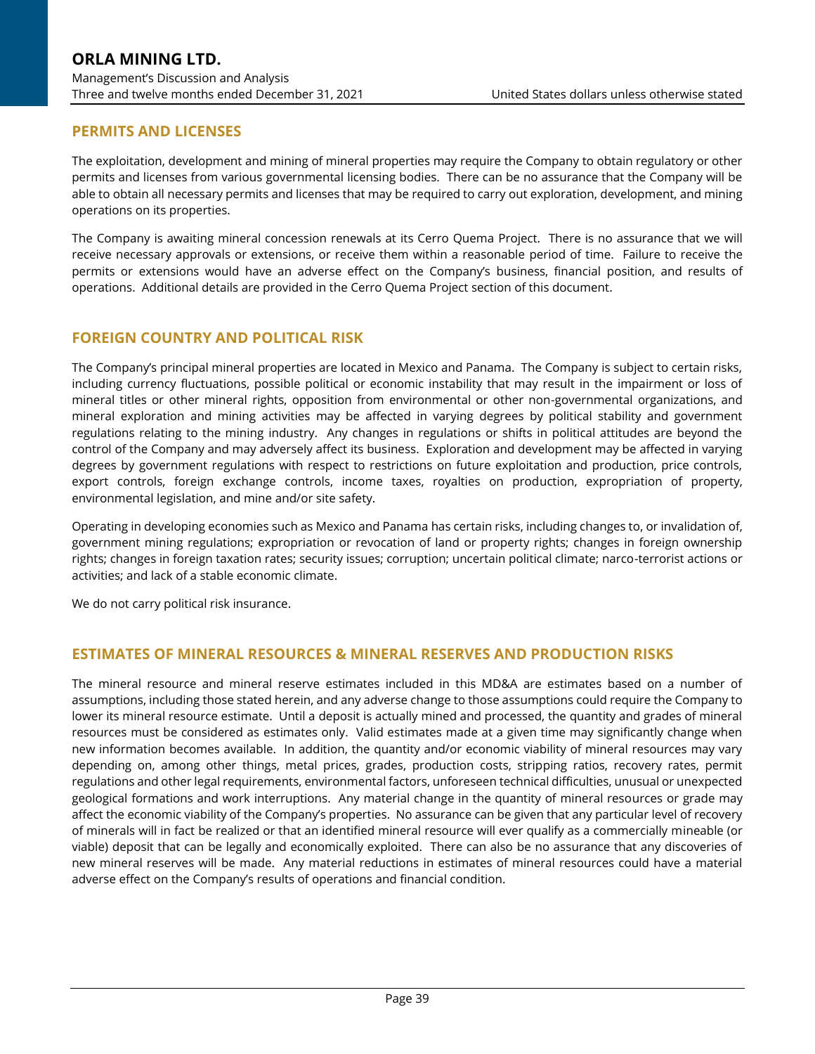## PERMITS AND LICENSES

The exploitation, development and mining of mineral properties may require the Company to obtain regulatory or other permits and licenses from various governmental licensing bodies. There can be no assurance that the Company will be able to obtain all necessary permits and licenses that may be required to carry out exploration, development, and mining operations on its properties.

The Company is awaiting mineral concession renewals at its Cerro Quema Project. There is no assurance that we will receive necessary approvals or extensions, or receive them within a reasonable period of time. Failure to receive the permits or extensions would have an adverse effect on the Company's business, financial position, and results of operations. Additional details are provided in the Cerro Quema Project section of this document.

## FOREIGN COUNTRY AND POLITICAL RISK

The Company's principal mineral properties are located in Mexico and Panama. The Company is subject to certain risks, including currency fluctuations, possible political or economic instability that may result in the impairment or loss of mineral titles or other mineral rights, opposition from environmental or other non-governmental organizations, and mineral exploration and mining activities may be affected in varying degrees by political stability and government regulations relating to the mining industry. Any changes in regulations or shifts in political attitudes are beyond the control of the Company and may adversely affect its business. Exploration and development may be affected in varying degrees by government regulations with respect to restrictions on future exploitation and production, price controls, export controls, foreign exchange controls, income taxes, royalties on production, expropriation of property, environmental legislation, and mine and/or site safety.

Operating in developing economies such as Mexico and Panama has certain risks, including changes to, or invalidation of, government mining regulations; expropriation or revocation of land or property rights; changes in foreign ownership rights; changes in foreign taxation rates; security issues; corruption; uncertain political climate; narco-terrorist actions or activities; and lack of a stable economic climate.

We do not carry political risk insurance.

## ESTIMATES OF MINERAL RESOURCES & MINERAL RESERVES AND PRODUCTION RISKS

The mineral resource and mineral reserve estimates included in this MD&A are estimates based on a number of assumptions, including those stated herein, and any adverse change to those assumptions could require the Company to lower its mineral resource estimate. Until a deposit is actually mined and processed, the quantity and grades of mineral resources must be considered as estimates only. Valid estimates made at a given time may significantly change when new information becomes available. In addition, the quantity and/or economic viability of mineral resources may vary depending on, among other things, metal prices, grades, production costs, stripping ratios, recovery rates, permit regulations and other legal requirements, environmental factors, unforeseen technical difficulties, unusual or unexpected geological formations and work interruptions. Any material change in the quantity of mineral resources or grade may affect the economic viability of the Company's properties. No assurance can be given that any particular level of recovery of minerals will in fact be realized or that an identified mineral resource will ever qualify as a commercially mineable (or viable) deposit that can be legally and economically exploited. There can also be no assurance that any discoveries of new mineral reserves will be made. Any material reductions in estimates of mineral resources could have a material adverse effect on the Company's results of operations and financial condition.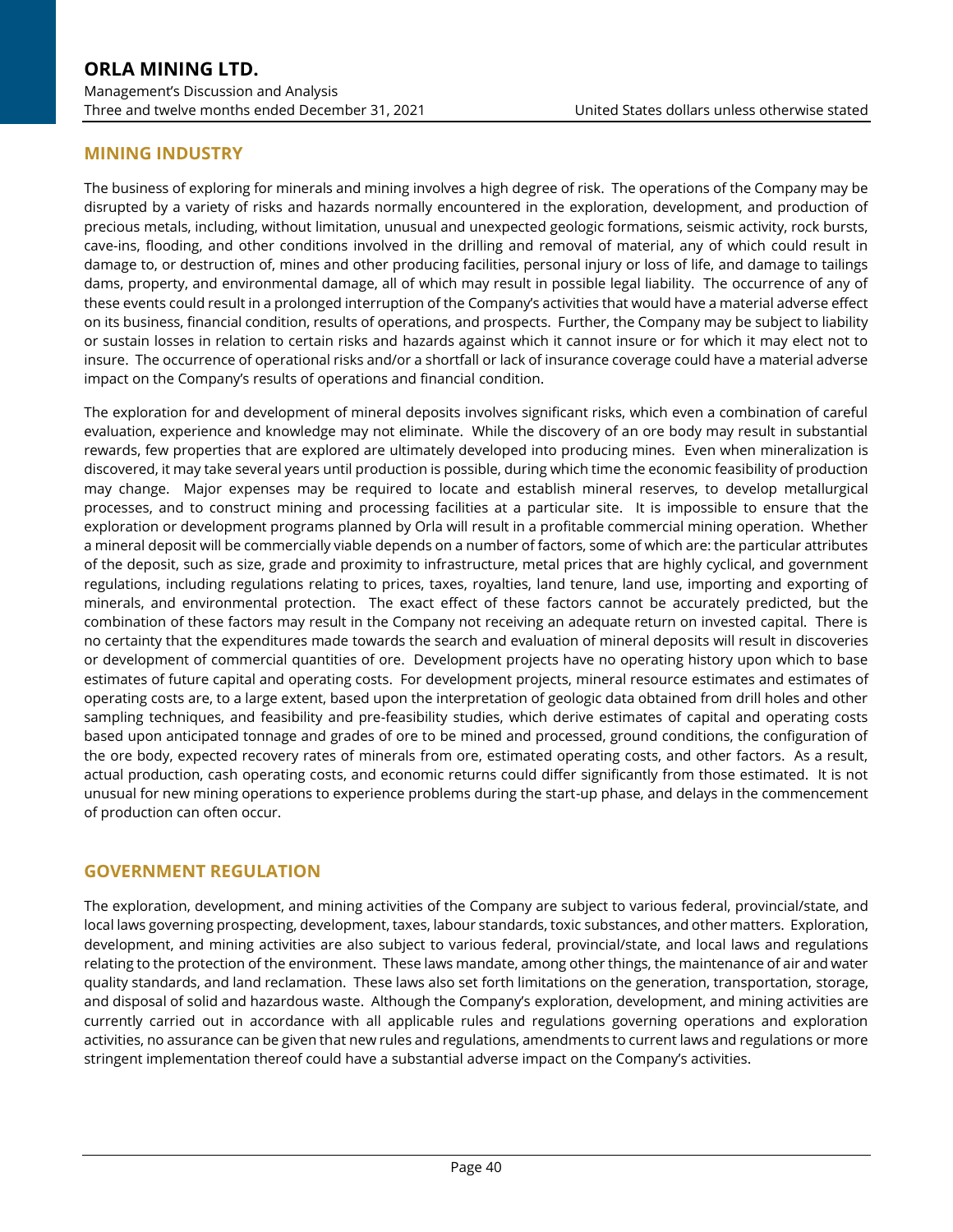## MINING INDUSTRY

The business of exploring for minerals and mining involves a high degree of risk. The operations of the Company may be disrupted by a variety of risks and hazards normally encountered in the exploration, development, and production of precious metals, including, without limitation, unusual and unexpected geologic formations, seismic activity, rock bursts, cave-ins, flooding, and other conditions involved in the drilling and removal of material, any of which could result in damage to, or destruction of, mines and other producing facilities, personal injury or loss of life, and damage to tailings dams, property, and environmental damage, all of which may result in possible legal liability. The occurrence of any of these events could result in a prolonged interruption of the Company's activities that would have a material adverse effect on its business, financial condition, results of operations, and prospects. Further, the Company may be subject to liability or sustain losses in relation to certain risks and hazards against which it cannot insure or for which it may elect not to insure. The occurrence of operational risks and/or a shortfall or lack of insurance coverage could have a material adverse impact on the Company's results of operations and financial condition.

The exploration for and development of mineral deposits involves significant risks, which even a combination of careful evaluation, experience and knowledge may not eliminate. While the discovery of an ore body may result in substantial rewards, few properties that are explored are ultimately developed into producing mines. Even when mineralization is discovered, it may take several years until production is possible, during which time the economic feasibility of production may change. Major expenses may be required to locate and establish mineral reserves, to develop metallurgical processes, and to construct mining and processing facilities at a particular site. It is impossible to ensure that the exploration or development programs planned by Orla will result in a profitable commercial mining operation. Whether a mineral deposit will be commercially viable depends on a number of factors, some of which are: the particular attributes of the deposit, such as size, grade and proximity to infrastructure, metal prices that are highly cyclical, and government regulations, including regulations relating to prices, taxes, royalties, land tenure, land use, importing and exporting of minerals, and environmental protection. The exact effect of these factors cannot be accurately predicted, but the combination of these factors may result in the Company not receiving an adequate return on invested capital. There is no certainty that the expenditures made towards the search and evaluation of mineral deposits will result in discoveries or development of commercial quantities of ore. Development projects have no operating history upon which to base estimates of future capital and operating costs. For development projects, mineral resource estimates and estimates of operating costs are, to a large extent, based upon the interpretation of geologic data obtained from drill holes and other sampling techniques, and feasibility and pre-feasibility studies, which derive estimates of capital and operating costs based upon anticipated tonnage and grades of ore to be mined and processed, ground conditions, the configuration of the ore body, expected recovery rates of minerals from ore, estimated operating costs, and other factors. As a result, actual production, cash operating costs, and economic returns could differ significantly from those estimated. It is not unusual for new mining operations to experience problems during the start-up phase, and delays in the commencement of production can often occur.

## GOVERNMENT REGULATION

The exploration, development, and mining activities of the Company are subject to various federal, provincial/state, and local laws governing prospecting, development, taxes, labour standards, toxic substances, and other matters. Exploration, development, and mining activities are also subject to various federal, provincial/state, and local laws and regulations relating to the protection of the environment. These laws mandate, among other things, the maintenance of air and water quality standards, and land reclamation. These laws also set forth limitations on the generation, transportation, storage, and disposal of solid and hazardous waste. Although the Company's exploration, development, and mining activities are currently carried out in accordance with all applicable rules and regulations governing operations and exploration activities, no assurance can be given that new rules and regulations, amendments to current laws and regulations or more stringent implementation thereof could have a substantial adverse impact on the Company's activities.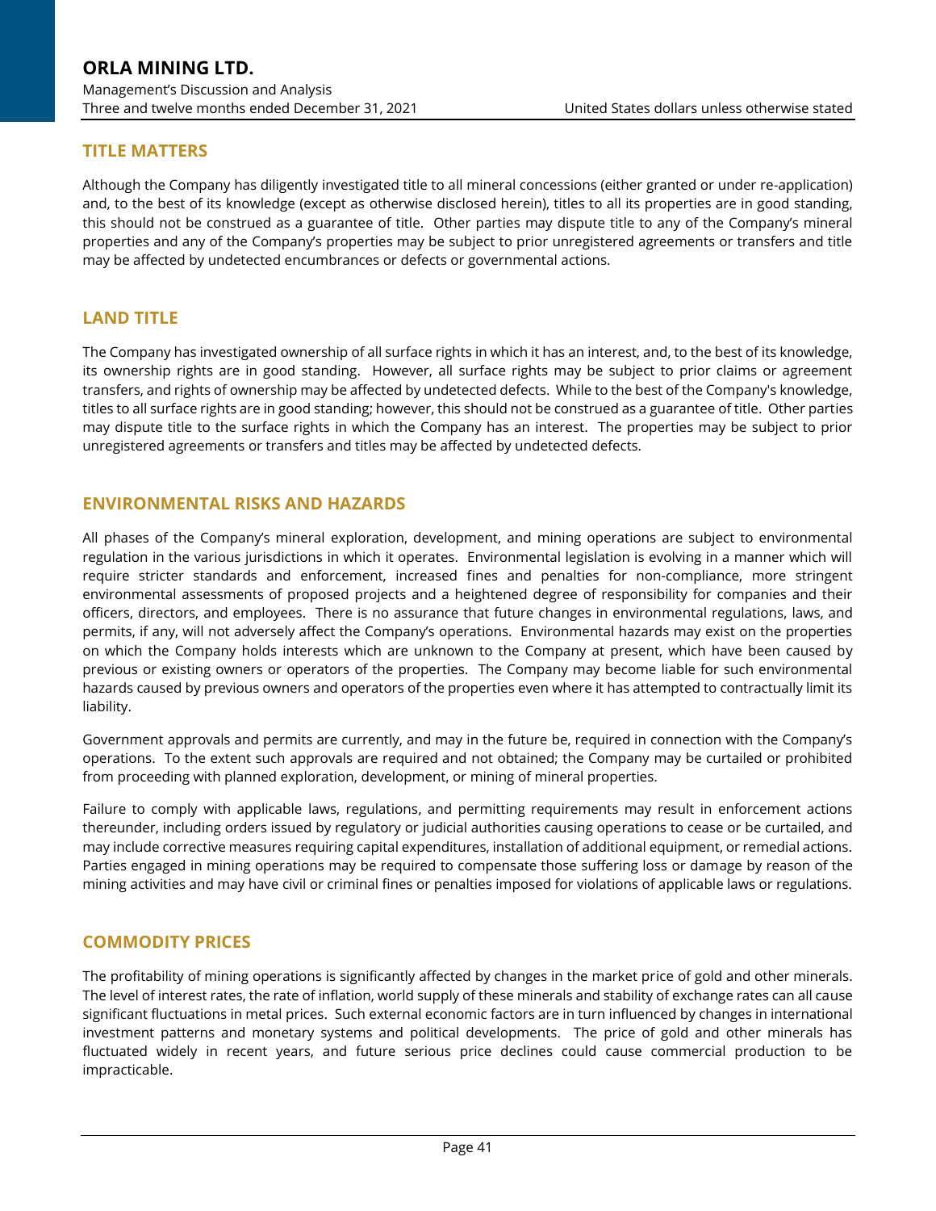## TITLE MATTERS

Although the Company has diligently investigated title to all mineral concessions (either granted or under re-application) and, to the best of its knowledge (except as otherwise disclosed herein), titles to all its properties are in good standing, this should not be construed as a guarantee of title. Other parties may dispute title to any of the Company's mineral properties and any of the Company's properties may be subject to prior unregistered agreements or transfers and title may be affected by undetected encumbrances or defects or governmental actions.

## LAND TITLE

The Company has investigated ownership of all surface rights in which it has an interest, and, to the best of its knowledge, its ownership rights are in good standing. However, all surface rights may be subject to prior claims or agreement transfers, and rights of ownership may be affected by undetected defects. While to the best of the Company's knowledge, titles to all surface rights are in good standing; however, this should not be construed as a guarantee of title. Other parties may dispute title to the surface rights in which the Company has an interest. The properties may be subject to prior unregistered agreements or transfers and titles may be affected by undetected defects.

## ENVIRONMENTAL RISKS AND HAZARDS

All phases of the Company's mineral exploration, development, and mining operations are subject to environmental regulation in the various jurisdictions in which it operates. Environmental legislation is evolving in a manner which will require stricter standards and enforcement, increased fines and penalties for non-compliance, more stringent environmental assessments of proposed projects and a heightened degree of responsibility for companies and their officers, directors, and employees. There is no assurance that future changes in environmental regulations, laws, and permits, if any, will not adversely affect the Company's operations. Environmental hazards may exist on the properties on which the Company holds interests which are unknown to the Company at present, which have been caused by previous or existing owners or operators of the properties. The Company may become liable for such environmental hazards caused by previous owners and operators of the properties even where it has attempted to contractually limit its liability.

Government approvals and permits are currently, and may in the future be, required in connection with the Company's operations. To the extent such approvals are required and not obtained; the Company may be curtailed or prohibited from proceeding with planned exploration, development, or mining of mineral properties.

Failure to comply with applicable laws, regulations, and permitting requirements may result in enforcement actions thereunder, including orders issued by regulatory or judicial authorities causing operations to cease or be curtailed, and may include corrective measures requiring capital expenditures, installation of additional equipment, or remedial actions. Parties engaged in mining operations may be required to compensate those suffering loss or damage by reason of the mining activities and may have civil or criminal fines or penalties imposed for violations of applicable laws or regulations.

## COMMODITY PRICES

The profitability of mining operations is significantly affected by changes in the market price of gold and other minerals. The level of interest rates, the rate of inflation, world supply of these minerals and stability of exchange rates can all cause significant fluctuations in metal prices. Such external economic factors are in turn influenced by changes in international investment patterns and monetary systems and political developments. The price of gold and other minerals has fluctuated widely in recent years, and future serious price declines could cause commercial production to be impracticable.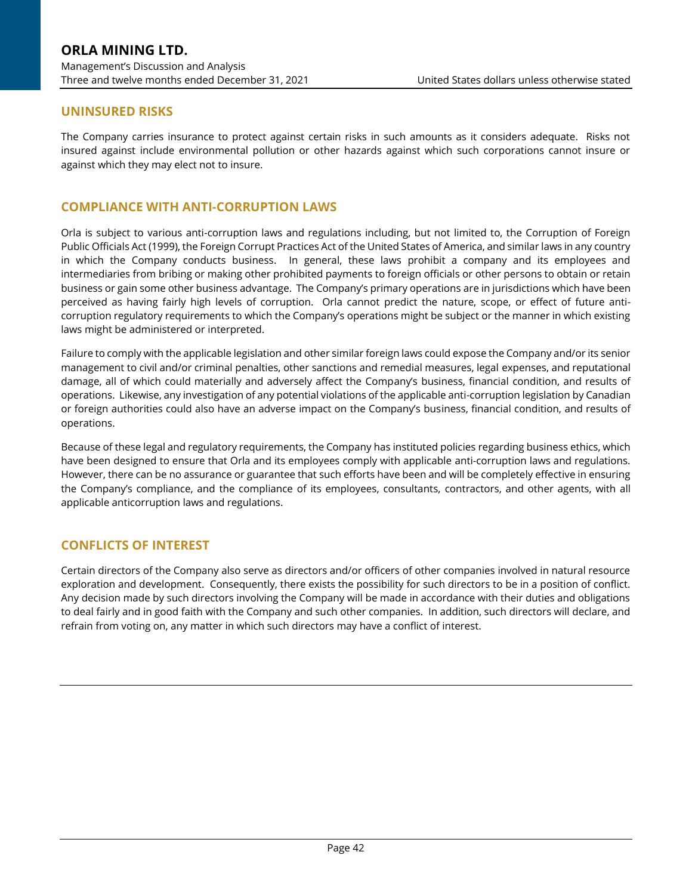## UNINSURED RISKS

The Company carries insurance to protect against certain risks in such amounts as it considers adequate. Risks not insured against include environmental pollution or other hazards against which such corporations cannot insure or against which they may elect not to insure.

## COMPLIANCE WITH ANTI-CORRUPTION LAWS

Orla is subject to various anti-corruption laws and regulations including, but not limited to, the Corruption of Foreign Public Officials Act (1999), the Foreign Corrupt Practices Act of the United States of America, and similar laws in any country in which the Company conducts business. In general, these laws prohibit a company and its employees and intermediaries from bribing or making other prohibited payments to foreign officials or other persons to obtain or retain business or gain some other business advantage. The Company's primary operations are in jurisdictions which have been perceived as having fairly high levels of corruption. Orla cannot predict the nature, scope, or effect of future anti-corruption regulatory requirements to which the Company's operations might be subject or the manner in which existing laws might be administered or interpreted.

Failure to comply with the applicable legislation and other similar foreign laws could expose the Company and/or its senior management to civil and/or criminal penalties, other sanctions and remedial measures, legal expenses, and reputational damage, all of which could materially and adversely affect the Company's business, financial condition, and results of operations. Likewise, any investigation of any potential violations of the applicable anti-corruption legislation by Canadian or foreign authorities could also have an adverse impact on the Company's business, financial condition, and results of operations.

Because of these legal and regulatory requirements, the Company has instituted policies regarding business ethics, which have been designed to ensure that Orla and its employees comply with applicable anti-corruption laws and regulations. However, there can be no assurance or guarantee that such efforts have been and will be completely effective in ensuring the Company's compliance, and the compliance of its employees, consultants, contractors, and other agents, with all applicable anticorruption laws and regulations.

## CONFLICTS OF INTEREST

Certain directors of the Company also serve as directors and/or officers of other companies involved in natural resource exploration and development. Consequently, there exists the possibility for such directors to be in a position of conflict. Any decision made by such directors involving the Company will be made in accordance with their duties and obligations to deal fairly and in good faith with the Company and such other companies. In addition, such directors will declare, and refrain from voting on, any matter in which such directors may have a conflict of interest.